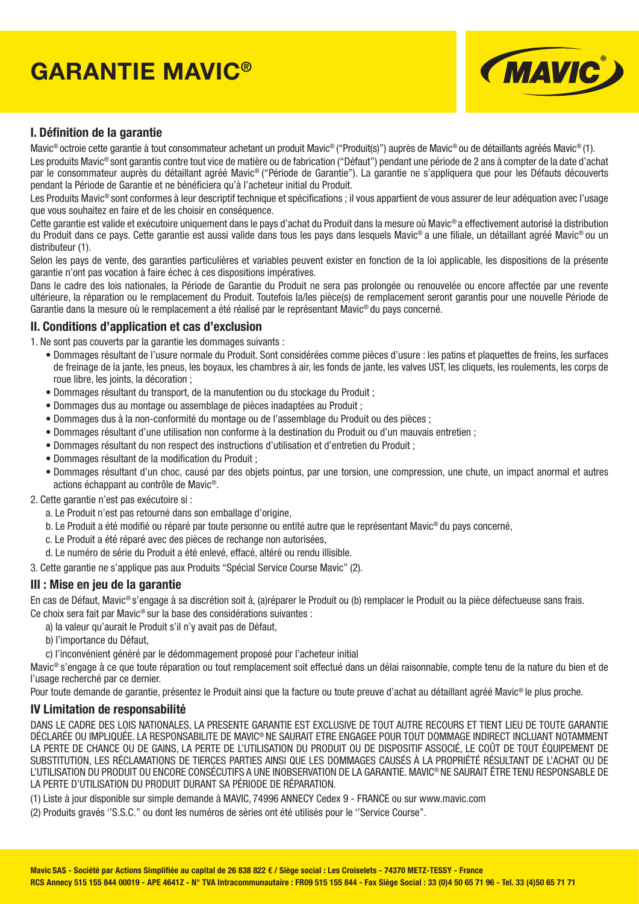# GARANTIE MAVIC®

## I. Définition de la garantie

Mavic® octroie cette garantie à tout consommateur achetant un produit Mavic® ("Produit(s)") auprès de Mavic® ou de détaillants agréés Mavic® (1).

Les produits Mavic® sont garantis contre tout vice de matière ou de fabrication ("Défaut") pendant une période de 2 ans à compter de la date d'achat par le consommateur auprès du détaillant agréé Mavic® ("Période de Garantie"). La garantie ne s'appliquera que pour les Défauts découverts pendant la Période de Garantie et ne bénéficiera qu'à l'acheteur initial du Produit.

Les Produits Mavic® sont conformes à leur descriptif technique et spécifications ; il vous appartient de vous assurer de leur adéquation avec l'usage que vous souhaitez en faire et de les choisir en conséquence.

Cette garantie est valide et exécutoire uniquement dans le pays d'achat du Produit dans la mesure où Mavic® a effectivement autorisé la distribution du Produit dans ce pays. Cette garantie est aussi valide dans tous les pays dans lesquels Mavic® a une filiale, un détaillant agréé Mavic® ou un distributeur (1).

Selon les pays de vente, des garanties particulières et variables peuvent exister en fonction de la loi applicable, les dispositions de la présente garantie n'ont pas vocation à faire échec à ces dispositions impératives.

Dans le cadre des lois nationales, la Période de Garantie du Produit ne sera pas prolongée ou renouvelée ou encore affectée par une revente ultérieure, la réparation ou le remplacement du Produit. Toutefois la/les pièce(s) de remplacement seront garantis pour une nouvelle Période de Garantie dans la mesure où le remplacement a été réalisé par le représentant Mavic® du pays concerné.

## II. Conditions d'application et cas d'exclusion

1. Ne sont pas couverts par la garantie les dommages suivants :
   - Dommages résultant de l'usure normale du Produit. Sont considérées comme pièces d'usure : les patins et plaquettes de freins, les surfaces de freinage de la jante, les pneus, les boyaux, les chambres à air, les fonds de jante, les valves UST, les cliquets, les roulements, les corps de roue libre, les joints, la décoration ;
   - Dommages résultant du transport, de la manutention ou du stockage du Produit ;
   - Dommages dus au montage ou assemblage de pièces inadaptées au Produit ;
   - Dommages dus à la non-conformité du montage ou de l'assemblage du Produit ou des pièces ;
   - Dommages résultant d'une utilisation non conforme à la destination du Produit ou d'un mauvais entretien ;
   - Dommages résultant du non respect des instructions d'utilisation et d'entretien du Produit ;
   - Dommages résultant de la modification du Produit ;
   - Dommages résultant d'un choc, causé par des objets pointus, par une torsion, une compression, une chute, un impact anormal et autres actions échappant au contrôle de Mavic®.
2. Cette garantie n'est pas exécutoire si :
   - a. Le Produit n'est pas retourné dans son emballage d'origine,
   - b. Le Produit a été modifié ou réparé par toute personne ou entité autre que le représentant Mavic® du pays concerné,
   - c. Le Produit a été réparé avec des pièces de rechange non autorisées,
   - d. Le numéro de série du Produit a été enlevé, effacé, altéré ou rendu illisible.
3. Cette garantie ne s'applique pas aux Produits "Spécial Service Course Mavic" (2).

## III : Mise en jeu de la garantie

En cas de Défaut, Mavic® s'engage à sa discrétion soit à, (a)réparer le Produit ou (b) remplacer le Produit ou la pièce défectueuse sans frais.

Ce choix sera fait par Mavic® sur la base des considérations suivantes :

- a) la valeur qu'aurait le Produit s'il n'y avait pas de Défaut,
- b) l'importance du Défaut,
- c) l'inconvénient généré par le dédommagement proposé pour l'acheteur initial

Mavic® s'engage à ce que toute réparation ou tout remplacement soit effectué dans un délai raisonnable, compte tenu de la nature du bien et de l'usage recherché par ce dernier.

Pour toute demande de garantie, présentez le Produit ainsi que la facture ou toute preuve d'achat au détaillant agréé Mavic® le plus proche.

## IV Limitation de responsabilité

DANS LE CADRE DES LOIS NATIONALES, LA PRESENTE GARANTIE EST EXCLUSIVE DE TOUT AUTRE RECOURS ET TIENT LIEU DE TOUTE GARANTIE DÉCLARÉE OU IMPLIQUÉE. LA RESPONSABILITE DE MAVIC® NE SAURAIT ETRE ENGAGEE POUR TOUT DOMMAGE INDIRECT INCLUANT NOTAMMENT LA PERTE DE CHANCE OU DE GAINS, LA PERTE DE L'UTILISATION DU PRODUIT OU DE DISPOSITIF ASSOCIÉ, LE COÛT DE TOUT ÉQUIPEMENT DE SUBSTITUTION, LES RÉCLAMATIONS DE TIERCES PARTIES AINSI QUE LES DOMMAGES CAUSÉS À LA PROPRIÉTÉ RÉSULTANT DE L'ACHAT OU DE L'UTILISATION DU PRODUIT OU ENCORE CONSÉCUTIFS A UNE INOBSERVATION DE LA GARANTIE. MAVIC® NE SAURAIT ÊTRE TENU RESPONSABLE DE LA PERTE D'UTILISATION DU PRODUIT DURANT SA PÉRIODE DE RÉPARATION.

(1) Liste à jour disponible sur simple demande à MAVIC, 74996 ANNECY Cedex 9 - FRANCE ou sur www.mavic.com

(2) Produits gravés ''S.S.C." ou dont les numéros de séries ont été utilisés pour le ''Service Course".

**Mavic SAS - Société par Actions Simplifiée au capital de 26 838 822 € / Siège social : Les Croiselets - 74370 METZ-TESSY - France**
**RCS Annecy 515 155 844 00019 - APE 4641Z - N° TVA Intracommunautaire : FR09 515 155 844 - Fax Siège Social : 33 (0)4 50 65 71 96 - Tel. 33 (4)50 65 71 71**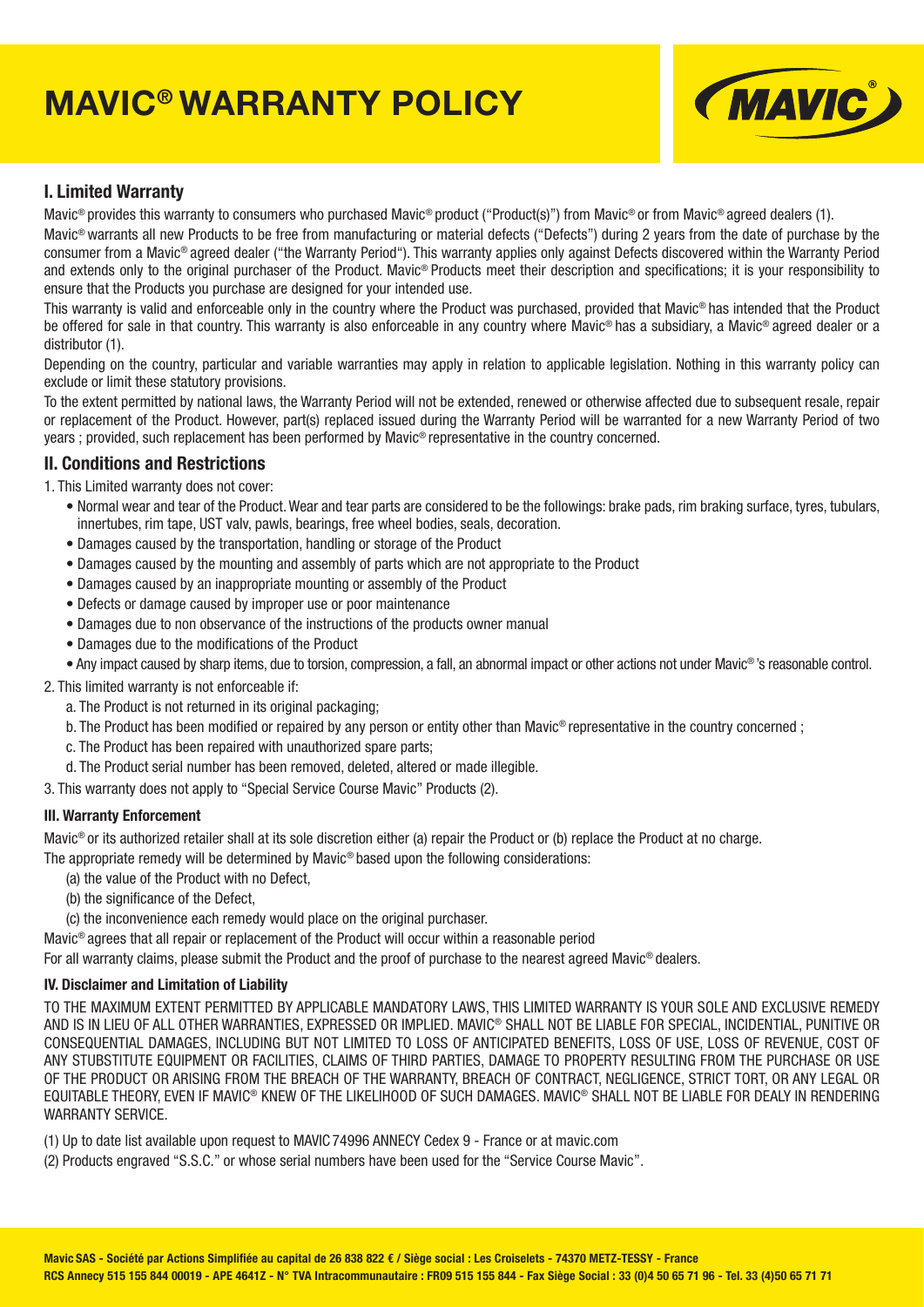# MAVIC® WARRANTY POLICY

## I. Limited Warranty

Mavic® provides this warranty to consumers who purchased Mavic® product ("Product(s)") from Mavic® or from Mavic® agreed dealers (1).

Mavic® warrants all new Products to be free from manufacturing or material defects ("Defects") during 2 years from the date of purchase by the consumer from a Mavic® agreed dealer ("the Warranty Period"). This warranty applies only against Defects discovered within the Warranty Period and extends only to the original purchaser of the Product. Mavic® Products meet their description and specifications; it is your responsibility to ensure that the Products you purchase are designed for your intended use.

This warranty is valid and enforceable only in the country where the Product was purchased, provided that Mavic® has intended that the Product be offered for sale in that country. This warranty is also enforceable in any country where Mavic® has a subsidiary, a Mavic® agreed dealer or a distributor (1).

Depending on the country, particular and variable warranties may apply in relation to applicable legislation. Nothing in this warranty policy can exclude or limit these statutory provisions.

To the extent permitted by national laws, the Warranty Period will not be extended, renewed or otherwise affected due to subsequent resale, repair or replacement of the Product. However, part(s) replaced issued during the Warranty Period will be warranted for a new Warranty Period of two years ; provided, such replacement has been performed by Mavic® representative in the country concerned.

## II. Conditions and Restrictions

1. This Limited warranty does not cover:
   - Normal wear and tear of the Product. Wear and tear parts are considered to be the followings: brake pads, rim braking surface, tyres, tubulars, innertubes, rim tape, UST valv, pawls, bearings, free wheel bodies, seals, decoration.
   - Damages caused by the transportation, handling or storage of the Product
   - Damages caused by the mounting and assembly of parts which are not appropriate to the Product
   - Damages caused by an inappropriate mounting or assembly of the Product
   - Defects or damage caused by improper use or poor maintenance
   - Damages due to non observance of the instructions of the products owner manual
   - Damages due to the modifications of the Product
   - Any impact caused by sharp items, due to torsion, compression, a fall, an abnormal impact or other actions not under Mavic® 's reasonable control.
2. This limited warranty is not enforceable if:
   a. The Product is not returned in its original packaging;
   b. The Product has been modified or repaired by any person or entity other than Mavic® representative in the country concerned ;
   c. The Product has been repaired with unauthorized spare parts;
   d. The Product serial number has been removed, deleted, altered or made illegible.
3. This warranty does not apply to "Special Service Course Mavic" Products (2).

### III. Warranty Enforcement

Mavic® or its authorized retailer shall at its sole discretion either (a) repair the Product or (b) replace the Product at no charge.

The appropriate remedy will be determined by Mavic® based upon the following considerations:

(a) the value of the Product with no Defect,
(b) the significance of the Defect,
(c) the inconvenience each remedy would place on the original purchaser.

Mavic® agrees that all repair or replacement of the Product will occur within a reasonable period

For all warranty claims, please submit the Product and the proof of purchase to the nearest agreed Mavic® dealers.

### IV. Disclaimer and Limitation of Liability

TO THE MAXIMUM EXTENT PERMITTED BY APPLICABLE MANDATORY LAWS, THIS LIMITED WARRANTY IS YOUR SOLE AND EXCLUSIVE REMEDY AND IS IN LIEU OF ALL OTHER WARRANTIES, EXPRESSED OR IMPLIED. MAVIC® SHALL NOT BE LIABLE FOR SPECIAL, INCIDENTIAL, PUNITIVE OR CONSEQUENTIAL DAMAGES, INCLUDING BUT NOT LIMITED TO LOSS OF ANTICIPATED BENEFITS, LOSS OF USE, LOSS OF REVENUE, COST OF ANY STUBSTITUTE EQUIPMENT OR FACILITIES, CLAIMS OF THIRD PARTIES, DAMAGE TO PROPERTY RESULTING FROM THE PURCHASE OR USE OF THE PRODUCT OR ARISING FROM THE BREACH OF THE WARRANTY, BREACH OF CONTRACT, NEGLIGENCE, STRICT TORT, OR ANY LEGAL OR EQUITABLE THEORY, EVEN IF MAVIC® KNEW OF THE LIKELIHOOD OF SUCH DAMAGES. MAVIC® SHALL NOT BE LIABLE FOR DEALY IN RENDERING WARRANTY SERVICE.

(1) Up to date list available upon request to MAVIC 74996 ANNECY Cedex 9 - France or at mavic.com

(2) Products engraved "S.S.C." or whose serial numbers have been used for the "Service Course Mavic".

**Mavic SAS - Société par Actions Simplifiée au capital de 26 838 822 € / Siège social : Les Croiselets - 74370 METZ-TESSY - France**
**RCS Annecy 515 155 844 00019 - APE 4641Z - N° TVA Intracommunautaire : FR09 515 155 844 - Fax Siège Social : 33 (0)4 50 65 71 96 - Tel. 33 (4)50 65 71 71**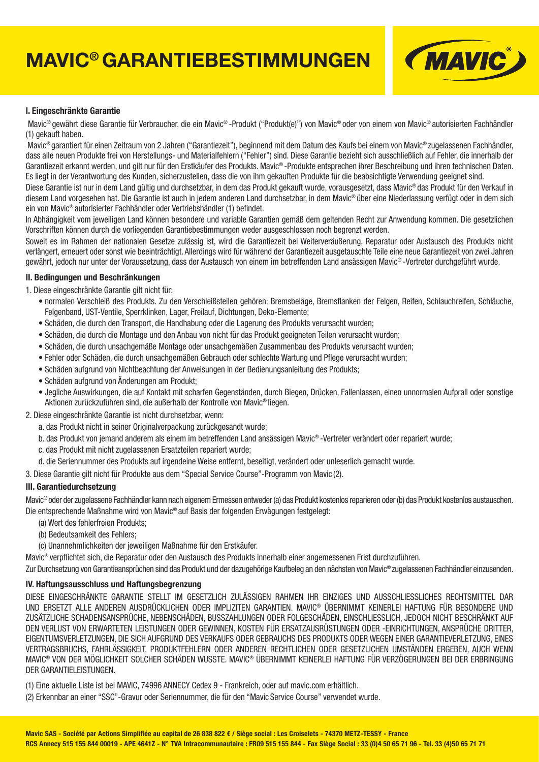# MAVIC® GARANTIEBESTIMMUNGEN

### I. Eingeschränkte Garantie

Mavic® gewährt diese Garantie für Verbraucher, die ein Mavic® -Produkt ("Produkt(e)") von Mavic® oder von einem von Mavic® autorisierten Fachhändler (1) gekauft haben.

Mavic® garantiert für einen Zeitraum von 2 Jahren ("Garantiezeit"), beginnend mit dem Datum des Kaufs bei einem von Mavic® zugelassenen Fachhändler, dass alle neuen Produkte frei von Herstellungs- und Materialfehlern ("Fehler") sind. Diese Garantie bezieht sich ausschließlich auf Fehler, die innerhalb der Garantiezeit erkannt werden, und gilt nur für den Erstkäufer des Produkts. Mavic® -Produkte entsprechen ihrer Beschreibung und ihren technischen Daten. Es liegt in der Verantwortung des Kunden, sicherzustellen, dass die von ihm gekauften Produkte für die beabsichtigte Verwendung geeignet sind.

Diese Garantie ist nur in dem Land gültig und durchsetzbar, in dem das Produkt gekauft wurde, vorausgesetzt, dass Mavic® das Produkt für den Verkauf in diesem Land vorgesehen hat. Die Garantie ist auch in jedem anderen Land durchsetzbar, in dem Mavic® über eine Niederlassung verfügt oder in dem sich ein von Mavic® autorisierter Fachhändler oder Vertriebshändler (1) befindet.

In Abhängigkeit vom jeweiligen Land können besondere und variable Garantien gemäß dem geltenden Recht zur Anwendung kommen. Die gesetzlichen Vorschriften können durch die vorliegenden Garantiebestimmungen weder ausgeschlossen noch begrenzt werden.

Soweit es im Rahmen der nationalen Gesetze zulässig ist, wird die Garantiezeit bei Weiterveräußerung, Reparatur oder Austausch des Produkts nicht verlängert, erneuert oder sonst wie beeinträchtigt. Allerdings wird für während der Garantiezeit ausgetauschte Teile eine neue Garantiezeit von zwei Jahren gewährt, jedoch nur unter der Voraussetzung, dass der Austausch von einem im betreffenden Land ansässigen Mavic® -Vertreter durchgeführt wurde.

### II. Bedingungen und Beschränkungen

1. Diese eingeschränkte Garantie gilt nicht für:
   - normalen Verschleiß des Produkts. Zu den Verschleißteilen gehören: Bremsbeläge, Bremsflanken der Felgen, Reifen, Schlauchreifen, Schläuche, Felgenband, UST-Ventile, Sperrklinken, Lager, Freilauf, Dichtungen, Deko-Elemente;
   - Schäden, die durch den Transport, die Handhabung oder die Lagerung des Produkts verursacht wurden;
   - Schäden, die durch die Montage und den Anbau von nicht für das Produkt geeigneten Teilen verursacht wurden;
   - Schäden, die durch unsachgemäße Montage oder unsachgemäßen Zusammenbau des Produkts verursacht wurden;
   - Fehler oder Schäden, die durch unsachgemäßen Gebrauch oder schlechte Wartung und Pflege verursacht wurden;
   - Schäden aufgrund von Nichtbeachtung der Anweisungen in der Bedienungsanleitung des Produkts;
   - Schäden aufgrund von Änderungen am Produkt;
   - Jegliche Auswirkungen, die auf Kontakt mit scharfen Gegenständen, durch Biegen, Drücken, Fallenlassen, einen unnormalen Aufprall oder sonstige Aktionen zurückzuführen sind, die außerhalb der Kontrolle von Mavic® liegen.
2. Diese eingeschränkte Garantie ist nicht durchsetzbar, wenn:
   a. das Produkt nicht in seiner Originalverpackung zurückgesandt wurde;
   b. das Produkt von jemand anderem als einem im betreffenden Land ansässigen Mavic® -Vertreter verändert oder repariert wurde;
   c. das Produkt mit nicht zugelassenen Ersatzteilen repariert wurde;
   d. die Seriennummer des Produkts auf irgendeine Weise entfernt, beseitigt, verändert oder unleserlich gemacht wurde.
3. Diese Garantie gilt nicht für Produkte aus dem "Special Service Course"-Programm von Mavic (2).

### III. Garantiedurchsetzung

Mavic® oder der zugelassene Fachhändler kann nach eigenem Ermessen entweder (a) das Produkt kostenlos reparieren oder (b) das Produkt kostenlos austauschen. Die entsprechende Maßnahme wird von Mavic® auf Basis der folgenden Erwägungen festgelegt:

(a) Wert des fehlerfreien Produkts;
(b) Bedeutsamkeit des Fehlers;
(c) Unannehmlichkeiten der jeweiligen Maßnahme für den Erstkäufer.

Mavic® verpflichtet sich, die Reparatur oder den Austausch des Produkts innerhalb einer angemessenen Frist durchzuführen.

Zur Durchsetzung von Garantieansprüchen sind das Produkt und der dazugehörige Kaufbeleg an den nächsten von Mavic® zugelassenen Fachhändler einzusenden.

### IV. Haftungsausschluss und Haftungsbegrenzung

DIESE EINGESCHRÄNKTE GARANTIE STELLT IM GESETZLICH ZULÄSSIGEN RAHMEN IHR EINZIGES UND AUSSCHLIESSLICHES RECHTSMITTEL DAR UND ERSETZT ALLE ANDEREN AUSDRÜCKLICHEN ODER IMPLIZITEN GARANTIEN. MAVIC® ÜBERNIMMT KEINERLEI HAFTUNG FÜR BESONDERE UND ZUSÄTZLICHE SCHADENSANSPRÜCHE, NEBENSCHÄDEN, BUSSZAHLUNGEN ODER FOLGESCHÄDEN, EINSCHLIESSLICH, JEDOCH NICHT BESCHRÄNKT AUF DEN VERLUST VON ERWARTETEN LEISTUNGEN ODER GEWINNEN, KOSTEN FÜR ERSATZAUSRÜSTUNGEN ODER -EINRICHTUNGEN, ANSPRÜCHE DRITTER, EIGENTUMSVERLETZUNGEN, DIE SICH AUFGRUND DES VERKAUFS ODER GEBRAUCHS DES PRODUKTS ODER WEGEN EINER GARANTIEVERLETZUNG, EINES VERTRAGSBRUCHS, FAHRLÄSSIGKEIT, PRODUKTFEHLERN ODER ANDEREN RECHTLICHEN ODER GESETZLICHEN UMSTÄNDEN ERGEBEN, AUCH WENN MAVIC® VON DER MÖGLICHKEIT SOLCHER SCHÄDEN WUSSTE. MAVIC® ÜBERNIMMT KEINERLEI HAFTUNG FÜR VERZÖGERUNGEN BEI DER ERBRINGUNG DER GARANTIELEISTUNGEN.

(1) Eine aktuelle Liste ist bei MAVIC, 74996 ANNECY Cedex 9 - Frankreich, oder auf mavic.com erhältlich.

(2) Erkennbar an einer "SSC"-Gravur oder Seriennummer, die für den "Mavic Service Course" verwendet wurde.

**Mavic SAS - Société par Actions Simplifiée au capital de 26 838 822 € / Siège social : Les Croiselets - 74370 METZ-TESSY - France**
**RCS Annecy 515 155 844 00019 - APE 4641Z - N° TVA Intracommunautaire : FR09 515 155 844 - Fax Siège Social : 33 (0)4 50 65 71 96 - Tel. 33 (4)50 65 71 71**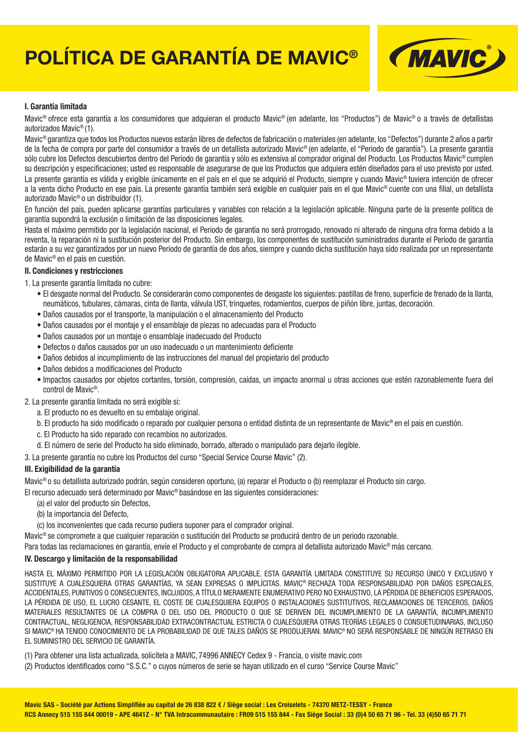# POLÍTICA DE GARANTÍA DE MAVIC®

### I. Garantía limitada

Mavic® ofrece esta garantía a los consumidores que adquieran el producto Mavic® (en adelante, los "Productos") de Mavic® o a través de detallistas autorizados Mavic® (1).

Mavic® garantiza que todos los Productos nuevos estarán libres de defectos de fabricación o materiales (en adelante, los "Defectos") durante 2 años a partir de la fecha de compra por parte del consumidor a través de un detallista autorizado Mavic® (en adelante, el "Periodo de garantía"). La presente garantía sólo cubre los Defectos descubiertos dentro del Periodo de garantía y sólo es extensiva al comprador original del Producto. Los Productos Mavic® cumplen su descripción y especificaciones; usted es responsable de asegurarse de que los Productos que adquiera estén diseñados para el uso previsto por usted.

La presente garantía es válida y exigible únicamente en el país en el que se adquirió el Producto, siempre y cuando Mavic® tuviera intención de ofrecer a la venta dicho Producto en ese país. La presente garantía también será exigible en cualquier país en el que Mavic® cuente con una filial, un detallista autorizado Mavic® o un distribuidor (1).

En función del país, pueden aplicarse garantías particulares y variables con relación a la legislación aplicable. Ninguna parte de la presente política de garantía supondrá la exclusión o limitación de las disposiciones legales.

Hasta el máximo permitido por la legislación nacional, el Periodo de garantía no será prorrogado, renovado ni alterado de ninguna otra forma debido a la reventa, la reparación ni la sustitución posterior del Producto. Sin embargo, los componentes de sustitución suministrados durante el Periodo de garantía estarán a su vez garantizados por un nuevo Periodo de garantía de dos años, siempre y cuando dicha sustitución haya sido realizada por un representante de Mavic® en el país en cuestión.

### II. Condiciones y restricciones

1. La presente garantía limitada no cubre:
   - El desgaste normal del Producto. Se considerarán como componentes de desgaste los siguientes: pastillas de freno, superficie de frenado de la llanta, neumáticos, tubulares, cámaras, cinta de llanta, válvula UST, trinquetes, rodamientos, cuerpos de piñón libre, juntas, decoración.
   - Daños causados por el transporte, la manipulación o el almacenamiento del Producto
   - Daños causados por el montaje y el ensamblaje de piezas no adecuadas para el Producto
   - Daños causados por un montaje o ensamblaje inadecuado del Producto
   - Defectos o daños causados por un uso inadecuado o un mantenimiento deficiente
   - Daños debidos al incumplimiento de las instrucciones del manual del propietario del producto
   - Daños debidos a modificaciones del Producto
   - Impactos causados por objetos cortantes, torsión, compresión, caídas, un impacto anormal u otras acciones que estén razonablemente fuera del control de Mavic®.
2. La presente garantía limitada no será exigible si:
   a. El producto no es devuelto en su embalaje original.
   b. El producto ha sido modificado o reparado por cualquier persona o entidad distinta de un representante de Mavic® en el país en cuestión.
   c. El Producto ha sido reparado con recambios no autorizados.
   d. El número de serie del Producto ha sido eliminado, borrado, alterado o manipulado para dejarlo ilegible.
3. La presente garantía no cubre los Productos del curso "Special Service Course Mavic" (2).

### III. Exigibilidad de la garantía

Mavic® o su detallista autorizado podrán, según consideren oportuno, (a) reparar el Producto o (b) reemplazar el Producto sin cargo.

El recurso adecuado será determinado por Mavic® basándose en las siguientes consideraciones:

(a) el valor del producto sin Defectos,
(b) la importancia del Defecto,
(c) los inconvenientes que cada recurso pudiera suponer para el comprador original.

Mavic® se compromete a que cualquier reparación o sustitución del Producto se producirá dentro de un periodo razonable.

Para todas las reclamaciones en garantía, envíe el Producto y el comprobante de compra al detallista autorizado Mavic® más cercano.

### IV. Descargo y limitación de la responsabilidad

HASTA EL MÁXIMO PERMITIDO POR LA LEGISLACIÓN OBLIGATORIA APLICABLE, ESTA GARANTÍA LIMITADA CONSTITUYE SU RECURSO ÚNICO Y EXCLUSIVO Y SUSTITUYE A CUALESQUIERA OTRAS GARANTÍAS, YA SEAN EXPRESAS O IMPLÍCITAS. MAVIC® RECHAZA TODA RESPONSABILIDAD POR DAÑOS ESPECIALES, ACCIDENTALES, PUNITIVOS O CONSECUENTES, INCLUIDOS, A TÍTULO MERAMENTE ENUMERATIVO PERO NO EXHAUSTIVO, LA PÉRDIDA DE BENEFICIOS ESPERADOS, LA PÉRDIDA DE USO, EL LUCRO CESANTE, EL COSTE DE CUALESQUIERA EQUIPOS O INSTALACIONES SUSTITUTIVOS, RECLAMACIONES DE TERCEROS, DAÑOS MATERIALES RESULTANTES DE LA COMPRA O DEL USO DEL PRODUCTO O QUE SE DERIVEN DEL INCUMPLIMIENTO DE LA GARANTÍA, INCUMPLIMIENTO CONTRACTUAL, NEGLIGENCIA, RESPONSABILIDAD EXTRACONTRACTUAL ESTRICTA O CUALESQUIERA OTRAS TEORÍAS LEGALES O CONSUETUDINARIAS, INCLUSO SI MAVIC® HA TENIDO CONOCIMIENTO DE LA PROBABILIDAD DE QUE TALES DAÑOS SE PRODUJERAN. MAVIC® NO SERÁ RESPONSABLE DE NINGÚN RETRASO EN EL SUMINISTRO DEL SERVICIO DE GARANTÍA.

(1) Para obtener una lista actualizada, solicítela a MAVIC, 74996 ANNECY Cedex 9 - Francia, o visite mavic.com

(2) Productos identificados como "S.S.C." o cuyos números de serie se hayan utilizado en el curso "Service Course Mavic"

**Mavic SAS - Société par Actions Simplifiée au capital de 26 838 822 € / Siège social : Les Croiselets - 74370 METZ-TESSY - France**
**RCS Annecy 515 155 844 00019 - APE 4641Z - N° TVA Intracommunautaire : FR09 515 155 844 - Fax Siège Social : 33 (0)4 50 65 71 96 - Tel. 33 (4)50 65 71 71**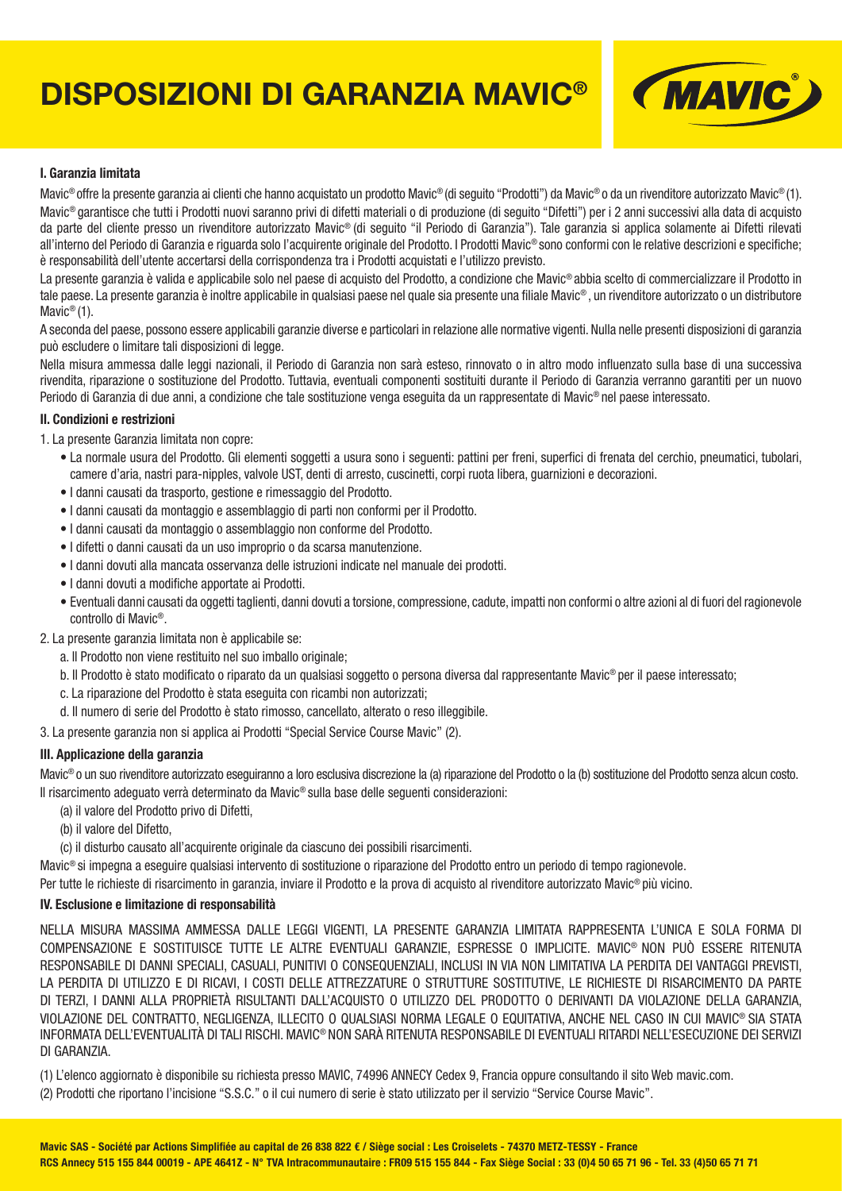# DISPOSIZIONI DI GARANZIA MAVIC®

### I. Garanzia limitata

Mavic® offre la presente garanzia ai clienti che hanno acquistato un prodotto Mavic® (di seguito "Prodotti") da Mavic® o da un rivenditore autorizzato Mavic® (1). Mavic® garantisce che tutti i Prodotti nuovi saranno privi di difetti materiali o di produzione (di seguito "Difetti") per i 2 anni successivi alla data di acquisto da parte del cliente presso un rivenditore autorizzato Mavic® (di seguito "il Periodo di Garanzia"). Tale garanzia si applica solamente ai Difetti rilevati all'interno del Periodo di Garanzia e riguarda solo l'acquirente originale del Prodotto. I Prodotti Mavic® sono conformi con le relative descrizioni e specifiche; è responsabilità dell'utente accertarsi della corrispondenza tra i Prodotti acquistati e l'utilizzo previsto.

La presente garanzia è valida e applicabile solo nel paese di acquisto del Prodotto, a condizione che Mavic® abbia scelto di commercializzare il Prodotto in tale paese. La presente garanzia è inoltre applicabile in qualsiasi paese nel quale sia presente una filiale Mavic®, un rivenditore autorizzato o un distributore Mavic® (1).

A seconda del paese, possono essere applicabili garanzie diverse e particolari in relazione alle normative vigenti. Nulla nelle presenti disposizioni di garanzia può escludere o limitare tali disposizioni di legge.

Nella misura ammessa dalle leggi nazionali, il Periodo di Garanzia non sarà esteso, rinnovato o in altro modo influenzato sulla base di una successiva rivendita, riparazione o sostituzione del Prodotto. Tuttavia, eventuali componenti sostituiti durante il Periodo di Garanzia verranno garantiti per un nuovo Periodo di Garanzia di due anni, a condizione che tale sostituzione venga eseguita da un rappresentante di Mavic® nel paese interessato.

### II. Condizioni e restrizioni

1. La presente Garanzia limitata non copre:
   - La normale usura del Prodotto. Gli elementi soggetti a usura sono i seguenti: pattini per freni, superfici di frenata del cerchio, pneumatici, tubolari, camere d'aria, nastri para-nipples, valvole UST, denti di arresto, cuscinetti, corpi ruota libera, guarnizioni e decorazioni.
   - I danni causati da trasporto, gestione e rimessaggio del Prodotto.
   - I danni causati da montaggio e assemblaggio di parti non conformi per il Prodotto.
   - I danni causati da montaggio o assemblaggio non conforme del Prodotto.
   - I difetti o danni causati da un uso improprio o da scarsa manutenzione.
   - I danni dovuti alla mancata osservanza delle istruzioni indicate nel manuale dei prodotti.
   - I danni dovuti a modifiche apportate ai Prodotti.
   - Eventuali danni causati da oggetti taglienti, danni dovuti a torsione, compressione, cadute, impatti non conformi o altre azioni al di fuori del ragionevole controllo di Mavic®.
2. La presente garanzia limitata non è applicabile se:
   a. Il Prodotto non viene restituito nel suo imballo originale;
   b. Il Prodotto è stato modificato o riparato da un qualsiasi soggetto o persona diversa dal rappresentante Mavic® per il paese interessato;
   c. La riparazione del Prodotto è stata eseguita con ricambi non autorizzati;
   d. Il numero di serie del Prodotto è stato rimosso, cancellato, alterato o reso illeggibile.
3. La presente garanzia non si applica ai Prodotti "Special Service Course Mavic" (2).

### III. Applicazione della garanzia

Mavic® o un suo rivenditore autorizzato eseguiranno a loro esclusiva discrezione la (a) riparazione del Prodotto o la (b) sostituzione del Prodotto senza alcun costo. Il risarcimento adeguato verrà determinato da Mavic® sulla base delle seguenti considerazioni:

(a) il valore del Prodotto privo di Difetti,
(b) il valore del Difetto,
(c) il disturbo causato all'acquirente originale da ciascuno dei possibili risarcimenti.

Mavic® si impegna a eseguire qualsiasi intervento di sostituzione o riparazione del Prodotto entro un periodo di tempo ragionevole.

Per tutte le richieste di risarcimento in garanzia, inviare il Prodotto e la prova di acquisto al rivenditore autorizzato Mavic® più vicino.

### IV. Esclusione e limitazione di responsabilità

NELLA MISURA MASSIMA AMMESSA DALLE LEGGI VIGENTI, LA PRESENTE GARANZIA LIMITATA RAPPRESENTA L'UNICA E SOLA FORMA DI COMPENSAZIONE E SOSTITUISCE TUTTE LE ALTRE EVENTUALI GARANZIE, ESPRESSE O IMPLICITE. MAVIC® NON PUÒ ESSERE RITENUTA RESPONSABILE DI DANNI SPECIALI, CASUALI, PUNITIVI O CONSEQUENZIALI, INCLUSI IN VIA NON LIMITATIVA LA PERDITA DEI VANTAGGI PREVISTI, LA PERDITA DI UTILIZZO E DI RICAVI, I COSTI DELLE ATTREZZATURE O STRUTTURE SOSTITUTIVE, LE RICHIESTE DI RISARCIMENTO DA PARTE DI TERZI, I DANNI ALLA PROPRIETÀ RISULTANTI DALL'ACQUISTO O UTILIZZO DEL PRODOTTO O DERIVANTI DA VIOLAZIONE DELLA GARANZIA, VIOLAZIONE DEL CONTRATTO, NEGLIGENZA, ILLECITO O QUALSIASI NORMA LEGALE O EQUITATIVA, ANCHE NEL CASO IN CUI MAVIC® SIA STATA INFORMATA DELL'EVENTUALITÀ DI TALI RISCHI. MAVIC® NON SARÀ RITENUTA RESPONSABILE DI EVENTUALI RITARDI NELL'ESECUZIONE DEI SERVIZI DI GARANZIA.

(1) L'elenco aggiornato è disponibile su richiesta presso MAVIC, 74996 ANNECY Cedex 9, Francia oppure consultando il sito Web mavic.com.

(2) Prodotti che riportano l'incisione "S.S.C." o il cui numero di serie è stato utilizzato per il servizio "Service Course Mavic".

**Mavic SAS - Société par Actions Simplifiée au capital de 26 838 822 € / Siège social : Les Croiselets - 74370 METZ-TESSY - France**
**RCS Annecy 515 155 844 00019 - APE 4641Z - N° TVA Intracommunautaire : FR09 515 155 844 - Fax Siège Social : 33 (0)4 50 65 71 96 - Tel. 33 (4)50 65 71 71**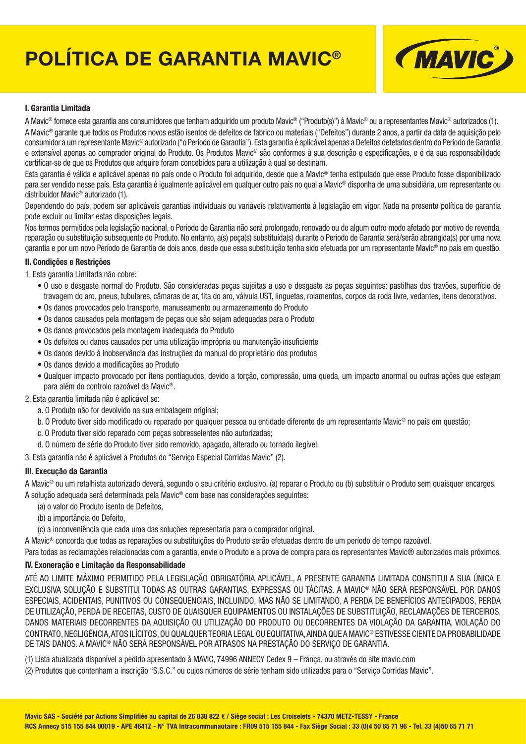# POLÍTICA DE GARANTIA MAVIC®

### I. Garantia Limitada

A Mavic® fornece esta garantia aos consumidores que tenham adquirido um produto Mavic® ("Produto(s)") à Mavic® ou a representantes Mavic® autorizados (1).

A Mavic® garante que todos os Produtos novos estão isentos de defeitos de fabrico ou materiais ("Defeitos") durante 2 anos, a partir da data de aquisição pelo consumidor a um representante Mavic® autorizado ("o Período de Garantia"). Esta garantia é aplicável apenas a Defeitos detetados dentro do Período de Garantia e extensível apenas ao comprador original do Produto. Os Produtos Mavic® são conformes à sua descrição e especificações, e é da sua responsabilidade certificar-se de que os Produtos que adquire foram concebidos para a utilização à qual se destinam.

Esta garantia é válida e aplicável apenas no país onde o Produto foi adquirido, desde que a Mavic® tenha estipulado que esse Produto fosse disponibilizado para ser vendido nesse país. Esta garantia é igualmente aplicável em qualquer outro país no qual a Mavic® disponha de uma subsidiária, um representante ou distribuidor Mavic® autorizado (1).

Dependendo do país, podem ser aplicáveis garantias individuais ou variáveis relativamente à legislação em vigor. Nada na presente política de garantia pode excluir ou limitar estas disposições legais.

Nos termos permitidos pela legislação nacional, o Período de Garantia não será prolongado, renovado ou de algum outro modo afetado por motivo de revenda, reparação ou substituição subsequente do Produto. No entanto, a(s) peça(s) substituída(s) durante o Período de Garantia será/serão abrangida(s) por uma nova garantia e por um novo Período de Garantia de dois anos, desde que essa substituição tenha sido efetuada por um representante Mavic® no país em questão.

### II. Condições e Restrições

1. Esta garantia Limitada não cobre:
   - O uso e desgaste normal do Produto. São consideradas peças sujeitas a uso e desgaste as peças seguintes: pastilhas dos travões, superfície de travagem do aro, pneus, tubulares, câmaras de ar, fita do aro, válvula UST, linguetas, rolamentos, corpos da roda livre, vedantes, itens decorativos.
   - Os danos provocados pelo transporte, manuseamento ou armazenamento do Produto
   - Os danos causados pela montagem de peças que são sejam adequadas para o Produto
   - Os danos provocados pela montagem inadequada do Produto
   - Os defeitos ou danos causados por uma utilização imprópria ou manutenção insuficiente
   - Os danos devido à inobservância das instruções do manual do proprietário dos produtos
   - Os danos devido a modificações ao Produto
   - Qualquer impacto provocado por itens pontiagudos, devido a torção, compressão, uma queda, um impacto anormal ou outras ações que estejam para além do controlo razoável da Mavic®.
2. Esta garantia limitada não é aplicável se:
   a. O Produto não for devolvido na sua embalagem original;
   b. O Produto tiver sido modificado ou reparado por qualquer pessoa ou entidade diferente de um representante Mavic® no país em questão;
   c. O Produto tiver sido reparado com peças sobresselentes não autorizadas;
   d. O número de série do Produto tiver sido removido, apagado, alterado ou tornado ilegível.
3. Esta garantia não é aplicável a Produtos do "Serviço Especial Corridas Mavic" (2).

### III. Execução da Garantia

A Mavic® ou um retalhista autorizado deverá, segundo o seu critério exclusivo, (a) reparar o Produto ou (b) substituir o Produto sem quaisquer encargos.

A solução adequada será determinada pela Mavic® com base nas considerações seguintes:

(a) o valor do Produto isento de Defeitos,
(b) a importância do Defeito,
(c) a inconveniência que cada uma das soluções representaria para o comprador original.

A Mavic® concorda que todas as reparações ou substituições do Produto serão efetuadas dentro de um período de tempo razoável.

Para todas as reclamações relacionadas com a garantia, envie o Produto e a prova de compra para os representantes Mavic® autorizados mais próximos.

### IV. Exoneração e Limitação da Responsabilidade

ATÉ AO LIMITE MÁXIMO PERMITIDO PELA LEGISLAÇÃO OBRIGATÓRIA APLICÁVEL, A PRESENTE GARANTIA LIMITADA CONSTITUI A SUA ÚNICA E EXCLUSIVA SOLUÇÃO E SUBSTITUI TODAS AS OUTRAS GARANTIAS, EXPRESSAS OU TÁCITAS. A MAVIC® NÃO SERÁ RESPONSÁVEL POR DANOS ESPECIAIS, ACIDENTAIS, PUNITIVOS OU CONSEQUENCIAIS, INCLUINDO, MAS NÃO SE LIMITANDO, A PERDA DE BENEFÍCIOS ANTECIPADOS, PERDA DE UTILIZAÇÃO, PERDA DE RECEITAS, CUSTO DE QUAISQUER EQUIPAMENTOS OU INSTALAÇÕES DE SUBSTITUIÇÃO, RECLAMAÇÕES DE TERCEIROS, DANOS MATERIAIS DECORRENTES DA AQUISIÇÃO OU UTILIZAÇÃO DO PRODUTO OU DECORRENTES DA VIOLAÇÃO DA GARANTIA, VIOLAÇÃO DO CONTRATO, NEGLIGÊNCIA, ATOS ILÍCITOS, OU QUALQUER TEORIA LEGAL OU EQUITATIVA, AINDA QUE A MAVIC® ESTIVESSE CIENTE DA PROBABILIDADE DE TAIS DANOS. A MAVIC® NÃO SERÁ RESPONSÁVEL POR ATRASOS NA PRESTAÇÃO DO SERVIÇO DE GARANTIA.

(1) Lista atualizada disponível a pedido apresentado à MAVIC, 74996 ANNECY Cedex 9 – França, ou através do site mavic.com

(2) Produtos que contenham a inscrição "S.S.C." ou cujos números de série tenham sido utilizados para o "Serviço Corridas Mavic".

**Mavic SAS - Société par Actions Simplifiée au capital de 26 838 822 € / Siège social : Les Croiselets - 74370 METZ-TESSY - France**
**RCS Annecy 515 155 844 00019 - APE 4641Z - N° TVA Intracommunautaire : FR09 515 155 844 - Fax Siège Social : 33 (0)4 50 65 71 96 - Tel. 33 (4)50 65 71 71**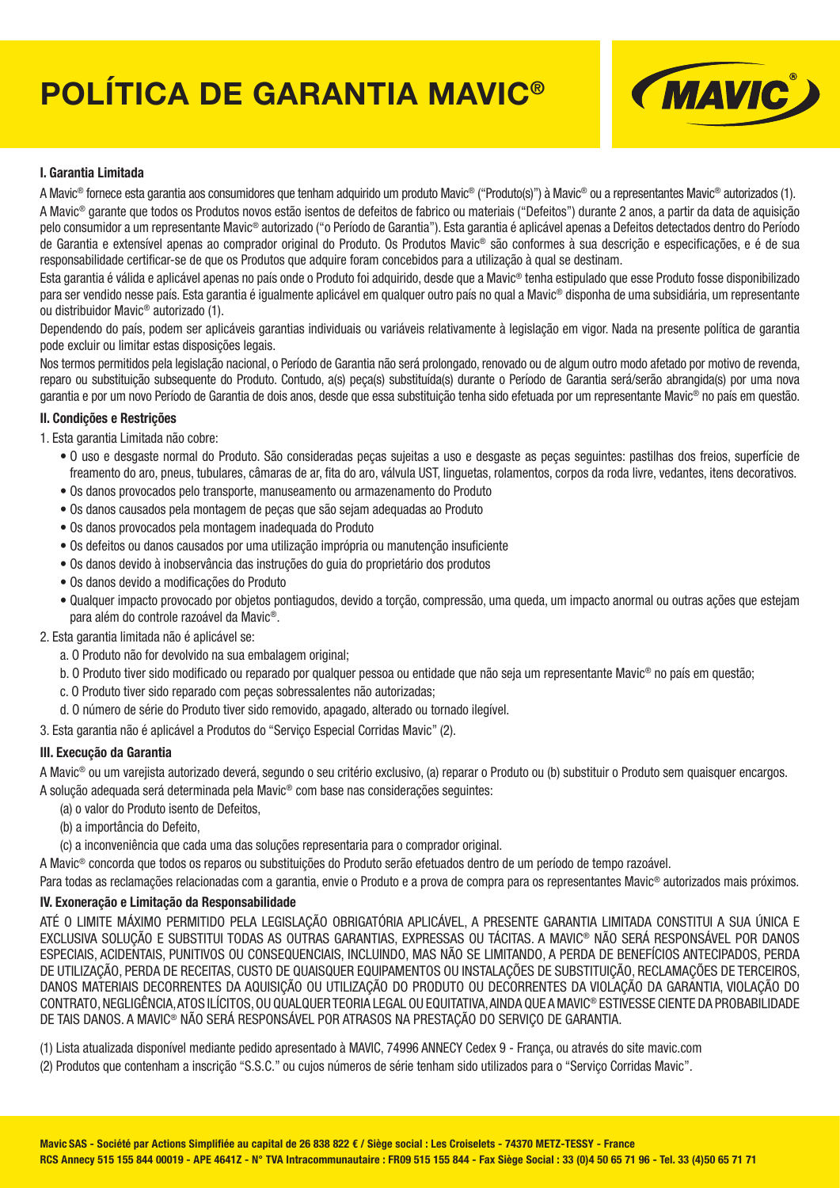# POLÍTICA DE GARANTIA MAVIC®

### I. Garantia Limitada

A Mavic® fornece esta garantia aos consumidores que tenham adquirido um produto Mavic® ("Produto(s)") à Mavic® ou a representantes Mavic® autorizados (1).

A Mavic® garante que todos os Produtos novos estão isentos de defeitos de fabrico ou materiais ("Defeitos") durante 2 anos, a partir da data de aquisição pelo consumidor a um representante Mavic® autorizado ("o Período de Garantia"). Esta garantia é aplicável apenas a Defeitos detectados dentro do Período de Garantia e extensível apenas ao comprador original do Produto. Os Produtos Mavic® são conformes à sua descrição e especificações, e é de sua responsabilidade certificar-se de que os Produtos que adquire foram concebidos para a utilização à qual se destinam.

Esta garantia é válida e aplicável apenas no país onde o Produto foi adquirido, desde que a Mavic® tenha estipulado que esse Produto fosse disponibilizado para ser vendido nesse país. Esta garantia é igualmente aplicável em qualquer outro país no qual a Mavic® disponha de uma subsidiária, um representante ou distribuidor Mavic® autorizado (1).

Dependendo do país, podem ser aplicáveis garantias individuais ou variáveis relativamente à legislação em vigor. Nada na presente política de garantia pode excluir ou limitar estas disposições legais.

Nos termos permitidos pela legislação nacional, o Período de Garantia não será prolongado, renovado ou de algum outro modo afetado por motivo de revenda, reparo ou substituição subsequente do Produto. Contudo, a(s) peça(s) substituída(s) durante o Período de Garantia será/serão abrangida(s) por uma nova garantia e por um novo Período de Garantia de dois anos, desde que essa substituição tenha sido efetuada por um representante Mavic® no país em questão.

### II. Condições e Restrições

1. Esta garantia Limitada não cobre:
   - O uso e desgaste normal do Produto. São consideradas peças sujeitas a uso e desgaste as peças seguintes: pastilhas dos freios, superfície de freamento do aro, pneus, tubulares, câmaras de ar, fita do aro, válvula UST, linguetas, rolamentos, corpos da roda livre, vedantes, itens decorativos.
   - Os danos provocados pelo transporte, manuseamento ou armazenamento do Produto
   - Os danos causados pela montagem de peças que são sejam adequadas ao Produto
   - Os danos provocados pela montagem inadequada do Produto
   - Os defeitos ou danos causados por uma utilização imprópria ou manutenção insuficiente
   - Os danos devido à inobservância das instruções do guia do proprietário dos produtos
   - Os danos devido a modificações do Produto
   - Qualquer impacto provocado por objetos pontiagudos, devido a torção, compressão, uma queda, um impacto anormal ou outras ações que estejam para além do controle razoável da Mavic®.
2. Esta garantia limitada não é aplicável se:
   a. O Produto não for devolvido na sua embalagem original;
   b. O Produto tiver sido modificado ou reparado por qualquer pessoa ou entidade que não seja um representante Mavic® no país em questão;
   c. O Produto tiver sido reparado com peças sobressalentes não autorizadas;
   d. O número de série do Produto tiver sido removido, apagado, alterado ou tornado ilegível.
3. Esta garantia não é aplicável a Produtos do "Serviço Especial Corridas Mavic" (2).

### III. Execução da Garantia

A Mavic® ou um varejista autorizado deverá, segundo o seu critério exclusivo, (a) reparar o Produto ou (b) substituir o Produto sem quaisquer encargos.
A solução adequada será determinada pela Mavic® com base nas considerações seguintes:

(a) o valor do Produto isento de Defeitos,
(b) a importância do Defeito,
(c) a inconveniência que cada uma das soluções representaria para o comprador original.

A Mavic® concorda que todos os reparos ou substituições do Produto serão efetuados dentro de um período de tempo razoável.
Para todas as reclamações relacionadas com a garantia, envie o Produto e a prova de compra para os representantes Mavic® autorizados mais próximos.

### IV. Exoneração e Limitação da Responsabilidade

ATÉ O LIMITE MÁXIMO PERMITIDO PELA LEGISLAÇÃO OBRIGATÓRIA APLICÁVEL, A PRESENTE GARANTIA LIMITADA CONSTITUI A SUA ÚNICA E EXCLUSIVA SOLUÇÃO E SUBSTITUI TODAS AS OUTRAS GARANTIAS, EXPRESSAS OU TÁCITAS. A MAVIC® NÃO SERÁ RESPONSÁVEL POR DANOS ESPECIAIS, ACIDENTAIS, PUNITIVOS OU CONSEQUENCIAIS, INCLUINDO, MAS NÃO SE LIMITANDO, A PERDA DE BENEFÍCIOS ANTECIPADOS, PERDA DE UTILIZAÇÃO, PERDA DE RECEITAS, CUSTO DE QUAISQUER EQUIPAMENTOS OU INSTALAÇÕES DE SUBSTITUIÇÃO, RECLAMAÇÕES DE TERCEIROS, DANOS MATERIAIS DECORRENTES DA AQUISIÇÃO OU UTILIZAÇÃO DO PRODUTO OU DECORRENTES DA VIOLAÇÃO DA GARANTIA, VIOLAÇÃO DO CONTRATO, NEGLIGÊNCIA, ATOS ILÍCITOS, OU QUALQUER TEORIA LEGAL OU EQUITATIVA, AINDA QUE A MAVIC® ESTIVESSE CIENTE DA PROBABILIDADE DE TAIS DANOS. A MAVIC® NÃO SERÁ RESPONSÁVEL POR ATRASOS NA PRESTAÇÃO DO SERVIÇO DE GARANTIA.

(1) Lista atualizada disponível mediante pedido apresentado à MAVIC, 74996 ANNECY Cedex 9 - França, ou através do site mavic.com

(2) Produtos que contenham a inscrição "S.S.C." ou cujos números de série tenham sido utilizados para o "Serviço Corridas Mavic".

**Mavic SAS - Société par Actions Simplifiée au capital de 26 838 822 € / Siège social : Les Croiselets - 74370 METZ-TESSY - France**
**RCS Annecy 515 155 844 00019 - APE 4641Z - N° TVA Intracommunautaire : FR09 515 155 844 - Fax Siège Social : 33 (0)4 50 65 71 96 - Tel. 33 (4)50 65 71 71**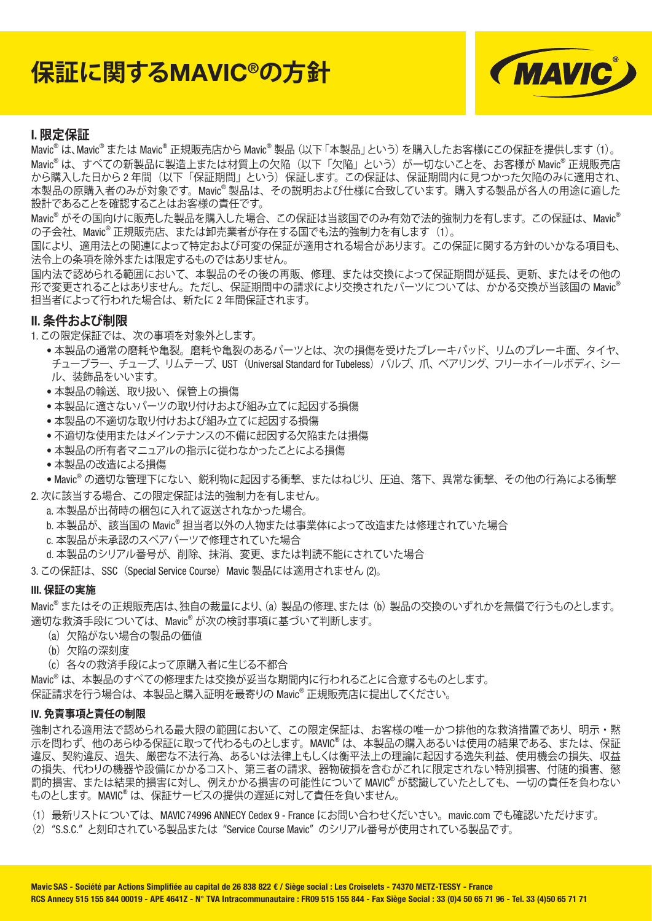# 保証に関するMAVIC®の方針

## I. 限定保証

Mavic® は、Mavic® または Mavic® 正規販売店から Mavic® 製品（以下「本製品」という）を購入したお客様にこの保証を提供します（1）。

Mavic® は、すべての新製品に製造上または材質上の欠陥（以下「欠陥」という）が一切ないことを、お客様が Mavic® 正規販売店から購入した日から 2 年間（以下「保証期間」という）保証します。この保証は、保証期間内に見つかった欠陥のみに適用され、本製品の原購入者のみが対象です。Mavic® 製品は、その説明および仕様に合致しています。購入する製品が各人の用途に適した設計であることを確認することはお客様の責任です。

Mavic® がその国向けに販売した製品を購入した場合、この保証は当該国でのみ有効で法的強制力を有します。この保証は、Mavic® の子会社、Mavic® 正規販売店、または卸売業者が存在する国でも法的強制力を有します（1）。

国により、適用法との関連によって特定および可変の保証が適用される場合があります。この保証に関する方針のいかなる項目も、法令上の条項を除外または限定するものではありません。

国内法で認められる範囲において、本製品のその後の再販、修理、または交換によって保証期間が延長、更新、またはその他の形で変更されることはありません。ただし、保証期間中の請求により交換されたパーツについては、かかる交換が当該国の Mavic® 担当者によって行われた場合は、新たに 2 年間保証されます。

## II. 条件および制限

1. この限定保証では、次の事項を対象外とします。
   - 本製品の通常の磨耗や亀裂。磨耗や亀裂のあるパーツとは、次の損傷を受けたブレーキパッド、リムのブレーキ面、タイヤ、チューブラー、チューブ、リムテープ、UST（Universal Standard for Tubeless）バルブ、爪、ベアリング、フリーホイールボディ、シール、装飾品をいいます。
   - 本製品の輸送、取り扱い、保管上の損傷
   - 本製品に適さないパーツの取り付けおよび組み立てに起因する損傷
   - 本製品の不適切な取り付けおよび組み立てに起因する損傷
   - 不適切な使用またはメインテナンスの不備に起因する欠陥または損傷
   - 本製品の所有者マニュアルの指示に従わなかったことによる損傷
   - 本製品の改造による損傷
   - Mavic® の適切な管理下にない、鋭利物に起因する衝撃、またはねじり、圧迫、落下、異常な衝撃、その他の行為による衝撃
2. 次に該当する場合、この限定保証は法的強制力を有しません。
   a. 本製品が出荷時の梱包に入れて返送されなかった場合。
   b. 本製品が、該当国の Mavic® 担当者以外の人物または事業体によって改造または修理されていた場合
   c. 本製品が未承認のスペアパーツで修理されていた場合
   d. 本製品のシリアル番号が、削除、抹消、変更、または判読不能にされていた場合
3. この保証は、SSC（Special Service Course）Mavic 製品には適用されません (2)。

### III. 保証の実施

Mavic® またはその正規販売店は、独自の裁量により、(a) 製品の修理、または (b) 製品の交換のいずれかを無償で行うものとします。適切な救済手段については、Mavic® が次の検討事項に基づいて判断します。

(a) 欠陥がない場合の製品の価値
(b) 欠陥の深刻度
(c) 各々の救済手段によって原購入者に生じる不都合

Mavic® は、本製品のすべての修理または交換が妥当な期間内に行われることに合意するものとします。

保証請求を行う場合は、本製品と購入証明を最寄りの Mavic® 正規販売店に提出してください。

### IV. 免責事項と責任の制限

強制される適用法で認められる最大限の範囲において、この限定保証は、お客様の唯一かつ排他的な救済措置であり、明示・黙示を問わず、他のあらゆる保証に取って代わるものとします。MAVIC® は、本製品の購入あるいは使用の結果である、または、保証違反、契約違反、過失、厳密な不法行為、あるいは法律上もしくは衡平法上の理論に起因する逸失利益、使用機会の損失、収益の損失、代わりの機器や設備にかかるコスト、第三者の請求、器物破損を含むがこれに限定されない特別損害、付随的損害、懲罰的損害、または結果的損害に対し、例えかかる損害の可能性について MAVIC® が認識していたとしても、一切の責任を負わないものとします。MAVIC® は、保証サービスの提供の遅延に対して責任を負いません。

(1) 最新リストについては、MAVIC 74996 ANNECY Cedex 9 - France にお問い合わせください。mavic.com でも確認いただけます。
(2) "S.S.C." と刻印されている製品または "Service Course Mavic" のシリアル番号が使用されている製品です。

**Mavic SAS - Société par Actions Simplifiée au capital de 26 838 822 € / Siège social : Les Croiselets - 74370 METZ-TESSY - France**
**RCS Annecy 515 155 844 00019 - APE 4641Z - N° TVA Intracommunautaire : FR09 515 155 844 - Fax Siège Social : 33 (0)4 50 65 71 96 - Tel. 33 (4)50 65 71 71**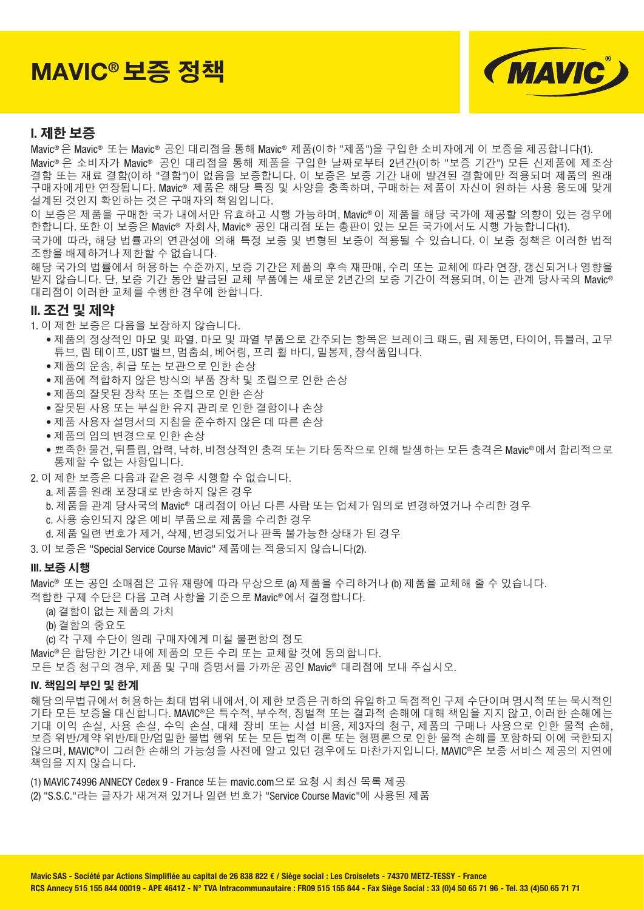# MAVIC® 보증 정책

## I. 제한 보증

Mavic® 은 Mavic® 또는 Mavic® 공인 대리점을 통해 Mavic® 제품(이하 "제품")을 구입한 소비자에게 이 보증을 제공합니다(1).

Mavic® 은 소비자가 Mavic® 공인 대리점을 통해 제품을 구입한 날짜로부터 2년간(이하 "보증 기간") 모든 신제품에 제조상 결함 또는 재료 결함(이하 "결함")이 없음을 보증합니다. 이 보증은 보증 기간 내에 발견된 결함에만 적용되며 제품의 원래 구매자에게만 연장됩니다. Mavic® 제품은 해당 특징 및 사양을 충족하며, 구매하는 제품이 자신이 원하는 사용 용도에 맞게 설계된 것인지 확인하는 것은 구매자의 책임입니다.

이 보증은 제품을 구매한 국가 내에서만 유효하고 시행 가능하며, Mavic® 이 제품을 해당 국가에 제공할 의향이 있는 경우에 한합니다. 또한 이 보증은 Mavic® 자회사, Mavic® 공인 대리점 또는 총판이 있는 모든 국가에서도 시행 가능합니다(1).

국가에 따라, 해당 법률과의 연관성에 의해 특정 보증 및 변형된 보증이 적용될 수 있습니다. 이 보증 정책은 이러한 법적 조항을 배제하거나 제한할 수 없습니다.

해당 국가의 법률에서 허용하는 수준까지, 보증 기간은 제품의 후속 재판매, 수리 또는 교체에 따라 연장, 갱신되거나 영향을 받지 않습니다. 단, 보증 기간 동안 발급된 교체 부품에는 새로운 2년간의 보증 기간이 적용되며, 이는 관계 당사국의 Mavic® 대리점이 이러한 교체를 수행한 경우에 한합니다.

## II. 조건 및 제약

1. 이 제한 보증은 다음을 보장하지 않습니다.
   - 제품의 정상적인 마모 및 파열. 마모 및 파열 부품으로 간주되는 항목은 브레이크 패드, 림 제동면, 타이어, 튜블러, 고무 튜브, 림 테이프, UST 밸브, 멈춤쇠, 베어링, 프리 휠 바디, 밀봉제, 장식품입니다.
   - 제품의 운송, 취급 또는 보관으로 인한 손상
   - 제품에 적합하지 않은 방식의 부품 장착 및 조립으로 인한 손상
   - 제품의 잘못된 장착 또는 조립으로 인한 손상
   - 잘못된 사용 또는 부실한 유지 관리로 인한 결함이나 손상
   - 제품 사용자 설명서의 지침을 준수하지 않은 데 따른 손상
   - 제품의 임의 변경으로 인한 손상
   - 뾰족한 물건, 뒤틀림, 압력, 낙하, 비정상적인 충격 또는 기타 동작으로 인해 발생하는 모든 충격은 Mavic® 에서 합리적으로 통제할 수 없는 사항입니다.
2. 이 제한 보증은 다음과 같은 경우 시행할 수 없습니다.
   a. 제품을 원래 포장대로 반송하지 않은 경우
   b. 제품을 관계 당사국의 Mavic® 대리점이 아닌 다른 사람 또는 업체가 임의로 변경하였거나 수리한 경우
   c. 사용 승인되지 않은 예비 부품으로 제품을 수리한 경우
   d. 제품 일련 번호가 제거, 삭제, 변경되었거나 판독 불가능한 상태가 된 경우
3. 이 보증은 "Special Service Course Mavic" 제품에는 적용되지 않습니다(2).

### III. 보증 시행

Mavic® 또는 공인 소매점은 고유 재량에 따라 무상으로 (a) 제품을 수리하거나 (b) 제품을 교체해 줄 수 있습니다.

적합한 구제 수단은 다음 고려 사항을 기준으로 Mavic® 에서 결정합니다.

(a) 결함이 없는 제품의 가치
(b) 결함의 중요도
(c) 각 구제 수단이 원래 구매자에게 미칠 불편함의 정도

Mavic® 은 합당한 기간 내에 제품의 모든 수리 또는 교체할 것에 동의합니다.

모든 보증 청구의 경우, 제품 및 구매 증명서를 가까운 공인 Mavic® 대리점에 보내 주십시오.

### IV. 책임의 부인 및 한계

해당 의무법규에서 허용하는 최대 범위 내에서, 이 제한 보증은 귀하의 유일하고 독점적인 구제 수단이며 명시적 또는 묵시적인 기타 모든 보증을 대신합니다. MAVIC®은 특수적, 부수적, 징벌적 또는 결과적 손해에 대해 책임을 지지 않고, 이러한 손해에는 기대 이익 손실, 사용 손실, 수익 손실, 대체 장비 또는 시설 비용, 제3자의 청구, 제품의 구매나 사용으로 인한 물적 손해, 보증 위반/계약 위반/태만/엄밀한 불법 행위 또는 모든 법적 이론 또는 형평론으로 인한 물적 손해를 포함하되 이에 국한되지 않으며, MAVIC®이 그러한 손해의 가능성을 사전에 알고 있던 경우에도 마찬가지입니다. MAVIC®은 보증 서비스 제공의 지연에 책임을 지지 않습니다.

(1) MAVIC 74996 ANNECY Cedex 9 - France 또는 mavic.com으로 요청 시 최신 목록 제공
(2) "S.S.C."라는 글자가 새겨져 있거나 일련 번호가 "Service Course Mavic"에 사용된 제품

**Mavic SAS - Société par Actions Simplifiée au capital de 26 838 822 € / Siège social : Les Croiselets - 74370 METZ-TESSY - France**
**RCS Annecy 515 155 844 00019 - APE 4641Z - N° TVA Intracommunautaire : FR09 515 155 844 - Fax Siège Social : 33 (0)4 50 65 71 96 - Tel. 33 (4)50 65 71 71**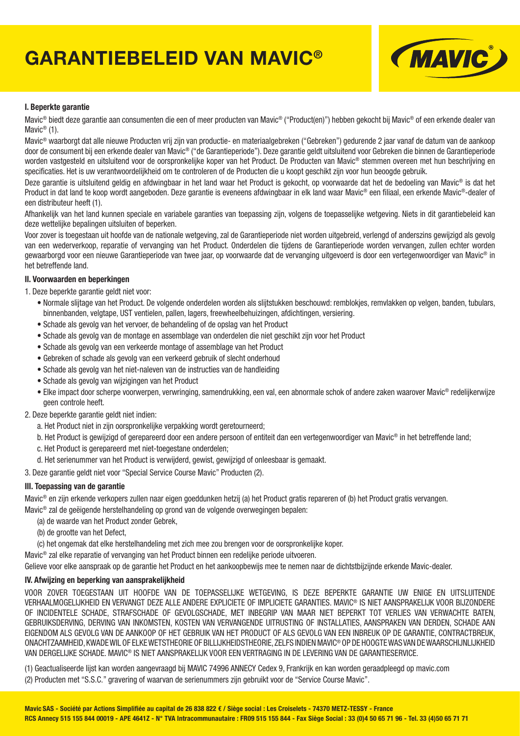# GARANTIEBELEID VAN MAVIC®

## I. Beperkte garantie

Mavic® biedt deze garantie aan consumenten die een of meer producten van Mavic® ("Product(en)") hebben gekocht bij Mavic® of een erkende dealer van Mavic® (1).

Mavic® waarborgt dat alle nieuwe Producten vrij zijn van productie- en materiaalgebreken ("Gebreken") gedurende 2 jaar vanaf de datum van de aankoop door de consument bij een erkende dealer van Mavic® ("de Garantieperiode"). Deze garantie geldt uitsluitend voor Gebreken die binnen de Garantieperiode worden vastgesteld en uitsluitend voor de oorspronkelijke koper van het Product. De Producten van Mavic® stemmen overeen met hun beschrijving en specificaties. Het is uw verantwoordelijkheid om te controleren of de Producten die u koopt geschikt zijn voor hun beoogde gebruik.

Deze garantie is uitsluitend geldig en afdwingbaar in het land waar het Product is gekocht, op voorwaarde dat het de bedoeling van Mavic® is dat het Product in dat land te koop wordt aangeboden. Deze garantie is eveneens afdwingbaar in elk land waar Mavic® een filiaal, een erkende Mavic®-dealer of een distributeur heeft (1).

Afhankelijk van het land kunnen speciale en variabele garanties van toepassing zijn, volgens de toepasselijke wetgeving. Niets in dit garantiebeleid kan deze wettelijke bepalingen uitsluiten of beperken.

Voor zover is toegestaan uit hoofde van de nationale wetgeving, zal de Garantieperiode niet worden uitgebreid, verlengd of anderszins gewijzigd als gevolg van een wederverkoop, reparatie of vervanging van het Product. Onderdelen die tijdens de Garantieperiode worden vervangen, zullen echter worden gewaarborgd voor een nieuwe Garantieperiode van twee jaar, op voorwaarde dat de vervanging uitgevoerd is door een vertegenwoordiger van Mavic® in het betreffende land.

## II. Voorwaarden en beperkingen

1. Deze beperkte garantie geldt niet voor:
   - Normale slijtage van het Product. De volgende onderdelen worden als slijtstukken beschouwd: remblokjes, remvlakken op velgen, banden, tubulars, binnenbanden, velgtape, UST ventielen, pallen, lagers, freewheelbehuizingen, afdichtingen, versiering.
   - Schade als gevolg van het vervoer, de behandeling of de opslag van het Product
   - Schade als gevolg van de montage en assemblage van onderdelen die niet geschikt zijn voor het Product
   - Schade als gevolg van een verkeerde montage of assemblage van het Product
   - Gebreken of schade als gevolg van een verkeerd gebruik of slecht onderhoud
   - Schade als gevolg van het niet-naleven van de instructies van de handleiding
   - Schade als gevolg van wijzigingen van het Product
   - Elke impact door scherpe voorwerpen, verwringing, samendrukking, een val, een abnormale schok of andere zaken waarover Mavic® redelijkerwijze geen controle heeft.
2. Deze beperkte garantie geldt niet indien:
   a. Het Product niet in zijn oorspronkelijke verpakking wordt geretourneerd;
   b. Het Product is gewijzigd of gerepareerd door een andere persoon of entiteit dan een vertegenwoordiger van Mavic® in het betreffende land;
   c. Het Product is gerepareerd met niet-toegestane onderdelen;
   d. Het serienummer van het Product is verwijderd, gewist, gewijzigd of onleesbaar is gemaakt.
3. Deze garantie geldt niet voor "Special Service Course Mavic" Producten (2).

## III. Toepassing van de garantie

Mavic® en zijn erkende verkopers zullen naar eigen goeddunken hetzij (a) het Product gratis repareren of (b) het Product gratis vervangen.

Mavic® zal de geëigende herstelhandeling op grond van de volgende overwegingen bepalen:

(a) de waarde van het Product zonder Gebrek,

(b) de grootte van het Defect,

(c) het ongemak dat elke herstelhandeling met zich mee zou brengen voor de oorspronkelijke koper.

Mavic® zal elke reparatie of vervanging van het Product binnen een redelijke periode uitvoeren.

Gelieve voor elke aanspraak op de garantie het Product en het aankoopbewijs mee te nemen naar de dichtstbijzijnde erkende Mavic-dealer.

## IV. Afwijzing en beperking van aansprakelijkheid

VOOR ZOVER TOEGESTAAN UIT HOOFDE VAN DE TOEPASSELIJKE WETGEVING, IS DEZE BEPERKTE GARANTIE UW ENIGE EN UITSLUITENDE VERHAALMOGELIJKHEID EN VERVANGT DEZE ALLE ANDERE EXPLICIETE OF IMPLICIETE GARANTIES. MAVIC® IS NIET AANSPRAKELIJK VOOR BIJZONDERE OF INCIDENTELE SCHADE, STRAFSCHADE OF GEVOLGSCHADE, MET INBEGRIP VAN MAAR NIET BEPERKT TOT VERLIES VAN VERWACHTE BATEN, GEBRUIKSDERVING, DERVING VAN INKOMSTEN, KOSTEN VAN VERVANGENDE UITRUSTING OF INSTALLATIES, AANSPRAKEN VAN DERDEN, SCHADE AAN EIGENDOM ALS GEVOLG VAN DE AANKOOP OF HET GEBRUIK VAN HET PRODUCT OF ALS GEVOLG VAN EEN INBREUK OP DE GARANTIE, CONTRACTBREUK, ONACHTZAAMHEID, KWADE WIL OF ELKE WETSTHEORIE OF BILLIJKHEIDSTHEORIE, ZELFS INDIEN MAVIC® OP DE HOOGTE WAS VAN DE WAARSCHIJNLIJKHEID VAN DERGELIJKE SCHADE. MAVIC® IS NIET AANSPRAKELIJK VOOR EEN VERTRAGING IN DE LEVERING VAN DE GARANTIESERVICE.

(1) Geactualiseerde lijst kan worden aangevraagd bij MAVIC 74996 ANNECY Cedex 9, Frankrijk en kan worden geraadpleegd op mavic.com

(2) Producten met "S.S.C." gravering of waarvan de serienummers zijn gebruikt voor de "Service Course Mavic".

**Mavic SAS - Société par Actions Simplifiée au capital de 26 838 822 € / Siège social : Les Croiselets - 74370 METZ-TESSY - France**
**RCS Annecy 515 155 844 00019 - APE 4641Z - N° TVA Intracommunautaire : FR09 515 155 844 - Fax Siège Social : 33 (0)4 50 65 71 96 - Tel. 33 (4)50 65 71 71**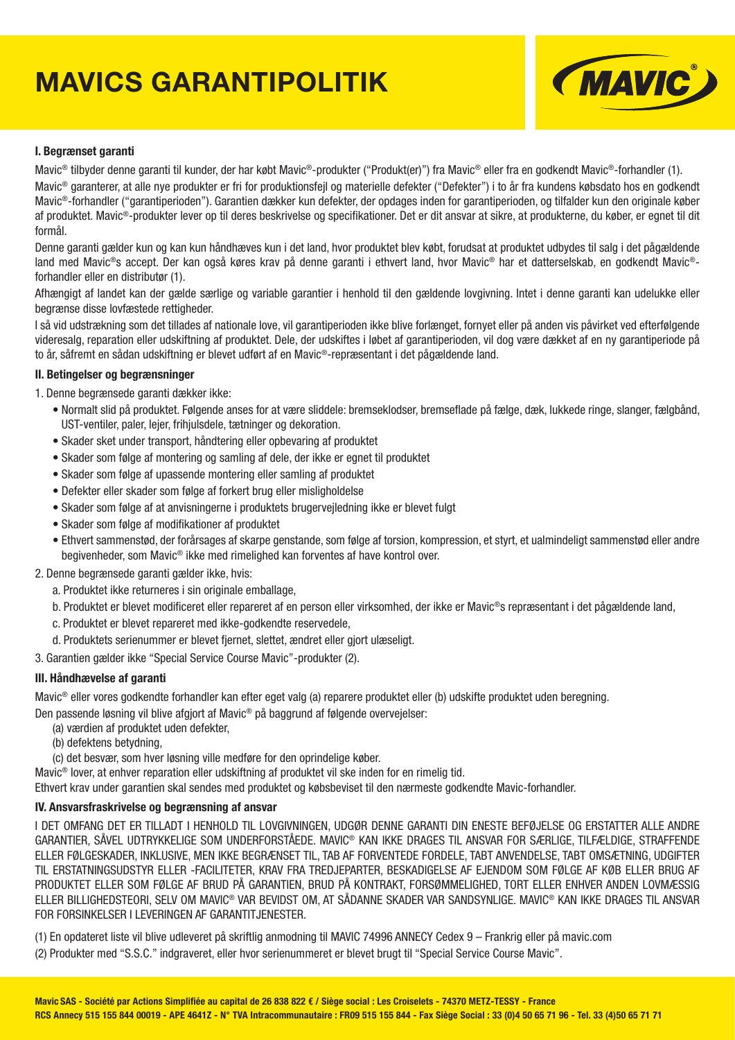# MAVICS GARANTIPOLITIK

## I. Begrænset garanti

Mavic® tilbyder denne garanti til kunder, der har købt Mavic®-produkter ("Produkt(er)") fra Mavic® eller fra en godkendt Mavic®-forhandler (1).

Mavic® garanterer, at alle nye produkter er fri for produktionsfejl og materielle defekter ("Defekter") i to år fra kundens købsdato hos en godkendt Mavic®-forhandler ("garantiperioden"). Garantien dækker kun defekter, der opdages inden for garantiperioden, og tilfalder kun den originale køber af produktet. Mavic®-produkter lever op til deres beskrivelse og specifikationer. Det er dit ansvar at sikre, at produkterne, du køber, er egnet til dit formål.

Denne garanti gælder kun og kan kun håndhæves kun i det land, hvor produktet blev købt, forudsat at produktet udbydes til salg i det pågældende land med Mavic®s accept. Der kan også køres krav på denne garanti i ethvert land, hvor Mavic® har et datterselskab, en godkendt Mavic®-forhandler eller en distributør (1).

Afhængigt af landet kan der gælde særlige og variable garantier i henhold til den gældende lovgivning. Intet i denne garanti kan udelukke eller begrænse disse lovfæstede rettigheder.

I så vid udstrækning som det tillades af nationale love, vil garantiperioden ikke blive forlænget, fornyet eller på anden vis påvirket ved efterfølgende videresalg, reparation eller udskiftning af produktet. Dele, der udskiftes i løbet af garantiperioden, vil dog være dækket af en ny garantiperiode på to år, såfremt en sådan udskiftning er blevet udført af en Mavic®-repræsentant i det pågældende land.

## II. Betingelser og begrænsninger

1. Denne begrænsede garanti dækker ikke:
   - Normalt slid på produktet. Følgende anses for at være sliddele: bremseklodser, bremseflade på fælge, dæk, lukkede ringe, slanger, fælgbånd, UST-ventiler, paler, lejer, frihjulsdele, tætninger og dekoration.
   - Skader sket under transport, håndtering eller opbevaring af produktet
   - Skader som følge af montering og samling af dele, der ikke er egnet til produktet
   - Skader som følge af upassende montering eller samling af produktet
   - Defekter eller skader som følge af forkert brug eller misligholdelse
   - Skader som følge af at anvisningerne i produktets brugervejledning ikke er blevet fulgt
   - Skader som følge af modifikationer af produktet
   - Ethvert sammenstød, der forårsages af skarpe genstande, som følge af torsion, kompression, et styrt, et ualmindeligt sammenstød eller andre begivenheder, som Mavic® ikke med rimelighed kan forventes af have kontrol over.
2. Denne begrænsede garanti gælder ikke, hvis:
   a. Produktet ikke returneres i sin originale emballage,
   b. Produktet er blevet modificeret eller repareret af en person eller virksomhed, der ikke er Mavic®s repræsentant i det pågældende land,
   c. Produktet er blevet repareret med ikke-godkendte reservedele,
   d. Produktets serienummer er blevet fjernet, slettet, ændret eller gjort ulæseligt.
3. Garantien gælder ikke "Special Service Course Mavic"-produkter (2).

## III. Håndhævelse af garanti

Mavic® eller vores godkendte forhandler kan efter eget valg (a) reparere produktet eller (b) udskifte produktet uden beregning.

Den passende løsning vil blive afgjort af Mavic® på baggrund af følgende overvejelser:

(a) værdien af produktet uden defekter,
(b) defektens betydning,
(c) det besvær, som hver løsning ville medføre for den oprindelige køber.

Mavic® lover, at enhver reparation eller udskiftning af produktet vil ske inden for en rimelig tid.

Ethvert krav under garantien skal sendes med produktet og købsbeviset til den nærmeste godkendte Mavic-forhandler.

## IV. Ansvarsfraskrivelse og begrænsning af ansvar

I DET OMFANG DET ER TILLADT I HENHOLD TIL LOVGIVNINGEN, UDGØR DENNE GARANTI DIN ENESTE BEFØJELSE OG ERSTATTER ALLE ANDRE GARANTIER, SÅVEL UDTRYKKELIGE SOM UNDERFORSTÅEDE. MAVIC® KAN IKKE DRAGES TIL ANSVAR FOR SÆRLIGE, TILFÆLDIGE, STRAFFENDE ELLER FØLGESKADER, INKLUSIVE, MEN IKKE BEGRÆNSET TIL, TAB AF FORVENTEDE FORDELE, TABT ANVENDELSE, TABT OMSÆTNING, UDGIFTER TIL ERSTATNINGSUDSTYR ELLER -FACILITETER, KRAV FRA TREDJEPARTER, BESKADIGELSE AF EJENDOM SOM FØLGE AF KØB ELLER BRUG AF PRODUKTET ELLER SOM FØLGE AF BRUD PÅ GARANTIEN, BRUD PÅ KONTRAKT, FORSØMMELIGHED, TORT ELLER ENHVER ANDEN LOVMÆSSIG ELLER BILLIGHEDSTEORI, SELV OM MAVIC® VAR BEVIDST OM, AT SÅDANNE SKADER VAR SANDSYNLIGE. MAVIC® KAN IKKE DRAGES TIL ANSVAR FOR FORSINKELSER I LEVERINGEN AF GARANTITJENESTER.

(1) En opdateret liste vil blive udleveret på skriftlig anmodning til MAVIC 74996 ANNECY Cedex 9 – Frankrig eller på mavic.com

(2) Produkter med "S.S.C." indgraveret, eller hvor serienummeret er blevet brugt til "Special Service Course Mavic".

**Mavic SAS - Société par Actions Simplifiée au capital de 26 838 822 € / Siège social : Les Croiselets - 74370 METZ-TESSY - France**
**RCS Annecy 515 155 844 00019 - APE 4641Z - N° TVA Intracommunautaire : FR09 515 155 844 - Fax Siège Social : 33 (0)4 50 65 71 96 - Tel. 33 (4)50 65 71 71**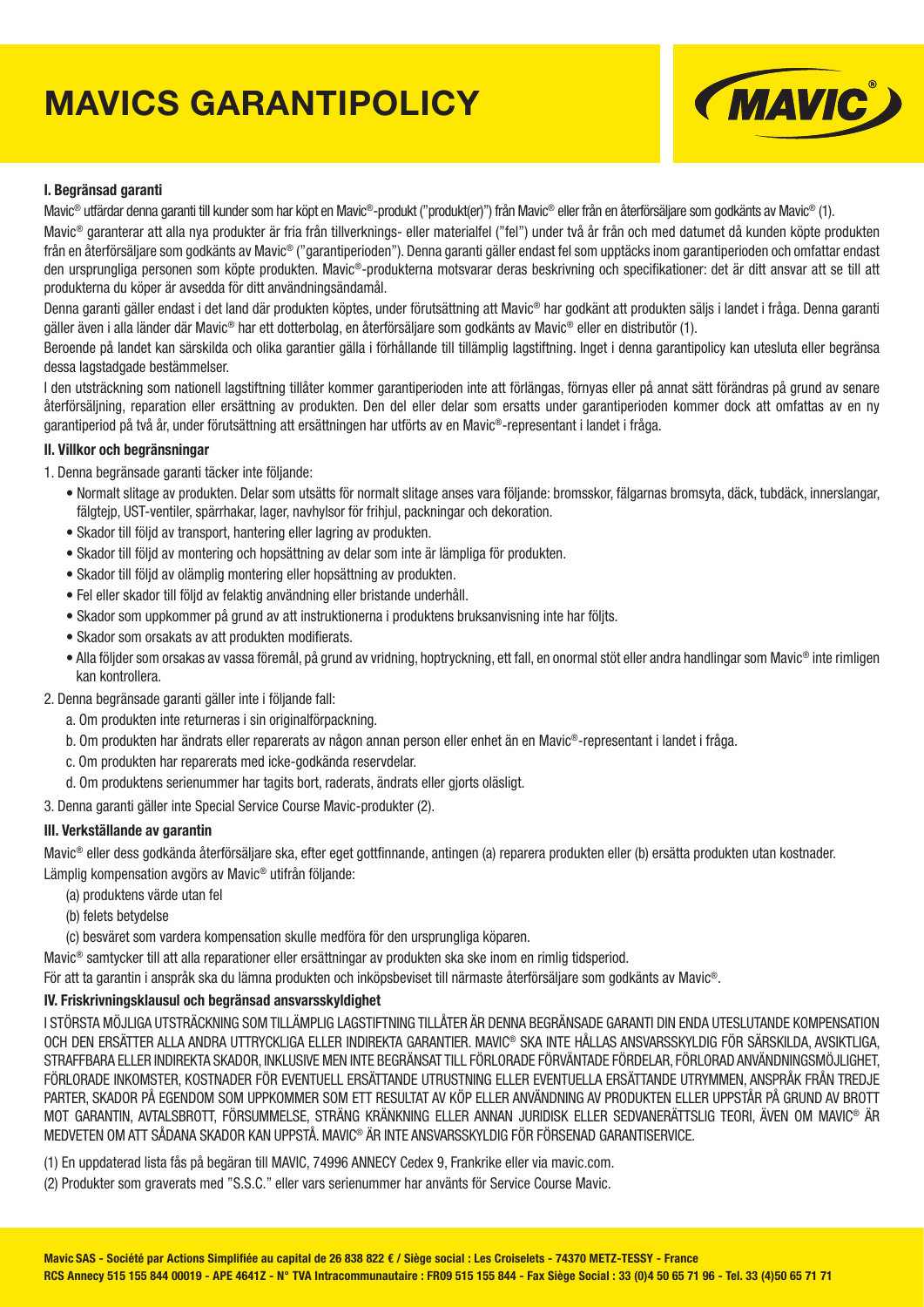# MAVICS GARANTIPOLICY

**I. Begränsad garanti**

Mavic® utfärdar denna garanti till kunder som har köpt en Mavic®-produkt ("produkt(er)") från Mavic® eller från en återförsäljare som godkänts av Mavic® (1).

Mavic® garanterar att alla nya produkter är fria från tillverknings- eller materialfel ("fel") under två år från och med datumet då kunden köpte produkten från en återförsäljare som godkänts av Mavic® ("garantiperioden"). Denna garanti gäller endast fel som upptäcks inom garantiperioden och omfattar endast den ursprungliga personen som köpte produkten. Mavic®-produkterna motsvarar deras beskrivning och specifikationer: det är ditt ansvar att se till att produkterna du köper är avsedda för ditt användningsändamål.

Denna garanti gäller endast i det land där produkten köptes, under förutsättning att Mavic® har godkänt att produkten säljs i landet i fråga. Denna garanti gäller även i alla länder där Mavic® har ett dotterbolag, en återförsäljare som godkänts av Mavic® eller en distributör (1).

Beroende på landet kan särskilda och olika garantier gälla i förhållande till tillämplig lagstiftning. Inget i denna garantipolicy kan utesluta eller begränsa dessa lagstadgade bestämmelser.

I den utsträckning som nationell lagstiftning tillåter kommer garantiperioden inte att förlängas, förnyas eller på annat sätt förändras på grund av senare återförsäljning, reparation eller ersättning av produkten. Den del eller delar som ersatts under garantiperioden kommer dock att omfattas av en ny garantiperiod på två år, under förutsättning att ersättningen har utförts av en Mavic®-representant i landet i fråga.

**II. Villkor och begränsningar**

1. Denna begränsade garanti täcker inte följande:
   - Normalt slitage av produkten. Delar som utsätts för normalt slitage anses vara följande: bromsskor, fälgarnas bromsyta, däck, tubdäck, innerslangar, fälgtejp, UST-ventiler, spärrhakar, lager, navhylsor för frihjul, packningar och dekoration.
   - Skador till följd av transport, hantering eller lagring av produkten.
   - Skador till följd av montering och hopsättning av delar som inte är lämpliga för produkten.
   - Skador till följd av olämplig montering eller hopsättning av produkten.
   - Fel eller skador till följd av felaktig användning eller bristande underhåll.
   - Skador som uppkommer på grund av att instruktionerna i produktens bruksanvisning inte har följts.
   - Skador som orsakats av att produkten modifierats.
   - Alla följder som orsakas av vassa föremål, på grund av vridning, hoptryckning, ett fall, en onormal stöt eller andra handlingar som Mavic® inte rimligen kan kontrollera.
2. Denna begränsade garanti gäller inte i följande fall:
   a. Om produkten inte returneras i sin originalförpackning.
   b. Om produkten har ändrats eller reparerats av någon annan person eller enhet än en Mavic®-representant i landet i fråga.
   c. Om produkten har reparerats med icke-godkända reservdelar.
   d. Om produktens serienummer har tagits bort, raderats, ändrats eller gjorts oläsligt.
3. Denna garanti gäller inte Special Service Course Mavic-produkter (2).

**III. Verkställande av garantin**

Mavic® eller dess godkända återförsäljare ska, efter eget gottfinnande, antingen (a) reparera produkten eller (b) ersätta produkten utan kostnader.
Lämplig kompensation avgörs av Mavic® utifrån följande:

(a) produktens värde utan fel
(b) felets betydelse
(c) besväret som vardera kompensation skulle medföra för den ursprungliga köparen.

Mavic® samtycker till att alla reparationer eller ersättningar av produkten ska ske inom en rimlig tidsperiod.

För att ta garantin i anspråk ska du lämna produkten och inköpsbeviset till närmaste återförsäljare som godkänts av Mavic®.

**IV. Friskrivningsklausul och begränsad ansvarsskyldighet**

I STÖRSTA MÖJLIGA UTSTRÄCKNING SOM TILLÄMPLIG LAGSTIFTNING TILLÅTER ÄR DENNA BEGRÄNSADE GARANTI DIN ENDA UTESLUTANDE KOMPENSATION OCH DEN ERSÄTTER ALLA ANDRA UTTRYCKLIGA ELLER INDIREKTA GARANTIER. MAVIC® SKA INTE HÅLLAS ANSVARSSKYLDIG FÖR SÄRSKILDA, AVSIKTLIGA, STRAFFBARA ELLER INDIREKTA SKADOR, INKLUSIVE MEN INTE BEGRÄNSAT TILL FÖRLORADE FÖRVÄNTADE FÖRDELAR, FÖRLORAD ANVÄNDNINGSMÖJLIGHET, FÖRLORADE INKOMSTER, KOSTNADER FÖR EVENTUELL ERSÄTTANDE UTRUSTNING ELLER EVENTUELLA ERSÄTTANDE UTRYMMEN, ANSPRÅK FRÅN TREDJE PARTER, SKADOR PÅ EGENDOM SOM UPPKOMMER SOM ETT RESULTAT AV KÖP ELLER ANVÄNDNING AV PRODUKTEN ELLER UPPSTÅR PÅ GRUND AV BROTT MOT GARANTIN, AVTALSBROTT, FÖRSUMMELSE, STRÄNG KRÄNKNING ELLER ANNAN JURIDISK ELLER SEDVANERÄTTSLIG TEORI, ÄVEN OM MAVIC® ÄR MEDVETEN OM ATT SÅDANA SKADOR KAN UPPSTÅ. MAVIC® ÄR INTE ANSVARSSKYLDIG FÖR FÖRSENAD GARANTISERVICE.

(1) En uppdaterad lista fås på begäran till MAVIC, 74996 ANNECY Cedex 9, Frankrike eller via mavic.com.

(2) Produkter som graverats med "S.S.C." eller vars serienummer har använts för Service Course Mavic.

**Mavic SAS - Société par Actions Simplifiée au capital de 26 838 822 € / Siège social : Les Croiselets - 74370 METZ-TESSY - France**
**RCS Annecy 515 155 844 00019 - APE 4641Z - N° TVA Intracommunautaire : FR09 515 155 844 - Fax Siège Social : 33 (0)4 50 65 71 96 - Tel. 33 (4)50 65 71 71**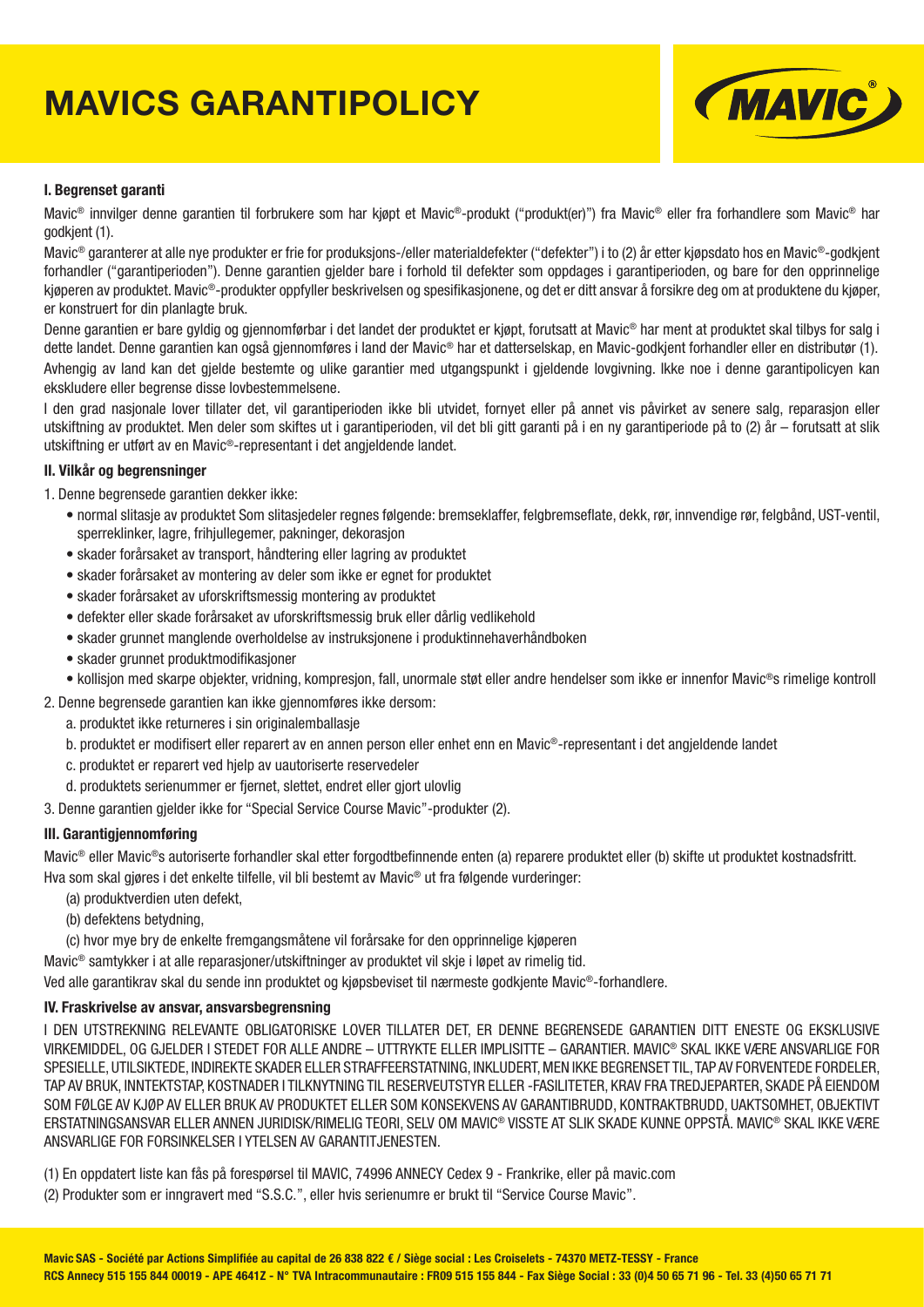# MAVICS GARANTIPOLICY

## I. Begrenset garanti

Mavic® innvilger denne garantien til forbrukere som har kjøpt et Mavic®-produkt ("produkt(er)") fra Mavic® eller fra forhandlere som Mavic® har godkjent (1).

Mavic® garanterer at alle nye produkter er frie for produksjons-/eller materialdefekter ("defekter") i to (2) år etter kjøpsdato hos en Mavic®-godkjent forhandler ("garantiperioden"). Denne garantien gjelder bare i forhold til defekter som oppdages i garantiperioden, og bare for den opprinnelige kjøperen av produktet. Mavic®-produkter oppfyller beskrivelsen og spesifikasjonene, og det er ditt ansvar å forsikre deg om at produktene du kjøper, er konstruert for din planlagte bruk.

Denne garantien er bare gyldig og gjennomførbar i det landet der produktet er kjøpt, forutsatt at Mavic® har ment at produktet skal tilbys for salg i dette landet. Denne garantien kan også gjennomføres i land der Mavic® har et datterselskap, en Mavic-godkjent forhandler eller en distributør (1).

Avhengig av land kan det gjelde bestemte og ulike garantier med utgangspunkt i gjeldende lovgivning. Ikke noe i denne garantipolicyen kan ekskludere eller begrense disse lovbestemmelsene.

I den grad nasjonale lover tillater det, vil garantiperioden ikke bli utvidet, fornyet eller på annet vis påvirket av senere salg, reparasjon eller utskiftning av produktet. Men deler som skiftes ut i garantiperioden, vil det bli gitt garanti på i en ny garantiperiode på to (2) år – forutsatt at slik utskiftning er utført av en Mavic®-representant i det angjeldende landet.

## II. Vilkår og begrensninger

1. Denne begrensede garantien dekker ikke:
   - normal slitasje av produktet Som slitasjedeler regnes følgende: bremseklaffer, felgbremseflate, dekk, rør, innvendige rør, felgbånd, UST-ventil, sperreklinker, lagre, frihjullegemer, pakninger, dekorasjon
   - skader forårsaket av transport, håndtering eller lagring av produktet
   - skader forårsaket av montering av deler som ikke er egnet for produktet
   - skader forårsaket av uforskriftsmessig montering av produktet
   - defekter eller skade forårsaket av uforskriftsmessig bruk eller dårlig vedlikehold
   - skader grunnet manglende overholdelse av instruksjonene i produktinnehaverhåndboken
   - skader grunnet produktmodifikasjoner
   - kollisjon med skarpe objekter, vridning, kompresjon, fall, unormale støt eller andre hendelser som ikke er innenfor Mavic®s rimelige kontroll
2. Denne begrensede garantien kan ikke gjennomføres ikke dersom:
   a. produktet ikke returneres i sin originalemballasje
   b. produktet er modifisert eller reparert av en annen person eller enhet enn en Mavic®-representant i det angjeldende landet
   c. produktet er reparert ved hjelp av uautoriserte reservedeler
   d. produktets serienummer er fjernet, slettet, endret eller gjort ulovlig
3. Denne garantien gjelder ikke for "Special Service Course Mavic"-produkter (2).

## III. Garantigjennomføring

Mavic® eller Mavic®s autoriserte forhandler skal etter forgodtbefinnende enten (a) reparere produktet eller (b) skifte ut produktet kostnadsfritt.

Hva som skal gjøres i det enkelte tilfelle, vil bli bestemt av Mavic® ut fra følgende vurderinger:

(a) produktverdien uten defekt,
(b) defektens betydning,
(c) hvor mye bry de enkelte fremgangsmåtene vil forårsake for den opprinnelige kjøperen

Mavic® samtykker i at alle reparasjoner/utskiftninger av produktet vil skje i løpet av rimelig tid.

Ved alle garantikrav skal du sende inn produktet og kjøpsbeviset til nærmeste godkjente Mavic®-forhandlere.

## IV. Fraskrivelse av ansvar, ansvarsbegrensning

I DEN UTSTREKNING RELEVANTE OBLIGATORISKE LOVER TILLATER DET, ER DENNE BEGRENSEDE GARANTIEN DITT ENESTE OG EKSKLUSIVE VIRKEMIDDEL, OG GJELDER I STEDET FOR ALLE ANDRE – UTTRYKTE ELLER IMPLISITTE – GARANTIER. MAVIC® SKAL IKKE VÆRE ANSVARLIGE FOR SPESIELLE, UTILSIKTEDE, INDIREKTE SKADER ELLER STRAFFEERSTATNING, INKLUDERT, MEN IKKE BEGRENSET TIL, TAP AV FORVENTEDE FORDELER, TAP AV BRUK, INNTEKTSTAP, KOSTNADER I TILKNYTNING TIL RESERVEUTSTYR ELLER -FASILITETER, KRAV FRA TREDJEPARTER, SKADE PÅ EIENDOM SOM FØLGE AV KJØP AV ELLER BRUK AV PRODUKTET ELLER SOM KONSEKVENS AV GARANTIBRUDD, KONTRAKTBRUDD, UAKTSOMHET, OBJEKTIVT ERSTATNINGSANSVAR ELLER ANNEN JURIDISK/RIMELIG TEORI, SELV OM MAVIC® VISSTE AT SLIK SKADE KUNNE OPPSTÅ. MAVIC® SKAL IKKE VÆRE ANSVARLIGE FOR FORSINKELSER I YTELSEN AV GARANTITJENESTEN.

(1) En oppdatert liste kan fås på forespørsel til MAVIC, 74996 ANNECY Cedex 9 - Frankrike, eller på mavic.com

(2) Produkter som er inngravert med "S.S.C.", eller hvis serienumre er brukt til "Service Course Mavic".

**Mavic SAS - Société par Actions Simplifiée au capital de 26 838 822 € / Siège social : Les Croiselets - 74370 METZ-TESSY - France**
**RCS Annecy 515 155 844 00019 - APE 4641Z - N° TVA Intracommunautaire : FR09 515 155 844 - Fax Siège Social : 33 (0)4 50 65 71 96 - Tel. 33 (4)50 65 71 71**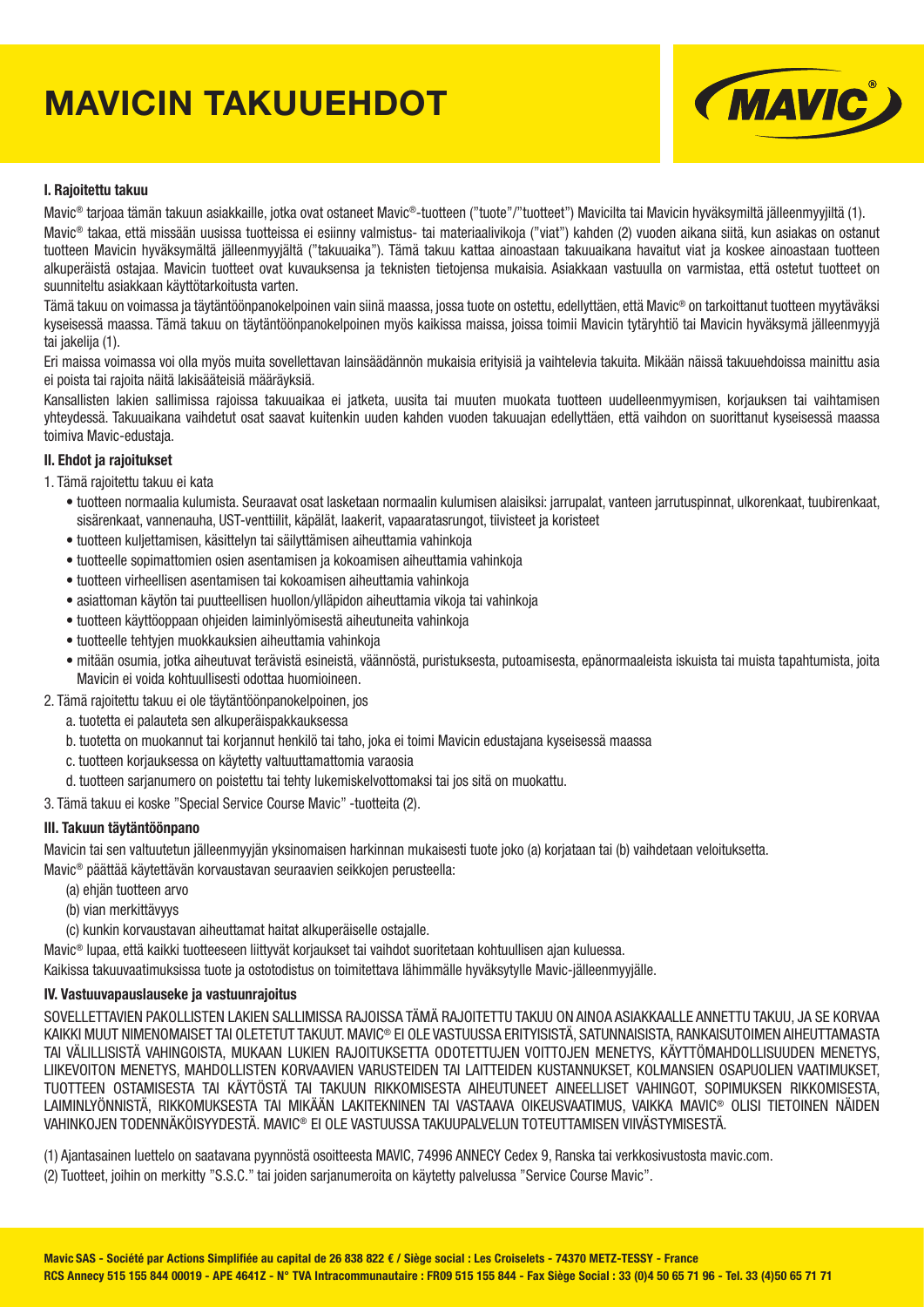# MAVICIN TAKUUEHDOT

### I. Rajoitettu takuu

Mavic® tarjoaa tämän takuun asiakkaille, jotka ovat ostaneet Mavic®-tuotteen ("tuote"/"tuotteet") Mavicilta tai Mavicin hyväksymiltä jälleenmyyjiltä (1).

Mavic® takaa, että missään uusissa tuotteissa ei esiinny valmistus- tai materiaalivikoja ("viat") kahden (2) vuoden aikana siitä, kun asiakas on ostanut tuotteen Mavicin hyväksymältä jälleenmyyjältä ("takuuaika"). Tämä takuu kattaa ainoastaan takuuaikana havaitut viat ja koskee ainoastaan tuotteen alkuperäistä ostajaa. Mavicin tuotteet ovat kuvauksensa ja teknisten tietojensa mukaisia. Asiakkaan vastuulla on varmistaa, että ostetut tuotteet on suunniteltu asiakkaan käyttötarkoitusta varten.

Tämä takuu on voimassa ja täytäntöönpanokelpoinen vain siinä maassa, jossa tuote on ostettu, edellyttäen, että Mavic® on tarkoittanut tuotteen myytäväksi kyseisessä maassa. Tämä takuu on täytäntöönpanokelpoinen myös kaikissa maissa, joissa toimii Mavicin tytäryhtiö tai Mavicin hyväksymä jälleenmyyjä tai jakelija (1).

Eri maissa voimassa voi olla myös muita sovellettavan lainsäädännön mukaisia erityisiä ja vaihtelevia takuita. Mikään näissä takuuehdoissa mainittu asia ei poista tai rajoita näitä lakisääteisiä määräyksiä.

Kansallisten lakien sallimissa rajoissa takuuaikaa ei jatketa, uusita tai muuten muokata tuotteen uudelleenmyymisen, korjauksen tai vaihtamisen yhteydessä. Takuuaikana vaihdetut osat saavat kuitenkin uuden kahden vuoden takuuajan edellyttäen, että vaihdon on suorittanut kyseisessä maassa toimiva Mavic-edustaja.

### II. Ehdot ja rajoitukset

1. Tämä rajoitettu takuu ei kata
   - tuotteen normaalia kulumista. Seuraavat osat lasketaan normaalin kulumisen alaisiksi: jarrupalat, vanteen jarrutuspinnat, ulkorenkaat, tuubirenkaat, sisärenkaat, vannenauha, UST-venttiilit, käpälät, laakerit, vapaaratasrungot, tiivisteet ja koristeet
   - tuotteen kuljettamisen, käsittelyn tai säilyttämisen aiheuttamia vahinkoja
   - tuotteelle sopimattomien osien asentamisen ja kokoamisen aiheuttamia vahinkoja
   - tuotteen virheellisen asentamisen tai kokoamisen aiheuttamia vahinkoja
   - asiattoman käytön tai puutteellisen huollon/ylläpidon aiheuttamia vikoja tai vahinkoja
   - tuotteen käyttöoppaan ohjeiden laiminlyömisestä aiheutuneita vahinkoja
   - tuotteelle tehtyjen muokkauksien aiheuttamia vahinkoja
   - mitään osumia, jotka aiheutuvat terävistä esineistä, väännöstä, puristuksesta, putoamisesta, epänormaaleista iskuista tai muista tapahtumista, joita Mavicin ei voida kohtuullisesti odottaa huomioineen.
2. Tämä rajoitettu takuu ei ole täytäntöönpanokelpoinen, jos
   a. tuotetta ei palauteta sen alkuperäispakkauksessa
   b. tuotetta on muokannut tai korjannut henkilö tai taho, joka ei toimi Mavicin edustajana kyseisessä maassa
   c. tuotteen korjauksessa on käytetty valtuuttamattomia varaosia
   d. tuotteen sarjanumero on poistettu tai tehty lukemiskelvottomaksi tai jos sitä on muokattu.
3. Tämä takuu ei koske "Special Service Course Mavic" -tuotteita (2).

### III. Takuun täytäntöönpano

Mavicin tai sen valtuutetun jälleenmyyjän yksinomaisen harkinnan mukaisesti tuote joko (a) korjataan tai (b) vaihdetaan veloituksetta.

Mavic® päättää käytettävän korvaustavan seuraavien seikkojen perusteella:

(a) ehjän tuotteen arvo

(b) vian merkittävyys

(c) kunkin korvaustavan aiheuttamat haitat alkuperäiselle ostajalle.

Mavic® lupaa, että kaikki tuotteeseen liittyvät korjaukset tai vaihdot suoritetaan kohtuullisen ajan kuluessa.

Kaikissa takuuvaatimuksissa tuote ja ostotodistus on toimitettava lähimmälle hyväksytylle Mavic-jälleenmyyjälle.

### IV. Vastuuvapauslauseke ja vastuunrajoitus

SOVELLETTAVIEN PAKOLLISTEN LAKIEN SALLIMISSA RAJOISSA TÄMÄ RAJOITETTU TAKUU ON AINOA ASIAKKAALLE ANNETTU TAKUU, JA SE KORVAA KAIKKI MUUT NIMENOMAISET TAI OLETETUT TAKUUT. MAVIC® EI OLE VASTUUSSA ERITYISISTÄ, SATUNNAISISTA, RANKAISUTOIMEN AIHEUTTAMASTA TAI VÄLILLISISTÄ VAHINGOISTA, MUKAAN LUKIEN RAJOITUKSETTA ODOTETTUJEN VOITTOJEN MENETYS, KÄYTTÖMAHDOLLISUUDEN MENETYS, LIIKEVOITON MENETYS, MAHDOLLISTEN KORVAAVIEN VARUSTEIDEN TAI LAITTEIDEN KUSTANNUKSET, KOLMANSIEN OSAPUOLIEN VAATIMUKSET, TUOTTEEN OSTAMISESTA TAI KÄYTÖSTÄ TAI TAKUUN RIKKOMISESTA AIHEUTUNEET AINEELLISET VAHINGOT, SOPIMUKSEN RIKKOMISESTA, LAIMINLYÖNNISTÄ, RIKKOMUKSESTA TAI MIKÄÄN LAKITEKNINEN TAI VASTAAVA OIKEUSVAATIMUS, VAIKKA MAVIC® OLISI TIETOINEN NÄIDEN VAHINKOJEN TODENNÄKÖISYYDESTÄ. MAVIC® EI OLE VASTUUSSA TAKUUPALVELUN TOTEUTTAMISEN VIIVÄSTYMISESTÄ.

(1) Ajantasainen luettelo on saatavana pyynnöstä osoitteesta MAVIC, 74996 ANNECY Cedex 9, Ranska tai verkkosivustosta mavic.com.

(2) Tuotteet, joihin on merkitty "S.S.C." tai joiden sarjanumeroita on käytetty palvelussa "Service Course Mavic".

**Mavic SAS - Société par Actions Simplifiée au capital de 26 838 822 € / Siège social : Les Croiselets - 74370 METZ-TESSY - France**
**RCS Annecy 515 155 844 00019 - APE 4641Z - N° TVA Intracommunautaire : FR09 515 155 844 - Fax Siège Social : 33 (0)4 50 65 71 96 - Tel. 33 (4)50 65 71 71**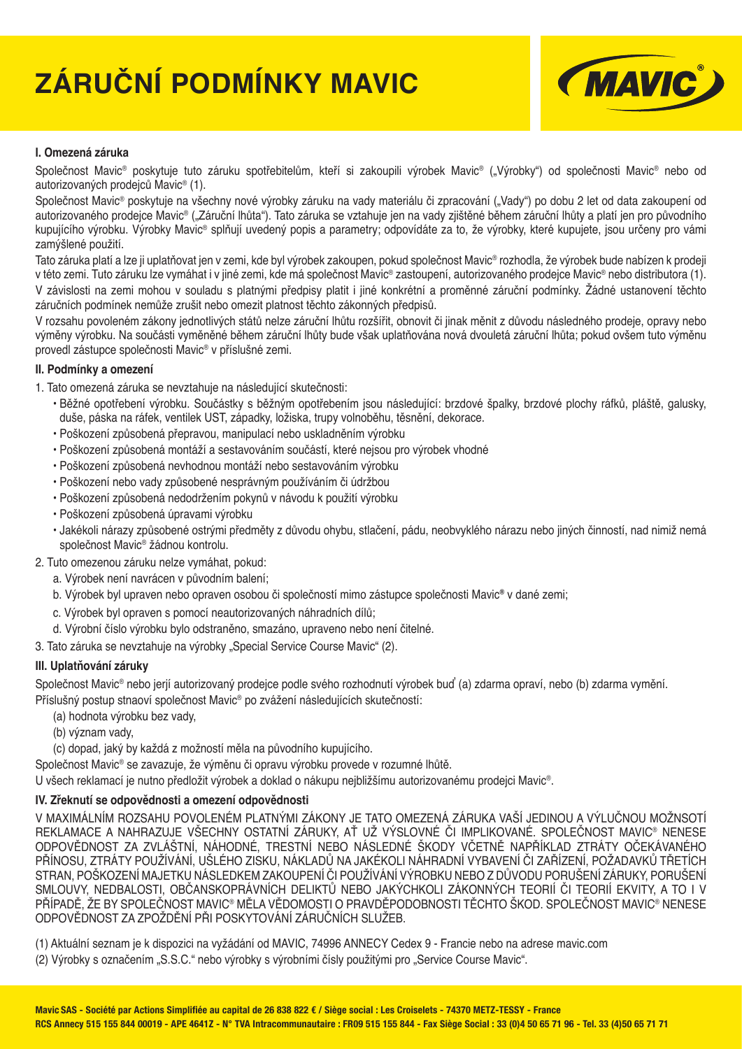# ZÁRUČNÍ PODMÍNKY MAVIC

### I. Omezená záruka

Společnost Mavic® poskytuje tuto záruku spotřebitelům, kteří si zakoupili výrobek Mavic® („Výrobky") od společnosti Mavic® nebo od autorizovaných prodejců Mavic® (1).

Společnost Mavic® poskytuje na všechny nové výrobky záruku na vady materiálu či zpracování („Vady") po dobu 2 let od data zakoupení od autorizovaného prodejce Mavic® („Záruční lhůta"). Tato záruka se vztahuje jen na vady zjištěné během záruční lhůty a platí jen pro původního kupujícího výrobku. Výrobky Mavic® splňují uvedený popis a parametry; odpovídáte za to, že výrobky, které kupujete, jsou určeny pro vámi zamýšlené použití.

Tato záruka platí a lze ji uplatňovat jen v zemi, kde byl výrobek zakoupen, pokud společnost Mavic® rozhodla, že výrobek bude nabízen k prodeji v této zemi. Tuto záruku lze vymáhat i v jiné zemi, kde má společnost Mavic® zastoupení, autorizovaného prodejce Mavic® nebo distributora (1).

V závislosti na zemi mohou v souladu s platnými předpisy platit i jiné konkrétní a proměnné záruční podmínky. Žádné ustanovení těchto záručních podmínek nemůže zrušit nebo omezit platnost těchto zákonných předpisů.

V rozsahu povoleném zákony jednotlivých států nelze záruční lhůtu rozšířit, obnovit či jinak měnit z důvodu následného prodeje, opravy nebo výměny výrobku. Na součásti vyměněné během záruční lhůty bude však uplatňována nová dvouletá záruční lhůta; pokud ovšem tuto výměnu provedl zástupce společnosti Mavic® v příslušné zemi.

### II. Podmínky a omezení

1. Tato omezená záruka se nevztahuje na následující skutečnosti:
   - Běžné opotřebení výrobku. Součástky s běžným opotřebením jsou následující: brzdové špalky, brzdové plochy ráfků, pláště, galusky, duše, páska na ráfek, ventilek UST, západky, ložiska, trupy volnoběhu, těsnění, dekorace.
   - Poškození způsobená přepravou, manipulací nebo uskladněním výrobku
   - Poškození způsobená montáží a sestavováním součástí, které nejsou pro výrobek vhodné
   - Poškození způsobená nevhodnou montáží nebo sestavováním výrobku
   - Poškození nebo vady způsobené nesprávným používáním či údržbou
   - Poškození způsobená nedodržením pokynů v návodu k použití výrobku
   - Poškození způsobená úpravami výrobku
   - Jakékoli nárazy způsobené ostrými předměty z důvodu ohybu, stlačení, pádu, neobvyklého nárazu nebo jiných činností, nad nimiž nemá společnost Mavic® žádnou kontrolu.
2. Tuto omezenou záruku nelze vymáhat, pokud:
   a. Výrobek není navrácen v původním balení;
   b. Výrobek byl upraven nebo opraven osobou či společností mimo zástupce společnosti Mavic® v dané zemi;
   c. Výrobek byl opraven s pomocí neautorizovaných náhradních dílů;
   d. Výrobní číslo výrobku bylo odstraněno, smazáno, upraveno nebo není čitelné.
3. Tato záruka se nevztahuje na výrobky „Special Service Course Mavic" (2).

### III. Uplatňování záruky

Společnost Mavic® nebo jerjí autorizovaný prodejce podle svého rozhodnutí výrobek buď (a) zdarma opraví, nebo (b) zdarma vymění.

Příslušný postup stnaoví společnost Mavic® po zvážení následujících skutečností:

(a) hodnota výrobku bez vady,
(b) význam vady,
(c) dopad, jaký by každá z možností měla na původního kupujícího.

Společnost Mavic® se zavazuje, že výměnu či opravu výrobku provede v rozumné lhůtě.

U všech reklamací je nutno předložit výrobek a doklad o nákupu nejbližšímu autorizovanému prodejci Mavic®.

### IV. Zřeknutí se odpovědnosti a omezení odpovědnosti

V MAXIMÁLNÍM ROZSAHU POVOLENÉM PLATNÝMI ZÁKONY JE TATO OMEZENÁ ZÁRUKA VAŠÍ JEDINOU A VÝLUČNOU MOŽNSOTÍ REKLAMACE A NAHRAZUJE VŠECHNY OSTATNÍ ZÁRUKY, AŤ UŽ VÝSLOVNÉ ČI IMPLIKOVANÉ. SPOLEČNOST MAVIC® NENESE ODPOVĚDNOST ZA ZVLÁŠTNÍ, NÁHODNÉ, TRESTNÍ NEBO NÁSLEDNÉ ŠKODY VČETNĚ NAPŘÍKLAD ZTRÁTY OČEKÁVANÉHO PŘÍNOSU, ZTRÁTY POUŽÍVÁNÍ, UŠLÉHO ZISKU, NÁKLADŮ NA JAKÉKOLI NÁHRADNÍ VYBAVENÍ ČI ZAŘÍZENÍ, POŽADAVKŮ TŘETÍCH STRAN, POŠKOZENÍ MAJETKU NÁSLEDKEM ZAKOUPENÍ ČI POUŽÍVÁNÍ VÝROBKU NEBO Z DŮVODU PORUŠENÍ ZÁRUKY, PORUŠENÍ SMLOUVY, NEDBALOSTI, OBČANSKOPRÁVNÍCH DELIKTŮ NEBO JAKÝCHKOLI ZÁKONNÝCH TEORIÍ ČI TEORIÍ EKVITY, A TO I V PŘÍPADĚ, ŽE BY SPOLEČNOST MAVIC® MĚLA VĚDOMOSTI O PRAVDĚPODOBNOSTI TĚCHTO ŠKOD. SPOLEČNOST MAVIC® NENESE ODPOVĚDNOST ZA ZPOŽDĚNÍ PŘI POSKYTOVÁNÍ ZÁRUČNÍCH SLUŽEB.

(1) Aktuální seznam je k dispozici na vyžádání od MAVIC, 74996 ANNECY Cedex 9 - Francie nebo na adrese mavic.com

(2) Výrobky s označením „S.S.C." nebo výrobky s výrobními čísly použitými pro „Service Course Mavic".

**Mavic SAS - Société par Actions Simplifiée au capital de 26 838 822 € / Siège social : Les Croiselets - 74370 METZ-TESSY - France**
**RCS Annecy 515 155 844 00019 - APE 4641Z - N° TVA Intracommunautaire : FR09 515 155 844 - Fax Siège Social : 33 (0)4 50 65 71 96 - Tel. 33 (4)50 65 71 71**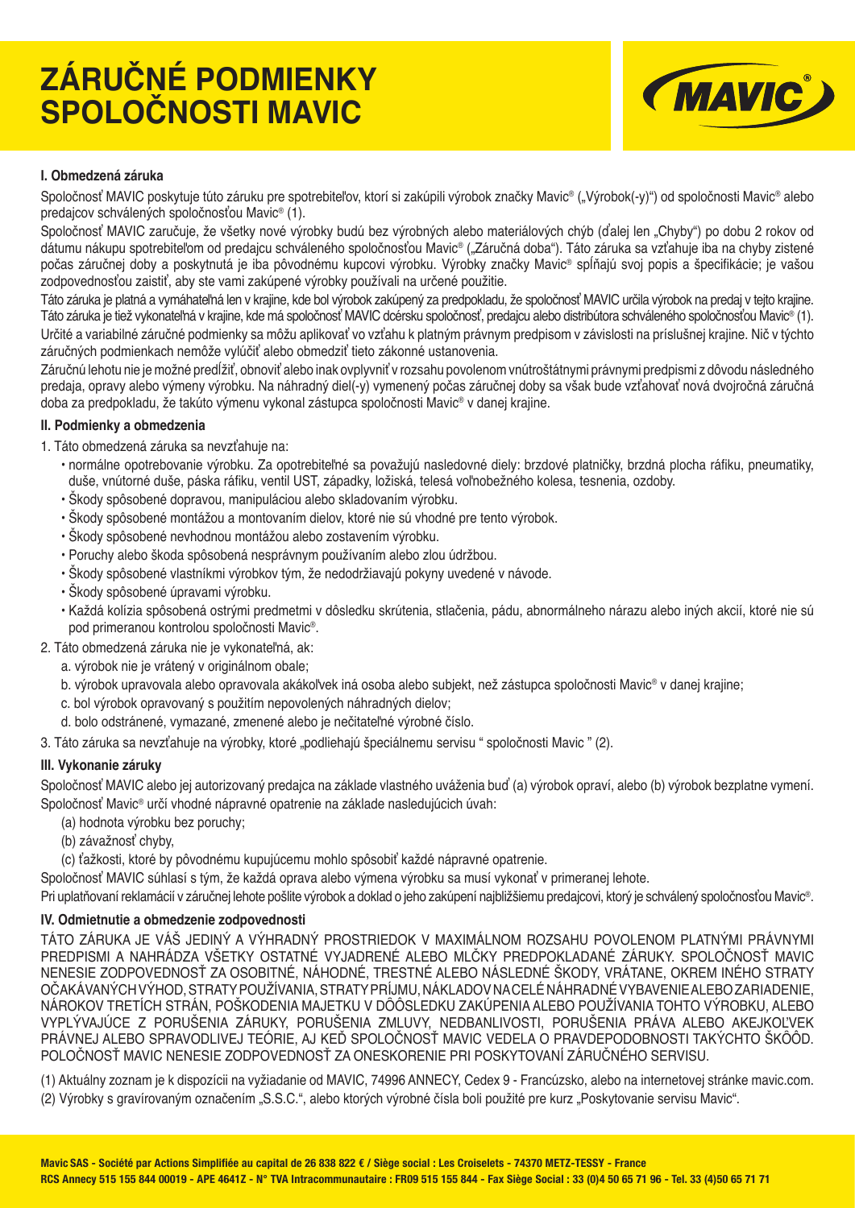# ZÁRUČNÉ PODMIENKY SPOLOČNOSTI MAVIC

### I. Obmedzená záruka

Spoločnosť MAVIC poskytuje túto záruku pre spotrebiteľov, ktorí si zakúpili výrobok značky Mavic® („Výrobok(-y)") od spoločnosti Mavic® alebo predajcov schválených spoločnosťou Mavic® (1).

Spoločnosť MAVIC zaručuje, že všetky nové výrobky budú bez výrobných alebo materiálových chýb (ďalej len „Chyby") po dobu 2 rokov od dátumu nákupu spotrebiteľom od predajcu schváleného spoločnosťou Mavic® („Záručná doba"). Táto záruka sa vzťahuje iba na chyby zistené počas záručnej doby a poskytnutá je iba pôvodnému kupcovi výrobku. Výrobky značky Mavic® spĺňajú svoj popis a špecifikácie; je vašou zodpovednosťou zaistiť, aby ste vami zakúpené výrobky používali na určené použitie.

Táto záruka je platná a vymáhateľná len v krajine, kde bol výrobok zakúpený za predpokladu, že spoločnosť MAVIC určila výrobok na predaj v tejto krajine. Táto záruka je tiež vykonateľná v krajine, kde má spoločnosť MAVIC dcérsku spoločnosť, predajcu alebo distribútora schváleného spoločnosťou Mavic® (1).

Určité a variabilné záručné podmienky sa môžu aplikovať vo vzťahu k platným právnym predpisom v závislosti na príslušnej krajine. Nič v týchto záručných podmienkach nemôže vylúčiť alebo obmedziť tieto zákonné ustanovenia.

Záručnú lehotu nie je možné predĺžiť, obnoviť alebo inak ovplyvniť v rozsahu povolenom vnútroštátnymi právnymi predpismi z dôvodu následného predaja, opravy alebo výmeny výrobku. Na náhradný diel(-y) vymenený počas záručnej doby sa však bude vzťahovať nová dvojročná záručná doba za predpokladu, že takúto výmenu vykonal zástupca spoločnosti Mavic® v danej krajine.

### II. Podmienky a obmedzenia

1. Táto obmedzená záruka sa nevzťahuje na:
   - normálne opotrebovanie výrobku. Za opotrebiteľné sa považujú nasledovné diely: brzdové platničky, brzdná plocha ráfiku, pneumatiky, duše, vnútorné duše, páska ráfiku, ventil UST, západky, ložiská, telesá voľnobežného kolesa, tesnenia, ozdoby.
   - Škody spôsobené dopravou, manipuláciou alebo skladovaním výrobku.
   - Škody spôsobené montážou a montovaním dielov, ktoré nie sú vhodné pre tento výrobok.
   - Škody spôsobené nevhodnou montážou alebo zostavením výrobku.
   - Poruchy alebo škoda spôsobená nesprávnym používaním alebo zlou údržbou.
   - Škody spôsobené vlastníkmi výrobkov tým, že nedodržiavajú pokyny uvedené v návode.
   - Škody spôsobené úpravami výrobku.
   - Každá kolízia spôsobená ostrými predmetmi v dôsledku skrútenia, stlačenia, pádu, abnormálneho nárazu alebo iných akcií, ktoré nie sú pod primeranou kontrolou spoločnosti Mavic®.
2. Táto obmedzená záruka nie je vykonateľná, ak:
   a. výrobok nie je vrátený v originálnom obale;
   b. výrobok upravovala alebo opravovala akákoľvek iná osoba alebo subjekt, než zástupca spoločnosti Mavic® v danej krajine;
   c. bol výrobok opravovaný s použitím nepovolených náhradných dielov;
   d. bolo odstránené, vymazané, zmenené alebo je nečitateľné výrobné číslo.
3. Táto záruka sa nevzťahuje na výrobky, ktoré „podliehajú špeciálnemu servisu " spoločnosti Mavic " (2).

### III. Vykonanie záruky

Spoločnosť MAVIC alebo jej autorizovaný predajca na základe vlastného uváženia buď (a) výrobok opraví, alebo (b) výrobok bezplatne vymení. Spoločnosť Mavic® určí vhodné nápravné opatrenie na základe nasledujúcich úvah:

(a) hodnota výrobku bez poruchy;
(b) závažnosť chyby,
(c) ťažkosti, ktoré by pôvodnému kupujúcemu mohlo spôsobiť každé nápravné opatrenie.

Spoločnosť MAVIC súhlasí s tým, že každá oprava alebo výmena výrobku sa musí vykonať v primeranej lehote.

Pri uplatňovaní reklamácií v záručnej lehote pošlite výrobok a doklad o jeho zakúpení najbližšiemu predajcovi, ktorý je schválený spoločnosťou Mavic®.

### IV. Odmietnutie a obmedzenie zodpovednosti

TÁTO ZÁRUKA JE VÁŠ JEDINÝ A VÝHRADNÝ PROSTRIEDOK V MAXIMÁLNOM ROZSAHU POVOLENOM PLATNÝMI PRÁVNYMI PREDPISMI A NAHRÁDZA VŠETKY OSTATNÉ VYJADRENÉ ALEBO MLČKY PREDPOKLADANÉ ZÁRUKY. SPOLOČNOSŤ MAVIC NENESIE ZODPOVEDNOSŤ ZA OSOBITNÉ, NÁHODNÉ, TRESTNÉ ALEBO NÁSLEDNÉ ŠKODY, VRÁTANE, OKREM INÉHO STRATY OČAKÁVANÝCH VÝHOD, STRATY POUŽÍVANIA, STRATY PRÍJMU, NÁKLADOV NA CELÉ NÁHRADNÉ VYBAVENIE ALEBO ZARIADENIE, NÁROKOV TRETÍCH STRÁN, POŠKODENIA MAJETKU V DÔSLEDKU ZAKÚPENIA ALEBO POUŽÍVANIA TOHTO VÝROBKU, ALEBO VYPLÝVAJÚCE Z PORUŠENIA ZÁRUKY, PORUŠENIA ZMLUVY, NEDBANLIVOSTI, PORUŠENIA PRÁVA ALEBO AKEJKOĽVEK PRÁVNEJ ALEBO SPRAVODLIVEJ TEÓRIE, AJ KEĎ SPOLOČNOSŤ MAVIC VEDELA O PRAVDEPODOBNOSTI TAKÝCHTO ŠKÔÔD. POLOČNOSŤ MAVIC NENESIE ZODPOVEDNOSŤ ZA ONESKORENIE PRI POSKYTOVANÍ ZÁRUČNÉHO SERVISU.

(1) Aktuálny zoznam je k dispozícii na vyžiadanie od MAVIC, 74996 ANNECY, Cedex 9 - Francúzsko, alebo na internetovej stránke mavic.com.

(2) Výrobky s gravírovaným označením „S.S.C.", alebo ktorých výrobné čísla boli použité pre kurz „Poskytovanie servisu Mavic".

**Mavic SAS - Société par Actions Simplifiée au capital de 26 838 822 € / Siège social : Les Croiselets - 74370 METZ-TESSY - France**
**RCS Annecy 515 155 844 00019 - APE 4641Z - N° TVA Intracommunautaire : FR09 515 155 844 - Fax Siège Social : 33 (0)4 50 65 71 96 - Tel. 33 (4)50 65 71 71**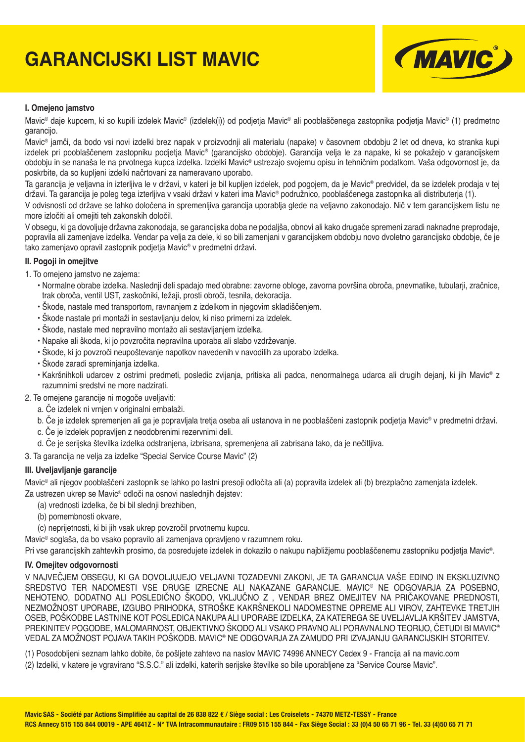# GARANCIJSKI LIST MAVIC

**I. Omejeno jamstvo**

Mavic® daje kupcem, ki so kupili izdelek Mavic® (izdelek(i)) od podjetja Mavic® ali pooblaščenega zastopnika podjetja Mavic® (1) predmetno garancijo.

Mavic® jamči, da bodo vsi novi izdelki brez napak v proizvodnji ali materialu (napake) v časovnem obdobju 2 let od dneva, ko stranka kupi izdelek pri pooblaščenem zastopniku podjetja Mavic® (garancijsko obdobje). Garancija velja le za napake, ki se pokažejo v garancijskem obdobju in se nanaša le na prvotnega kupca izdelka. Izdelki Mavic® ustrezajo svojemu opisu in tehničnim podatkom. Vaša odgovornost je, da poskrbite, da so kupljeni izdelki načrtovani za nameravano uporabo.

Ta garancija je veljavna in izterljiva le v državi, v kateri je bil kupljen izdelek, pod pogojem, da je Mavic® predvidel, da se izdelek prodaja v tej državi. Ta garancija je poleg tega izterljiva v vsaki državi v kateri ima Mavic® podružnico, pooblaščenega zastopnika ali distributerja (1).

V odvisnosti od države se lahko določena in spremenljiva garancija uporablja glede na veljavno zakonodajo. Nič v tem garancijskem listu ne more izločiti ali omejiti teh zakonskih določil.

V obsegu, ki ga dovoljuje državna zakonodaja, se garancijska doba ne podaljša, obnovi ali kako drugače spremeni zaradi naknadne preprodaje, popravila ali zamenjave izdelka. Vendar pa velja za dele, ki so bili zamenjani v garancijskem obdobju novo dvoletno garancijsko obdobje, če je tako zamenjavo opravil zastopnik podjetja Mavic® v predmetni državi.

**II. Pogoji in omejitve**

1. To omejeno jamstvo ne zajema:
   - Normalne obrabe izdelka. Naslednji deli spadajo med obrabne: zavorne obloge, zavorna površina obroča, pnevmatike, tubularji, zračnice, trak obroča, ventil UST, zaskočniki, ležaji, prosti obroči, tesnila, dekoracija.
   - Škode, nastale med transportom, ravnanjem z izdelkom in njegovim skladiščenjem.
   - Škode nastale pri montaži in sestavljanju delov, ki niso primerni za izdelek.
   - Škode, nastale med nepravilno montažo ali sestavljanjem izdelka.
   - Napake ali škoda, ki jo povzročita nepravilna uporaba ali slabo vzdrževanje.
   - Škode, ki jo povzroči neupoštevanje napotkov navedenih v navodilih za uporabo izdelka.
   - Škode zaradi spreminjanja izdelka.
   - Kakršnihkoli udarcev z ostrimi predmeti, posledic zvijanja, pritiska ali padca, nenormalnega udarca ali drugih dejanj, ki jih Mavic® z razumnimi sredstvi ne more nadzirati.
2. Te omejene garancije ni mogoče uveljaviti:
   a. Če izdelek ni vrnjen v originalni embalaži.
   b. Če je izdelek spremenjen ali ga je popravljala tretja oseba ali ustanova in ne pooblaščeni zastopnik podjetja Mavic® v predmetni državi.
   c. Če je izdelek popravljen z neodobrenimi rezervnimi deli.
   d. Če je serijska številka izdelka odstranjena, izbrisana, spremenjena ali zabrisana tako, da je nečitljiva.
3. Ta garancija ne velja za izdelke "Special Service Course Mavic" (2)

**III. Uveljavljanje garancije**

Mavic® ali njegov pooblaščeni zastopnik se lahko po lastni presoji odločita ali (a) popravita izdelek ali (b) brezplačno zamenjata izdelek.

Za ustrezen ukrep se Mavic® odloči na osnovi naslednjih dejstev:

(a) vrednosti izdelka, če bi bil slednji brezhiben,

(b) pomembnosti okvare,

(c) neprijetnosti, ki bi jih vsak ukrep povzročil prvotnemu kupcu.

Mavic® soglaša, da bo vsako popravilo ali zamenjava opravljeno v razumnem roku.

Pri vse garancijskih zahtevkih prosimo, da posredujete izdelek in dokazilo o nakupu najbližjemu pooblaščenemu zastopniku podjetja Mavic®.

**IV. Omejitev odgovornosti**

V NAJVEČJEM OBSEGU, KI GA DOVOLJUJEJO VELJAVNI TOZADEVNI ZAKONI, JE TA GARANCIJA VAŠE EDINO IN EKSKLUZIVNO SREDSTVO TER NADOMESTI VSE DRUGE IZRECNE ALI NAKAZANE GARANCIJE. MAVIC® NE ODGOVARJA ZA POSEBNO, NEHOTENO, DODATNO ALI POSLEDIČNO ŠKODO, VKLJUČNO Z , VENDAR BREZ OMEJITEV NA PRIČAKOVANE PREDNOSTI, NEZMOŽNOST UPORABE, IZGUBO PRIHODKA, STROŠKE KAKRŠNEKOLI NADOMESTNE OPREME ALI VIROV, ZAHTEVKE TRETJIH OSEB, POŠKODBE LASTNINE KOT POSLEDICA NAKUPA ALI UPORABE IZDELKA, ZA KATEREGA SE UVELJAVLJA KRŠITEV JAMSTVA, PREKINITEV POGODBE, MALOMARNOST, OBJEKTIVNO ŠKODO ALI VSAKO PRAVNO ALI PORAVNALNO TEORIJO, ČETUDI BI MAVIC® VEDAL ZA MOŽNOST POJAVA TAKIH POŠKODB. MAVIC® NE ODGOVARJA ZA ZAMUDO PRI IZVAJANJU GARANCIJSKIH STORITEV.

(1) Posodobljeni seznam lahko dobite, če pošljete zahtevo na naslov MAVIC 74996 ANNECY Cedex 9 - Francija ali na mavic.com

(2) Izdelki, v katere je vgravirano "S.S.C." ali izdelki, katerih serijske številke so bile uporabljene za "Service Course Mavic".

**Mavic SAS - Société par Actions Simplifiée au capital de 26 838 822 € / Siège social : Les Croiselets - 74370 METZ-TESSY - France**
**RCS Annecy 515 155 844 00019 - APE 4641Z - N° TVA Intracommunautaire : FR09 515 155 844 - Fax Siège Social : 33 (0)4 50 65 71 96 - Tel. 33 (4)50 65 71 71**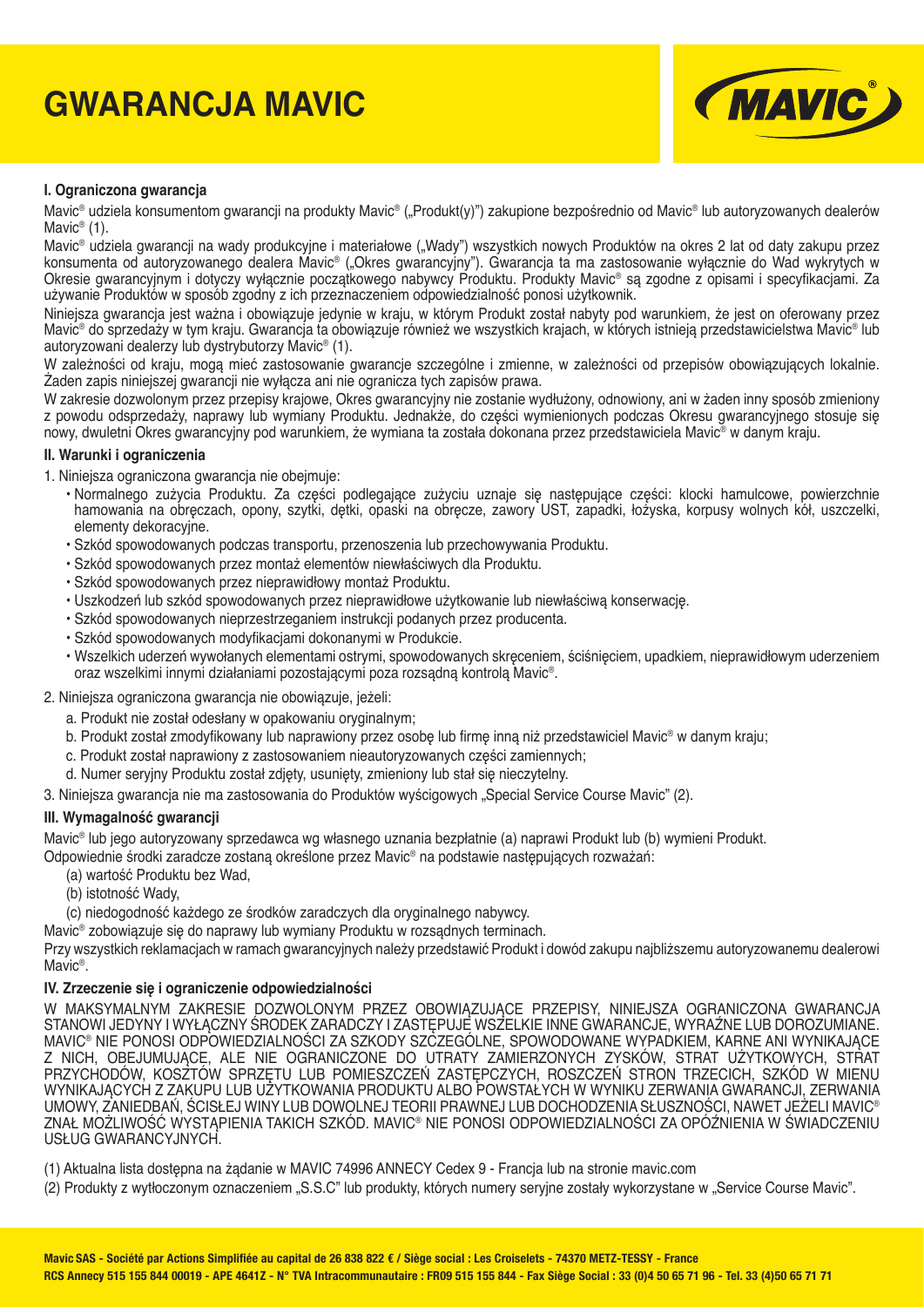# GWARANCJA MAVIC

### I. Ograniczona gwarancja

Mavic® udziela konsumentom gwarancji na produkty Mavic® („Produkt(y)") zakupione bezpośrednio od Mavic® lub autoryzowanych dealerów Mavic® (1).

Mavic® udziela gwarancji na wady produkcyjne i materiałowe („Wady") wszystkich nowych Produktów na okres 2 lat od daty zakupu przez konsumenta od autoryzowanego dealera Mavic® („Okres gwarancyjny"). Gwarancja ta ma zastosowanie wyłącznie do Wad wykrytych w Okresie gwarancyjnym i dotyczy wyłącznie początkowego nabywcy Produktu. Produkty Mavic® są zgodne z opisami i specyfikacjami. Za używanie Produktów w sposób zgodny z ich przeznaczeniem odpowiedzialność ponosi użytkownik.

Niniejsza gwarancja jest ważna i obowiązuje jedynie w kraju, w którym Produkt został nabyty pod warunkiem, że jest on oferowany przez Mavic® do sprzedaży w tym kraju. Gwarancja ta obowiązuje również we wszystkich krajach, w których istnieją przedstawicielstwa Mavic® lub autoryzowani dealerzy lub dystrybutorzy Mavic® (1).

W zależności od kraju, mogą mieć zastosowanie gwarancje szczególne i zmienne, w zależności od przepisów obowiązujących lokalnie. Żaden zapis niniejszej gwarancji nie wyłącza ani nie ogranicza tych zapisów prawa.

W zakresie dozwolonym przez przepisy krajowe, Okres gwarancyjny nie zostanie wydłużony, odnowiony, ani w żaden inny sposób zmieniony z powodu odsprzedaży, naprawy lub wymiany Produktu. Jednakże, do części wymienionych podczas Okresu gwarancyjnego stosuje się nowy, dwuletni Okres gwarancyjny pod warunkiem, że wymiana ta została dokonana przez przedstawiciela Mavic® w danym kraju.

### II. Warunki i ograniczenia

1. Niniejsza ograniczona gwarancja nie obejmuje:
   - Normalnego zużycia Produktu. Za części podlegające zużyciu uznaje się następujące części: klocki hamulcowe, powierzchnie hamowania na obręczach, opony, szytki, dętki, opaski na obręcze, zawory UST, zapadki, łożyska, korpusy wolnych kół, uszczelki, elementy dekoracyjne.
   - Szkód spowodowanych podczas transportu, przenoszenia lub przechowywania Produktu.
   - Szkód spowodowanych przez montaż elementów niewłaściwych dla Produktu.
   - Szkód spowodowanych przez nieprawidłowy montaż Produktu.
   - Uszkodzeń lub szkód spowodowanych przez nieprawidłowe użytkowanie lub niewłaściwą konserwację.
   - Szkód spowodowanych nieprzestrzeganiem instrukcji podanych przez producenta.
   - Szkód spowodowanych modyfikacjami dokonanymi w Produkcie.
   - Wszelkich uderzeń wywołanych elementami ostrymi, spowodowanych skręceniem, ściśnięciem, upadkiem, nieprawidłowym uderzeniem oraz wszelkimi innymi działaniami pozostającymi poza rozsądną kontrolą Mavic®.
2. Niniejsza ograniczona gwarancja nie obowiązuje, jeżeli:
   a. Produkt nie został odesłany w opakowaniu oryginalnym;
   b. Produkt został zmodyfikowany lub naprawiony przez osobę lub firmę inną niż przedstawiciel Mavic® w danym kraju;
   c. Produkt został naprawiony z zastosowaniem nieautoryzowanych części zamiennych;
   d. Numer seryjny Produktu został zdjęty, usunięty, zmieniony lub stał się nieczytelny.
3. Niniejsza gwarancja nie ma zastosowania do Produktów wyścigowych „Special Service Course Mavic" (2).

### III. Wymagalność gwarancji

Mavic® lub jego autoryzowany sprzedawca wg własnego uznania bezpłatnie (a) naprawi Produkt lub (b) wymieni Produkt.

Odpowiednie środki zaradcze zostaną określone przez Mavic® na podstawie następujących rozważań:

(a) wartość Produktu bez Wad,
(b) istotność Wady,
(c) niedogodność każdego ze środków zaradczych dla oryginalnego nabywcy.

Mavic® zobowiązuje się do naprawy lub wymiany Produktu w rozsądnych terminach.

Przy wszystkich reklamacjach w ramach gwarancyjnych należy przedstawić Produkt i dowód zakupu najbliższemu autoryzowanemu dealerowi Mavic®.

### IV. Zrzeczenie się i ograniczenie odpowiedzialności

W MAKSYMALNYM ZAKRESIE DOZWOLONYM PRZEZ OBOWIĄZUJĄCE PRZEPISY, NINIEJSZA OGRANICZONA GWARANCJA STANOWI JEDYNY I WYŁĄCZNY ŚRODEK ZARADCZY I ZASTĘPUJE WSZELKIE INNE GWARANCJE, WYRAŹNE LUB DOROZUMIANE. MAVIC® NIE PONOSI ODPOWIEDZIALNOŚCI ZA SZKODY SZCZEGÓLNE, SPOWODOWANE WYPADKIEM, KARNE ANI WYNIKAJĄCE Z NICH, OBEJMUJĄCE, ALE NIE OGRANICZONE DO UTRATY ZAMIERZONYCH ZYSKÓW, STRAT UŻYTKOWYCH, STRAT PRZYCHODÓW, KOSZTÓW SPRZĘTU LUB POMIESZCZEŃ ZASTĘPCZYCH, ROSZCZEŃ STRON TRZECICH, SZKÓD W MIENIU WYNIKAJĄCYCH Z ZAKUPU LUB UŻYTKOWANIA PRODUKTU ALBO POWSTAŁYCH W WYNIKU ZERWANIA GWARANCJI, ZERWANIA UMOWY, ZANIEDBAŃ, ŚCISŁEJ WINY LUB DOWOLNEJ TEORII PRAWNEJ LUB DOCHODZENIA SŁUSZNOŚCI, NAWET JEŻELI MAVIC® ZNAŁ MOŻLIWOŚĆ WYSTĄPIENIA TAKICH SZKÓD. MAVIC® NIE PONOSI ODPOWIEDZIALNOŚCI ZA OPÓŹNIENIA W ŚWIADCZENIU USŁUG GWARANCYJNYCH.

(1) Aktualna lista dostępna na żądanie w MAVIC 74996 ANNECY Cedex 9 - Francja lub na stronie mavic.com

(2) Produkty z wytłoczonym oznaczeniem „S.S.C" lub produkty, których numery seryjne zostały wykorzystane w „Service Course Mavic".

**Mavic SAS - Société par Actions Simplifiée au capital de 26 838 822 € / Siège social : Les Croiselets - 74370 METZ-TESSY - France**
**RCS Annecy 515 155 844 00019 - APE 4641Z - N° TVA Intracommunautaire : FR09 515 155 844 - Fax Siège Social : 33 (0)4 50 65 71 96 - Tel. 33 (4)50 65 71 71**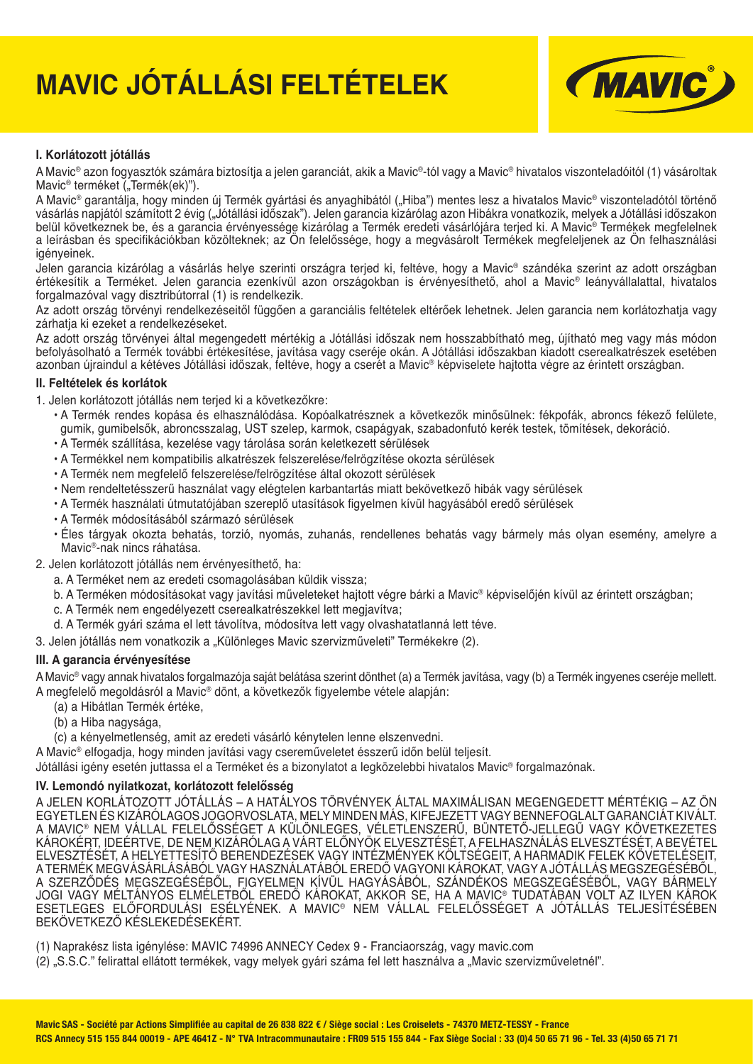# MAVIC JÓTÁLLÁSI FELTÉTELEK

### I. Korlátozott jótállás

A Mavic® azon fogyasztók számára biztosítja a jelen garanciát, akik a Mavic®-tól vagy a Mavic® hivatalos viszonteladóitól (1) vásároltak Mavic® terméket („Termék(ek)").

A Mavic® garantálja, hogy minden új Termék gyártási és anyaghibától („Hiba") mentes lesz a hivatalos Mavic® viszonteladótól történő vásárlás napjától számított 2 évig („Jótállási időszak"). Jelen garancia kizárólag azon Hibákra vonatkozik, melyek a Jótállási időszakon belül következnek be, és a garancia érvényessége kizárólag a Termék eredeti vásárlójára terjed ki. A Mavic® Termékek megfelelnek a leírásban és specifikációkban közölteknek; az Ön felelőssége, hogy a megvásárolt Termékek megfeleljenek az Ön felhasználási igényeinek.

Jelen garancia kizárólag a vásárlás helye szerinti országra terjed ki, feltéve, hogy a Mavic® szándéka szerint az adott országban értékesítik a Terméket. Jelen garancia ezenkívül azon országokban is érvényesíthető, ahol a Mavic® leányvállalattal, hivatalos forgalmazóval vagy disztribútorral (1) is rendelkezik.

Az adott ország törvényi rendelkezéseitől függően a garanciális feltételek eltérőek lehetnek. Jelen garancia nem korlátozhatja vagy zárhatja ki ezeket a rendelkezéseket.

Az adott ország törvényei által megengedett mértékig a Jótállási időszak nem hosszabbítható meg, újítható meg vagy más módon befolyásolható a Termék további értékesítése, javítása vagy cseréje okán. A Jótállási időszakban kiadott cserealkatrészek esetében azonban újraindul a kétéves Jótállási időszak, feltéve, hogy a cserét a Mavic® képviselete hajtotta végre az érintett országban.

### II. Feltételek és korlátok

1. Jelen korlátozott jótállás nem terjed ki a következőkre:
   - A Termék rendes kopása és elhasználódása. Kopóalkatrésznek a következők minősülnek: fékpofák, abroncs fékező felülete, gumik, gumibelsők, abroncsszalag, UST szelep, karmok, csapágyak, szabadonfutó kerék testek, tömítések, dekoráció.
   - A Termék szállítása, kezelése vagy tárolása során keletkezett sérülések
   - A Termékkel nem kompatibilis alkatrészek felszerelése/felrögzítése okozta sérülések
   - A Termék nem megfelelő felszerelése/felrögzítése által okozott sérülések
   - Nem rendeltetésszerű használat vagy elégtelen karbantartás miatt bekövetkező hibák vagy sérülések
   - A Termék használati útmutatójában szereplő utasítások figyelmen kívül hagyásából eredő sérülések
   - A Termék módosításából származó sérülések
   - Éles tárgyak okozta behatás, torzió, nyomás, zuhanás, rendellenes behatás vagy bármely más olyan esemény, amelyre a Mavic®-nak nincs ráhatása.
2. Jelen korlátozott jótállás nem érvényesíthető, ha:
   a. A Terméket nem az eredeti csomagolásában küldik vissza;
   b. A Terméken módosításokat vagy javítási műveleteket hajtott végre bárki a Mavic® képviselőjén kívül az érintett országban;
   c. A Termék nem engedélyezett cserealkatrészekkel lett megjavítva;
   d. A Termék gyári száma el lett távolítva, módosítva lett vagy olvashatatlanná lett téve.
3. Jelen jótállás nem vonatkozik a „Különleges Mavic szervizműveleti" Termékekre (2).

### III. A garancia érvényesítése

A Mavic® vagy annak hivatalos forgalmazója saját belátása szerint dönthet (a) a Termék javítása, vagy (b) a Termék ingyenes cseréje mellett. A megfelelő megoldásról a Mavic® dönt, a következők figyelembe vétele alapján:

(a) a Hibátlan Termék értéke,
(b) a Hiba nagysága,
(c) a kényelmetlenség, amit az eredeti vásárló kénytelen lenne elszenvedni.

A Mavic® elfogadja, hogy minden javítási vagy csereműveletet ésszerű időn belül teljesít.

Jótállási igény esetén juttassa el a Terméket és a bizonylatot a legközelebbi hivatalos Mavic® forgalmazónak.

### IV. Lemondó nyilatkozat, korlátozott felelősség

A JELEN KORLÁTOZOTT JÓTÁLLÁS – A HATÁLYOS TÖRVÉNYEK ÁLTAL MAXIMÁLISAN MEGENGEDETT MÉRTÉKIG – AZ ÖN EGYETLEN ÉS KIZÁRÓLAGOS JOGORVOSLATA, MELY MINDEN MÁS, KIFEJEZETT VAGY BENNEFOGLALT GARANCIÁT KIVÁLT. A MAVIC® NEM VÁLLAL FELELŐSSÉGET A KÜLÖNLEGES, VÉLETLENSZERŰ, BÜNTETŐ-JELLEGŰ VAGY KÖVETKEZETES KÁROKÉRT, IDEÉRTVE, DE NEM KIZÁRÓLAG A VÁRT ELŐNYÖK ELVESZTÉSÉT, A FELHASZNÁLÁS ELVESZTÉSÉT, A BEVÉTEL ELVESZTÉSÉT, A HELYETTESÍTŐ BERENDEZÉSEK VAGY INTÉZMÉNYEK KÖLTSÉGEIT, A HARMADIK FELEK KÖVETELÉSEIT, A TERMÉK MEGVÁSÁRLÁSÁBÓL VAGY HASZNÁLATÁBÓL EREDŐ VAGYONI KÁROKAT, VAGY A JÓTÁLLÁS MEGSZEGÉSÉBŐL, A SZERZŐDÉS MEGSZEGÉSÉBŐL, FIGYELMEN KÍVÜL HAGYÁSÁBÓL, SZÁNDÉKOS MEGSZEGÉSÉBŐL, VAGY BÁRMELY JOGI VAGY MÉLTÁNYOS ELMÉLETBŐL EREDŐ KÁROKAT, AKKOR SE, HA A MAVIC® TUDATÁBAN VOLT AZ ILYEN KÁROK ESETLEGES ELŐFORDULÁSI ESÉLYÉNEK. A MAVIC® NEM VÁLLAL FELELŐSSÉGET A JÓTÁLLÁS TELJESÍTÉSÉBEN BEKÖVETKEZŐ KÉSLEKEDÉSEKÉRT.

(1) Naprakész lista igénylése: MAVIC 74996 ANNECY Cedex 9 - Franciaország, vagy mavic.com

(2) „S.S.C." felirattal ellátott termékek, vagy melyek gyári száma fel lett használva a „Mavic szervizműveletnél".

**Mavic SAS - Société par Actions Simplifiée au capital de 26 838 822 € / Siège social : Les Croiselets - 74370 METZ-TESSY - France**
**RCS Annecy 515 155 844 00019 - APE 4641Z - N° TVA Intracommunautaire : FR09 515 155 844 - Fax Siège Social : 33 (0)4 50 65 71 96 - Tel. 33 (4)50 65 71 71**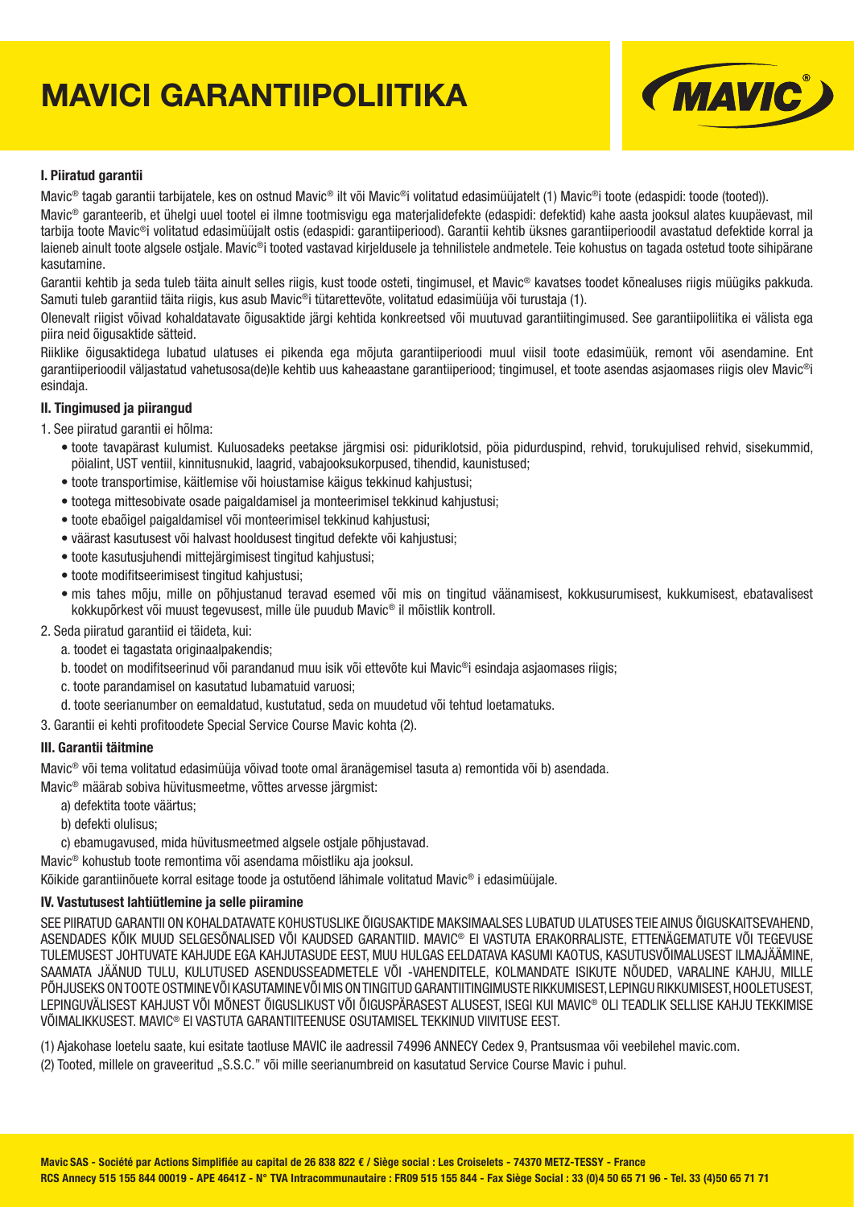# MAVICI GARANTIIPOLIITIKA

MAVIC®

### I. Piiratud garantii

Mavic® tagab garantii tarbijatele, kes on ostnud Mavic® ilt või Mavic®i volitatud edasimüüjatelt (1) Mavic®i toote (edaspidi: toode (tooted)).

Mavic® garanteerib, et ühelgi uuel tootel ei ilmne tootmisvigu ega materjalidefekte (edaspidi: defektid) kahe aasta jooksul alates kuupäevast, mil tarbija toote Mavic®i volitatud edasimüüjalt ostis (edaspidi: garantiiperiood). Garantii kehtib üksnes garantiiperioodil avastatud defektide korral ja laieneb ainult toote algsele ostjale. Mavic®i tooted vastavad kirjeldusele ja tehnilistele andmetele. Teie kohustus on tagada ostetud toote sihipärane kasutamine.

Garantii kehtib ja seda tuleb täita ainult selles riigis, kust toode osteti, tingimusel, et Mavic® kavatses toodet kõnealuses riigis müügiks pakkuda. Samuti tuleb garantiid täita riigis, kus asub Mavic®i tütarettevõte, volitatud edasimüüja või turustaja (1).

Olenevalt riigist võivad kohaldatavate õigusaktide järgi kehtida konkreetsed või muutuvad garantiitingimused. See garantiipoliitika ei välista ega piira neid õigusaktide sätteid.

Riiklike õigusaktidega lubatud ulatuses ei pikenda ega mõjuta garantiiperioodi muul viisil toote edasimüük, remont või asendamine. Ent garantiiperioodil väljastatud vahetusosa(de)le kehtib uus kaheaastane garantiiperiood; tingimusel, et toote asendas asjaomases riigis olev Mavic®i esindaja.

### II. Tingimused ja piirangud

1. See piiratud garantii ei hõlma:
   - toote tavapärast kulumist. Kuluosadeks peetakse järgmisi osi: piduriklotsid, põia pidurduspind, rehvid, torukujulised rehvid, sisekummid, põialint, UST ventiil, kinnitusnukid, laagrid, vabajooksukorpused, tihendid, kaunistused;
   - toote transportimise, käitlemise või hoiustamise käigus tekkinud kahjustusi;
   - tootega mittesobivate osade paigaldamisel ja monteerimisel tekkinud kahjustusi;
   - toote ebaõigel paigaldamisel või monteerimisel tekkinud kahjustusi;
   - väärast kasutusest või halvast hooldusest tingitud defekte või kahjustusi;
   - toote kasutusjuhendi mittejärgimisest tingitud kahjustusi;
   - toote modifitseerimisest tingitud kahjustusi;
   - mis tahes mõju, mille on põhjustanud teravad esemed või mis on tingitud väänamisest, kokkusurumisest, kukkumisest, ebatavalisest kokkupõrkest või muust tegevusest, mille üle puudub Mavic® il mõistlik kontroll.
2. Seda piiratud garantiid ei täideta, kui:
   a. toodet ei tagastata originaalpakendis;
   b. toodet on modifitseerinud või parandanud muu isik või ettevõte kui Mavic®i esindaja asjaomases riigis;
   c. toote parandamisel on kasutatud lubamatuid varuosi;
   d. toote seerianumber on eemaldatud, kustutatud, seda on muudetud või tehtud loetamatuks.
3. Garantii ei kehti profitoodete Special Service Course Mavic kohta (2).

### III. Garantii täitmine

Mavic® või tema volitatud edasimüüja võivad toote omal äranägemisel tasuta a) remontida või b) asendada.

Mavic® määrab sobiva hüvitusmeetme, võttes arvesse järgmist:

a) defektita toote väärtus;
b) defekti olulisus;
c) ebamugavused, mida hüvitusmeetmed algsele ostjale põhjustavad.

Mavic® kohustub toote remontima või asendama mõistliku aja jooksul.

Kõikide garantiinõuete korral esitage toode ja ostutõend lähimale volitatud Mavic® i edasimüüjale.

### IV. Vastutusest lahtiütlemine ja selle piiramine

SEE PIIRATUD GARANTII ON KOHALDATAVATE KOHUSTUSLIKE ÕIGUSAKTIDE MAKSIMAALSES LUBATUD ULATUSES TEIE AINUS ÕIGUSKAITSEVAHEND, ASENDADES KÕIK MUUD SELGESÕNALISED VÕI KAUDSED GARANTIID. MAVIC® EI VASTUTA ERAKORRALISTE, ETTENÄGEMATUTE VÕI TEGEVUSE TULEMUSEST JOHTUVATE KAHJUDE EGA KAHJUTASUDE EEST, MUU HULGAS EELDATAVA KASUMI KAOTUS, KASUTUSVÕIMALUSEST ILMAJÄÄMINE, SAAMATA JÄÄNUD TULU, KULUTUSED ASENDUSSEADMETELE VÕI -VAHENDITELE, KOLMANDATE ISIKUTE NÕUDED, VARALINE KAHJU, MILLE PÕHJUSEKS ON TOOTE OSTMINE VÕI KASUTAMINE VÕI MIS ON TINGITUD GARANTIITINGIMUSTE RIKKUMISEST, LEPINGU RIKKUMISEST, HOOLETUSEST, LEPINGUVÄLISEST KAHJUST VÕI MÕNEST ÕIGUSLIKUST VÕI ÕIGUSPÄRASEST ALUSEST, ISEGI KUI MAVIC® OLI TEADLIK SELLISE KAHJU TEKKIMISE VÕIMALIKKUSEST. MAVIC® EI VASTUTA GARANTIITEENUSE OSUTAMISEL TEKKINUD VIIVITUSE EEST.

(1) Ajakohase loetelu saate, kui esitate taotluse MAVIC ile aadressil 74996 ANNECY Cedex 9, Prantsusmaa või veebilehel mavic.com.

(2) Tooted, millele on graveeritud „S.S.C." või mille seerianumbreid on kasutatud Service Course Mavic i puhul.

**Mavic SAS - Société par Actions Simplifiée au capital de 26 838 822 € / Siège social : Les Croiselets - 74370 METZ-TESSY - France**
**RCS Annecy 515 155 844 00019 - APE 4641Z - N° TVA Intracommunautaire : FR09 515 155 844 - Fax Siège Social : 33 (0)4 50 65 71 96 - Tel. 33 (4)50 65 71 71**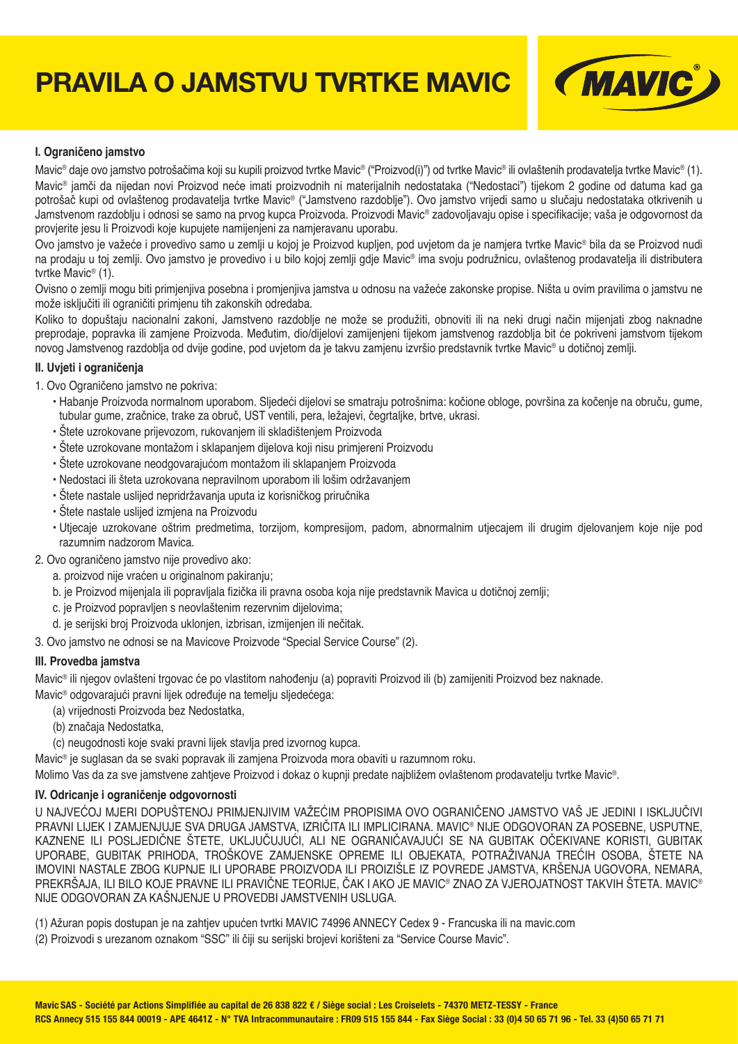# PRAVILA O JAMSTVU TVRTKE MAVIC

### I. Ograničeno jamstvo

Mavic® daje ovo jamstvo potrošačima koji su kupili proizvod tvrtke Mavic® ("Proizvod(i)") od tvrtke Mavic® ili ovlaštenih prodavatelja tvrtke Mavic® (1). Mavic® jamči da nijedan novi Proizvod neće imati proizvodnih ni materijalnih nedostataka ("Nedostaci") tijekom 2 godine od datuma kad ga potrošač kupi od ovlaštenog prodavatelja tvrtke Mavic® ("Jamstveno razdoblje"). Ovo jamstvo vrijedi samo u slučaju nedostataka otkrivenih u Jamstvenom razdoblju i odnosi se samo na prvog kupca Proizvoda. Proizvodi Mavic® zadovoljavaju opise i specifikacije; vaša je odgovornost da provjerite jesu li Proizvodi koje kupujete namijenjeni za namjeravanu uporabu.

Ovo jamstvo je važeće i provedivo samo u zemlji u kojoj je Proizvod kupljen, pod uvjetom da je namjera tvrtke Mavic® bila da se Proizvod nudi na prodaju u toj zemlji. Ovo jamstvo je provedivo i u bilo kojoj zemlji gdje Mavic® ima svoju podružnicu, ovlaštenog prodavatelja ili distributera tvrtke Mavic® (1).

Ovisno o zemlji mogu biti primjenjiva posebna i promjenjiva jamstva u odnosu na važeće zakonske propise. Ništa u ovim pravilima o jamstvu ne može isključiti ili ograničiti primjenu tih zakonskih odredaba.

Koliko to dopuštaju nacionalni zakoni, Jamstveno razdoblje ne može se produžiti, obnoviti ili na neki drugi način mijenjati zbog naknadne preprodaje, popravka ili zamjene Proizvoda. Međutim, dio/dijelovi zamijenjeni tijekom jamstvenog razdoblja bit će pokriveni jamstvom tijekom novog Jamstvenog razdoblja od dvije godine, pod uvjetom da je takvu zamjenu izvršio predstavnik tvrtke Mavic® u dotičnoj zemlji.

### II. Uvjeti i ograničenja

1. Ovo Ograničeno jamstvo ne pokriva:
   - Habanje Proizvoda normalnom uporabom. Sljedeći dijelovi se smatraju potrošnima: kočione obloge, površina za kočenje na obruču, gume, tubular gume, zračnice, trake za obruč, UST ventili, pera, ležajevi, čegrtaljke, brtve, ukrasi.
   - Štete uzrokovane prijevozom, rukovanjem ili skladištenjem Proizvoda
   - Štete uzrokovane montažom i sklapanjem dijelova koji nisu primjereni Proizvodu
   - Štete uzrokovane neodgovarajućom montažom ili sklapanjem Proizvoda
   - Nedostaci ili šteta uzrokovana nepravilnom uporabom ili lošim održavanjem
   - Štete nastale uslijed nepridržavanja uputa iz korisničkog priručnika
   - Štete nastale uslijed izmjena na Proizvodu
   - Utjecaje uzrokovane oštrim predmetima, torzijom, kompresijom, padom, abnormalnim utjecajem ili drugim djelovanjem koje nije pod razumnim nadzorom Mavica.
2. Ovo ograničeno jamstvo nije provedivo ako:
   a. proizvod nije vraćen u originalnom pakiranju;
   b. je Proizvod mijenjala ili popravljala fizička ili pravna osoba koja nije predstavnik Mavica u dotičnoj zemlji;
   c. je Proizvod popravljen s neovlaštenim rezervnim dijelovima;
   d. je serijski broj Proizvoda uklonjen, izbrisan, izmijenjen ili nečitak.
3. Ovo jamstvo ne odnosi se na Mavicove Proizvode "Special Service Course" (2).

### III. Provedba jamstva

Mavic® ili njegov ovlašteni trgovac će po vlastitom nahođenju (a) popraviti Proizvod ili (b) zamijeniti Proizvod bez naknade.

Mavic® odgovarajući pravni lijek određuje na temelju sljedećega:

(a) vrijednosti Proizvoda bez Nedostatka,
(b) značaja Nedostatka,
(c) neugodnosti koje svaki pravni lijek stavlja pred izvornog kupca.

Mavic® je suglasan da se svaki popravak ili zamjena Proizvoda mora obaviti u razumnom roku.

Molimo Vas da za sve jamstvene zahtjeve Proizvod i dokaz o kupnji predate najbližem ovlaštenom prodavatelju tvrtke Mavic®.

### IV. Odricanje i ograničenje odgovornosti

U NAJVEĆOJ MJERI DOPUŠTENOJ PRIMJENJIVIM VAŽEĆIM PROPISIMA OVO OGRANIČENO JAMSTVO VAŠ JE JEDINI I ISKLJUČIVI PRAVNI LIJEK I ZAMJENJUJE SVA DRUGA JAMSTVA, IZRIČITA ILI IMPLICIRANA. MAVIC® NIJE ODGOVORAN ZA POSEBNE, USPUTNE, KAZNENE ILI POSLJEDIČNE ŠTETE, UKLJUČUJUĆI, ALI NE OGRANIČAVAJUĆI SE NA GUBITAK OČEKIVANE KORISTI, GUBITAK UPORABE, GUBITAK PRIHODA, TROŠKOVE ZAMJENSKE OPREME ILI OBJEKATA, POTRAŽIVANJA TREĆIH OSOBA, ŠTETE NA IMOVINI NASTALE ZBOG KUPNJE ILI UPORABE PROIZVODA ILI PROIZIŠLE IZ POVREDE JAMSTVA, KRŠENJA UGOVORA, NEMARA, PREKRŠAJA, ILI BILO KOJE PRAVNE ILI PRAVIČNE TEORIJE, ČAK I AKO JE MAVIC® ZNAO ZA VJEROJATNOST TAKVIH ŠTETA. MAVIC® NIJE ODGOVORAN ZA KAŠNJENJE U PROVEDBI JAMSTVENIH USLUGA.

(1) Ažuran popis dostupan je na zahtjev upućen tvrtki MAVIC 74996 ANNECY Cedex 9 - Francuska ili na mavic.com

(2) Proizvodi s urezanom oznakom "SSC" ili čiji su serijski brojevi korišteni za "Service Course Mavic".

**Mavic SAS - Société par Actions Simplifiée au capital de 26 838 822 € / Siège social : Les Croiselets - 74370 METZ-TESSY - France**
**RCS Annecy 515 155 844 00019 - APE 4641Z - N° TVA Intracommunautaire : FR09 515 155 844 - Fax Siège Social : 33 (0)4 50 65 71 96 - Tel. 33 (4)50 65 71 71**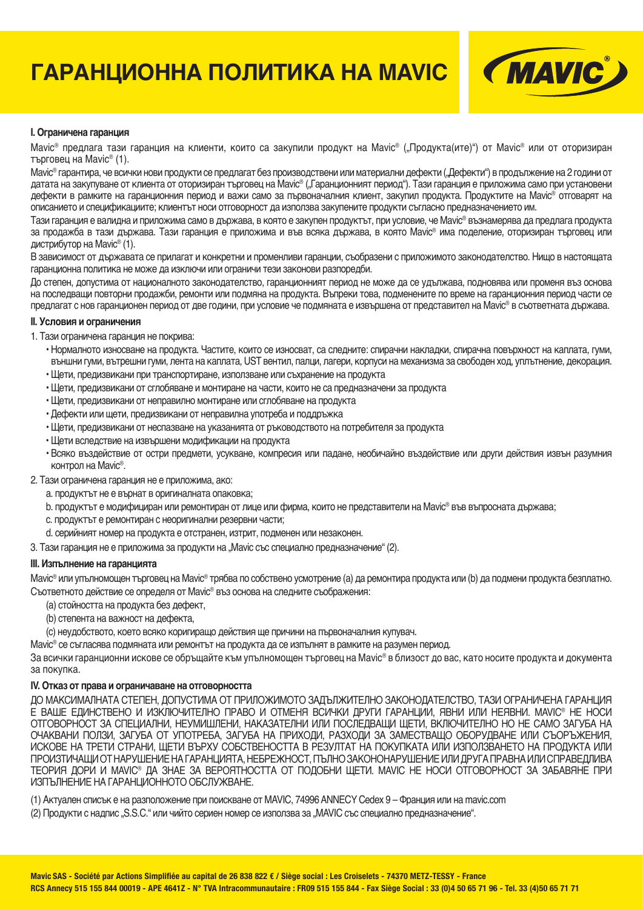# ГАРАНЦИОННА ПОЛИТИКА НА MAVIC

### I. Ограничена гаранция

Mavic® предлага тази гаранция на клиенти, които са закупили продукт на Mavic® („Продукта(ите)“) от Mavic® или от оторизиран търговец на Mavic® (1).

Mavic® гарантира, че всички нови продукти се предлагат без производствени или материални дефекти („Дефекти“) в продължение на 2 години от датата на закупуване от клиента от оторизиран търговец на Mavic® („Гаранционният период“). Тази гаранция е приложима само при установени дефекти в рамките на гаранционния период и важи само за първоначалния клиент, закупил продукта. Продуктите на Mavic® отговарят на описанието и спецификациите; клиентът носи отговорност да използва закупените продукти съгласно предназначението им.

Тази гаранция е валидна и приложима само в държава, в която е закупен продуктът, при условие, че Mavic® възнамерява да предлага продукта за продажба в тази държава. Тази гаранция е приложима и във всяка държава, в която Mavic® има поделение, оторизиран търговец или дистрибутор на Mavic® (1).

В зависимост от държавата се прилагат и конкретни и променливи гаранции, съобразени с приложимото законодателство. Нищо в настоящата гаранционна политика не може да изключи или ограничи тези законови разпоредби.

До степен, допустима от националното законодателство, гаранционният период не може да се удължава, подновява или променя въз основа на последващи повторни продажби, ремонти или подмяна на продукта. Въпреки това, подменените по време на гаранционния период части се предлагат с нов гаранционен период от две години, при условие че подмяната е извършена от представител на Mavic® в съответната държава.

### II. Условия и ограничения

1. Тази ограничена гаранция не покрива:
   - Нормалното износване на продукта. Частите, които се износват, са следните: спирачни накладки, спирачна повърхност на каплата, гуми, външни гуми, вътрешни гуми, лента на каплата, UST вентил, палци, лагери, корпуси на механизма за свободен ход, уплътнение, декорация.
   - Щети, предизвикани при транспортиране, използване или съхранение на продукта
   - Щети, предизвикани от сглобяване и монтиране на части, които не са предназначени за продукта
   - Щети, предизвикани от неправилно монтиране или сглобяване на продукта
   - Дефекти или щети, предизвикани от неправилна употреба и поддръжка
   - Щети, предизвикани от неспазване на указанията от ръководството на потребителя за продукта
   - Щети вследствие на извършени модификации на продукта
   - Всяко въздействие от остри предмети, усукване, компресия или падане, необичайно въздействие или други действия извън разумния контрол на Mavic®.
2. Тази ограничена гаранция не е приложима, ако:
   a. продуктът не е върнат в оригиналната опаковка;
   b. продуктът е модифициран или ремонтиран от лице или фирма, които не представители на Mavic® във въпросната държава;
   c. продуктът е ремонтиран с неоригинални резервни части;
   d. серийният номер на продукта е отстранен, изтрит, подменен или незаконен.
3. Тази гаранция не е приложима за продукти на „Mavic със специално предназначение“ (2).

### III. Изпълнение на гаранцията

Mavic® или упълномощен търговец на Mavic® трябва по собствено усмотрение (a) да ремонтира продукта или (b) да подмени продукта безплатно. Съответното действие се определя от Mavic® въз основа на следните съображения:

(a) стойността на продукта без дефект,
(b) степента на важност на дефекта,
(c) неудобството, което всяко коригиращо действия ще причини на първоначалния купувач.

Mavic® се съгласява подмяната или ремонтът на продукта да се изпълнят в рамките на разумен период.

За всички гаранционни искове се обръщайте към упълномощен търговец на Mavic® в близост до вас, като носите продукта и документа за покупка.

### IV. Отказ от права и ограничаване на отговорността

ДО МАКСИМАЛНАТА СТЕПЕН, ДОПУСТИМА ОТ ПРИЛОЖИМОТО ЗАДЪЛЖИТЕЛНО ЗАКОНОДАТЕЛСТВО, ТАЗИ ОГРАНИЧЕНА ГАРАНЦИЯ Е ВАШЕ ЕДИНСТВЕНО И ИЗКЛЮЧИТЕЛНО ПРАВО И ОТМЕНЯ ВСИЧКИ ДРУГИ ГАРАНЦИИ, ЯВНИ ИЛИ НЕЯВНИ. MAVIC® НЕ НОСИ ОТГОВОРНОСТ ЗА СПЕЦИАЛНИ, НЕУМИШЛЕНИ, НАКАЗАТЕЛНИ ИЛИ ПОСЛЕДВАЩИ ЩЕТИ, ВКЛЮЧИТЕЛНО НО НЕ САМО ЗАГУБА НА ОЧАКВАНИ ПОЛЗИ, ЗАГУБА ОТ УПОТРЕБА, ЗАГУБА НА ПРИХОДИ, РАЗХОДИ ЗА ЗАМЕСТВАЩО ОБОРУДВАНЕ ИЛИ СЪОРЪЖЕНИЯ, ИСКОВЕ НА ТРЕТИ СТРАНИ, ЩЕТИ ВЪРХУ СОБСТВЕНОСТТА В РЕЗУЛТАТ НА ПОКУПКАТА ИЛИ ИЗПОЛЗВАНЕТО НА ПРОДУКТА ИЛИ ПРОИЗТИЧАЩИ ОТ НАРУШЕНИЕ НА ГАРАНЦИЯТА, НЕБРЕЖНОСТ, ПЪЛНО ЗАКОНОНАРУШЕНИЕ ИЛИ ДРУГА ПРАВНА ИЛИ СПРАВЕДЛИВА ТЕОРИЯ ДОРИ И MAVIC® ДА ЗНАЕ ЗА ВЕРОЯТНОСТТА ОТ ПОДОБНИ ЩЕТИ. MAVIC НЕ НОСИ ОТГОВОРНОСТ ЗА ЗАБАВЯНЕ ПРИ ИЗПЪЛНЕНИЕ НА ГАРАНЦИОННОТО ОБСЛУЖВАНЕ.

(1) Актуален списък е на разположение при поискване от MAVIC, 74996 ANNECY Cedex 9 – Франция или на mavic.com

(2) Продукти с надпис „S.S.C.“ или чийто сериен номер се използва за „MAVIC със специално предназначение“.

**Mavic SAS - Société par Actions Simplifiée au capital de 26 838 822 € / Siège social : Les Croiselets - 74370 METZ-TESSY - France**
**RCS Annecy 515 155 844 00019 - APE 4641Z - N° TVA Intracommunautaire : FR09 515 155 844 - Fax Siège Social : 33 (0)4 50 65 71 96 - Tel. 33 (4)50 65 71 71**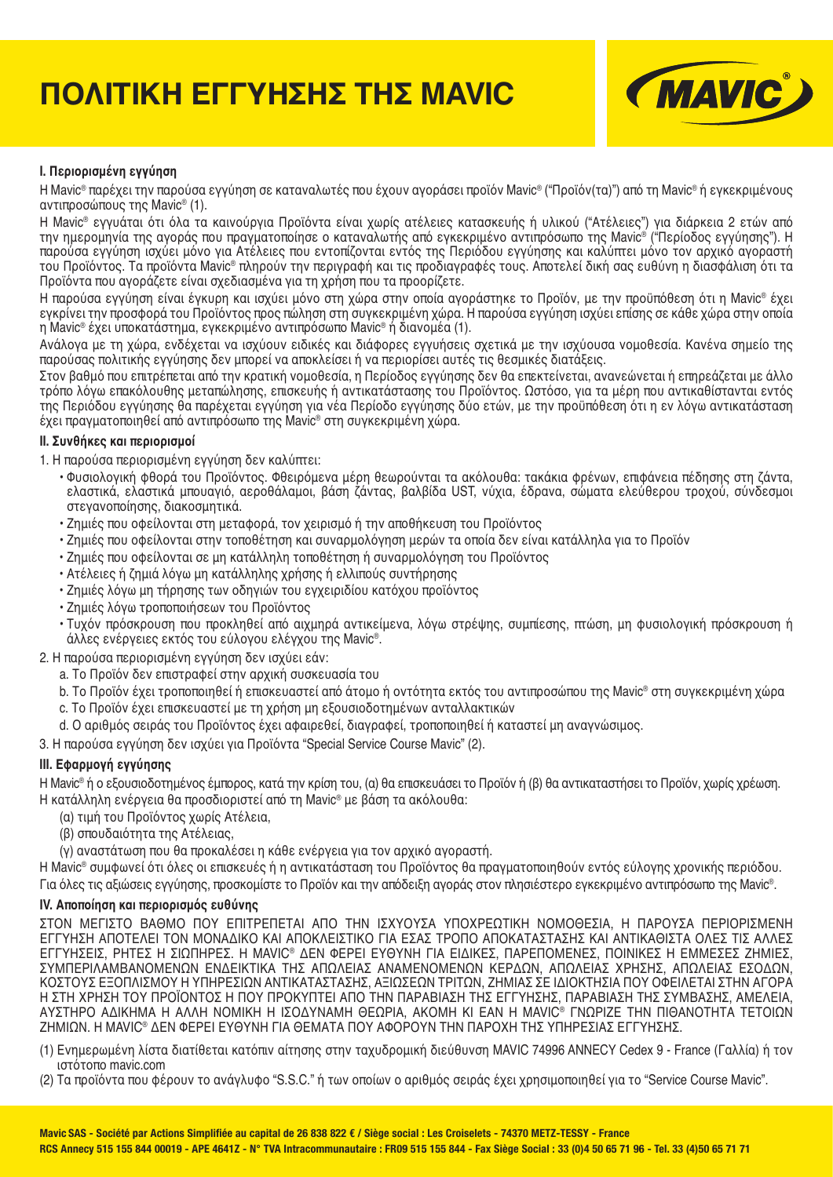# ΠΟΛΙΤΙΚΗ ΕΓΓΥΗΣΗΣ ΤΗΣ MAVIC

### I. Περιορισμένη εγγύηση

Η Mavic® παρέχει την παρούσα εγγύηση σε καταναλωτές που έχουν αγοράσει προϊόν Mavic® ("Προϊόν(τα)") από τη Mavic® ή εγκεκριμένους αντιπροσώπους της Mavic® (1).

Η Mavic® εγγυάται ότι όλα τα καινούργια Προϊόντα είναι χωρίς ατέλειες κατασκευής ή υλικού ("Ατέλειες") για διάρκεια 2 ετών από την ημερομηνία της αγοράς που πραγματοποίησε ο καταναλωτής από εγκεκριμένο αντιπρόσωπο της Mavic® ("Περίοδος εγγύησης"). Η παρούσα εγγύηση ισχύει μόνο για Ατέλειες που εντοπίζονται εντός της Περιόδου εγγύησης και καλύπτει μόνο τον αρχικό αγοραστή του Προϊόντος. Τα προϊόντα Mavic® πληρούν την περιγραφή και τις προδιαγραφές τους. Αποτελεί δική σας ευθύνη η διασφάλιση ότι τα Προϊόντα που αγοράζετε είναι σχεδιασμένα για τη χρήση που τα προορίζετε.

Η παρούσα εγγύηση είναι έγκυρη και ισχύει μόνο στη χώρα στην οποία αγοράστηκε το Προϊόν, με την προϋπόθεση ότι η Mavic® έχει εγκρίνει την προσφορά του Προϊόντος προς πώληση στη συγκεκριμένη χώρα. Η παρούσα εγγύηση ισχύει επίσης σε κάθε χώρα στην οποία η Mavic® έχει υποκατάστημα, εγκεκριμένο αντιπρόσωπο Mavic® ή διανομέα (1).

Ανάλογα με τη χώρα, ενδέχεται να ισχύουν ειδικές και διάφορες εγγυήσεις σχετικά με την ισχύουσα νομοθεσία. Κανένα σημείο της παρούσας πολιτικής εγγύησης δεν μπορεί να αποκλείσει ή να περιορίσει αυτές τις θεσμικές διατάξεις.

Στον βαθμό που επιτρέπεται από την κρατική νομοθεσία, η Περίοδος εγγύησης δεν θα επεκτείνεται, ανανεώνεται ή επηρεάζεται με άλλο τρόπο λόγω επακόλουθης μεταπώλησης, επισκευής ή αντικατάστασης του Προϊόντος. Ωστόσο, για τα μέρη που αντικαθίστανται εντός της Περιόδου εγγύησης θα παρέχεται εγγύηση για νέα Περίοδο εγγύησης δύο ετών, με την προϋπόθεση ότι η εν λόγω αντικατάσταση έχει πραγματοποιηθεί από αντιπρόσωπο της Mavic® στη συγκεκριμένη χώρα.

### II. Συνθήκες και περιορισμοί

1. Η παρούσα περιορισμένη εγγύηση δεν καλύπτει:
   - Φυσιολογική φθορά του Προϊόντος. Φθειρόμενα μέρη θεωρούνται τα ακόλουθα: τακάκια φρένων, επιφάνεια πέδησης στη ζάντα, ελαστικά, ελαστικά μπουαγιό, αεροθάλαμοι, βάση ζάντας, βαλβίδα UST, νύχια, έδρανα, σώματα ελεύθερου τροχού, σύνδεσμοι στεγανοποίησης, διακοσμητικά.
   - Ζημιές που οφείλονται στη μεταφορά, τον χειρισμό ή την αποθήκευση του Προϊόντος
   - Ζημιές που οφείλονται στην τοποθέτηση και συναρμολόγηση μερών τα οποία δεν είναι κατάλληλα για το Προϊόν
   - Ζημιές που οφείλονται σε μη κατάλληλη τοποθέτηση ή συναρμολόγηση του Προϊόντος
   - Ατέλειες ή ζημιά λόγω μη κατάλληλης χρήσης ή ελλιπούς συντήρησης
   - Ζημιές λόγω μη τήρησης των οδηγιών του εγχειριδίου κατόχου προϊόντος
   - Ζημιές λόγω τροποποιήσεων του Προϊόντος
   - Τυχόν πρόσκρουση που προκληθεί από αιχμηρά αντικείμενα, λόγω στρέψης, συμπίεσης, πτώση, μη φυσιολογική πρόσκρουση ή άλλες ενέργειες εκτός του εύλογου ελέγχου της Mavic®.
2. Η παρούσα περιορισμένη εγγύηση δεν ισχύει εάν:
   a. Το Προϊόν δεν επιστραφεί στην αρχική συσκευασία του
   b. Το Προϊόν έχει τροποποιηθεί ή επισκευαστεί από άτομο ή οντότητα εκτός του αντιπροσώπου της Mavic® στη συγκεκριμένη χώρα
   c. Το Προϊόν έχει επισκευαστεί με τη χρήση μη εξουσιοδοτημένων ανταλλακτικών
   d. Ο αριθμός σειράς του Προϊόντος έχει αφαιρεθεί, διαγραφεί, τροποποιηθεί ή καταστεί μη αναγνώσιμος.
3. Η παρούσα εγγύηση δεν ισχύει για Προϊόντα "Special Service Course Mavic" (2).

### III. Εφαρμογή εγγύησης

Η Mavic® ή ο εξουσιοδοτημένος έμπορος, κατά την κρίση του, (α) θα επισκευάσει το Προϊόν ή (β) θα αντικαταστήσει το Προϊόν, χωρίς χρέωση.
Η κατάλληλη ενέργεια θα προσδιοριστεί από τη Mavic® με βάση τα ακόλουθα:

(α) τιμή του Προϊόντος χωρίς Ατέλεια,
(β) σπουδαιότητα της Ατέλειας,
(γ) αναστάτωση που θα προκαλέσει η κάθε ενέργεια για τον αρχικό αγοραστή.

Η Mavic® συμφωνεί ότι όλες οι επισκευές ή η αντικατάσταση του Προϊόντος θα πραγματοποιηθούν εντός εύλογης χρονικής περιόδου.
Για όλες τις αξιώσεις εγγύησης, προσκομίστε το Προϊόν και την απόδειξη αγοράς στον πλησιέστερο εγκεκριμένο αντιπρόσωπο της Mavic®.

### IV. Αποποίηση και περιορισμός ευθύνης

ΣΤΟΝ ΜΕΓΙΣΤΟ ΒΑΘΜΟ ΠΟΥ ΕΠΙΤΡΕΠΕΤΑΙ ΑΠΟ ΤΗΝ ΙΣΧΥΟΥΣΑ ΥΠΟΧΡΕΩΤΙΚΗ ΝΟΜΟΘΕΣΙΑ, Η ΠΑΡΟΥΣΑ ΠΕΡΙΟΡΙΣΜΕΝΗ ΕΓΓΥΗΣΗ ΑΠΟΤΕΛΕΙ ΤΟΝ ΜΟΝΑΔΙΚΟ ΚΑΙ ΑΠΟΚΛΕΙΣΤΙΚΟ ΓΙΑ ΕΣΑΣ ΤΡΟΠΟ ΑΠΟΚΑΤΑΣΤΑΣΗΣ ΚΑΙ ΑΝΤΙΚΑΘΙΣΤΑ ΟΛΕΣ ΤΙΣ ΑΛΛΕΣ ΕΓΓΥΗΣΕΙΣ, ΡΗΤΕΣ Η ΣΙΩΠΗΡΕΣ. Η MAVIC® ΔΕΝ ΦΕΡΕΙ ΕΥΘΥΝΗ ΓΙΑ ΕΙΔΙΚΕΣ, ΠΑΡΕΠΟΜΕΝΕΣ, ΠΟΙΝΙΚΕΣ Η ΕΜΜΕΣΕΣ ΖΗΜΙΕΣ, ΣΥΜΠΕΡΙΛΑΜΒΑΝΟΜΕΝΩΝ ΕΝΔΕΙΚΤΙΚΑ ΤΗΣ ΑΠΩΛΕΙΑΣ ΑΝΑΜΕΝΟΜΕΝΩΝ ΚΕΡΔΩΝ, ΑΠΩΛΕΙΑΣ ΧΡΗΣΗΣ, ΑΠΩΛΕΙΑΣ ΕΣΟΔΩΝ, ΚΟΣΤΟΥΣ ΕΞΟΠΛΙΣΜΟΥ Η ΥΠΗΡΕΣΙΩΝ ΑΝΤΙΚΑΤΑΣΤΑΣΗΣ, ΑΞΙΩΣΕΩΝ ΤΡΙΤΩΝ, ΖΗΜΙΑΣ ΣΕ ΙΔΙΟΚΤΗΣΙΑ ΠΟΥ ΟΦΕΙΛΕΤΑΙ ΣΤΗΝ ΑΓΟΡΑ Η ΣΤΗ ΧΡΗΣΗ ΤΟΥ ΠΡΟΪΟΝΤΟΣ Η ΠΟΥ ΠΡΟΚΥΠΤΕΙ ΑΠΟ ΤΗΝ ΠΑΡΑΒΙΑΣΗ ΤΗΣ ΕΓΓΥΗΣΗΣ, ΠΑΡΑΒΙΑΣΗ ΤΗΣ ΣΥΜΒΑΣΗΣ, ΑΜΕΛΕΙΑ, ΑΥΣΤΗΡΟ ΑΔΙΚΗΜΑ Η ΑΛΛΗ ΝΟΜΙΚΗ Η ΙΣΟΔΥΝΑΜΗ ΘΕΩΡΙΑ, ΑΚΟΜΗ ΚΙ ΕΑΝ Η MAVIC® ΓΝΩΡΙΖΕ ΤΗΝ ΠΙΘΑΝΟΤΗΤΑ ΤΕΤΟΙΩΝ ΖΗΜΙΩΝ. Η MAVIC® ΔΕΝ ΦΕΡΕΙ ΕΥΘΥΝΗ ΓΙΑ ΘΕΜΑΤΑ ΠΟΥ ΑΦΟΡΟΥΝ ΤΗΝ ΠΑΡΟΧΗ ΤΗΣ ΥΠΗΡΕΣΙΑΣ ΕΓΓΥΗΣΗΣ.

(1) Ενημερωμένη λίστα διατίθεται κατόπιν αίτησης στην ταχυδρομική διεύθυνση MAVIC 74996 ANNECY Cedex 9 - France (Γαλλία) ή τον ιστότοπο mavic.com

(2) Τα προϊόντα που φέρουν το ανάγλυφο "S.S.C." ή των οποίων ο αριθμός σειράς έχει χρησιμοποιηθεί για το "Service Course Mavic".

**Mavic SAS - Société par Actions Simplifiée au capital de 26 838 822 € / Siège social : Les Croiselets - 74370 METZ-TESSY - France**
**RCS Annecy 515 155 844 00019 - APE 4641Z - N° TVA Intracommunautaire : FR09 515 155 844 - Fax Siège Social : 33 (0)4 50 65 71 96 - Tel. 33 (4)50 65 71 71**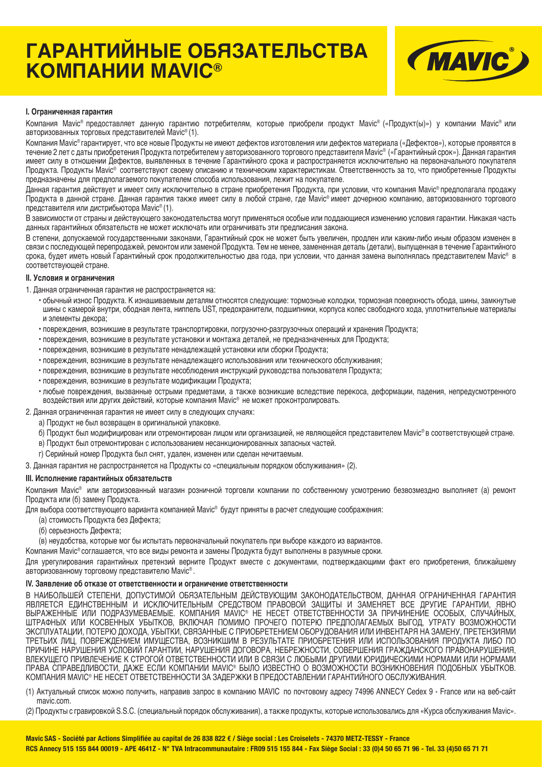# ГАРАНТИЙНЫЕ ОБЯЗАТЕЛЬСТВА КОМПАНИИ MAVIC®

MAVIC®

### I. Ограниченная гарантия

Компания Mavic® предоставляет данную гарантию потребителям, которые приобрели продукт Mavic® («Продукт(ы)») у компании Mavic® или авторизованных торговых представителей Mavic® (1).

Компания Mavic® гарантирует, что все новые Продукты не имеют дефектов изготовления или дефектов материала («Дефектов»), которые проявятся в течение 2 лет с даты приобретения Продукта потребителем у авторизованного торгового представителя Mavic® («Гарантийный срок»). Данная гарантия имеет силу в отношении Дефектов, выявленных в течение Гарантийного срока и распространяется исключительно на первоначального покупателя Продукта. Продукты Mavic® соответствуют своему описанию и техническим характеристикам. Ответственность за то, что приобретенные Продукты предназначены для предполагаемого покупателем способа использования, лежит на покупателе.

Данная гарантия действует и имеет силу исключительно в стране приобретения Продукта, при условии, что компания Mavic® предполагала продажу Продукта в данной стране. Данная гарантия также имеет силу в любой стране, где Mavic® имеет дочернюю компанию, авторизованного торгового представителя или дистрибьютора Mavic® (1).

В зависимости от страны и действующего законодательства могут применяться особые или поддающиеся изменению условия гарантии. Никакая часть данных гарантийных обязательств не может исключать или ограничивать эти предписания закона.

В степени, допускаемой государственными законами, Гарантийный срок не может быть увеличен, продлен или каким-либо иным образом изменен в связи с последующей перепродажей, ремонтом или заменой Продукта. Тем не менее, замененная деталь (детали), выпущенная в течение Гарантийного срока, будет иметь новый Гарантийный срок продолжительностью два года, при условии, что данная замена выполнялась представителем Mavic® в соответствующей стране.

### II. Условия и ограничения

1. Данная ограниченная гарантия не распространяется на:
   - обычный износ Продукта. К изнашиваемым деталям относятся следующие: тормозные колодки, тормозная поверхность обода, шины, замкнутые шины с камерой внутри, ободная лента, ниппель UST, предохранители, подшипники, корпуса колес свободного хода, уплотнительные материалы и элементы декора;
   - повреждения, возникшие в результате транспортировки, погрузочно-разгрузочных операций и хранения Продукта;
   - повреждения, возникшие в результате установки и монтажа деталей, не предназначенных для Продукта;
   - повреждения, возникшие в результате ненадлежащей установки или сборки Продукта;
   - повреждения, возникшие в результате ненадлежащего использования или технического обслуживания;
   - повреждения, возникшие в результате несоблюдения инструкций руководства пользователя Продукта;
   - повреждения, возникшие в результате модификации Продукта;
   - любые повреждения, вызванные острыми предметами, а также возникшие вследствие перекоса, деформации, падения, непредусмотренного воздействия или других действий, которые компания Mavic® не может проконтролировать.
2. Данная ограниченная гарантия не имеет силу в следующих случаях:
   а) Продукт не был возвращен в оригинальной упаковке.
   б) Продукт был модифицирован или отремонтирован лицом или организацией, не являющейся представителем Mavic® в соответствующей стране.
   в) Продукт был отремонтирован с использованием несанкционированных запасных частей.
   г) Серийный номер Продукта был снят, удален, изменен или сделан нечитаемым.
3. Данная гарантия не распространяется на Продукты со «специальным порядком обслуживания» (2).

### III. Исполнение гарантийных обязательств

Компания Mavic® или авторизованный магазин розничной торговли компании по собственному усмотрению безвозмездно выполняет (а) ремонт Продукта или (б) замену Продукта.

Для выбора соответствующего варианта компанией Mavic® будут приняты в расчет следующие соображения:

(а) стоимость Продукта без Дефекта;

(б) серьезность Дефекта;

(в) неудобства, которые мог бы испытать первоначальный покупатель при выборе каждого из вариантов.

Компания Mavic® соглашается, что все виды ремонта и замены Продукта будут выполнены в разумные сроки.

Для урегулирования гарантийных претензий верните Продукт вместе с документами, подтверждающими факт его приобретения, ближайшему авторизованному торговому представителю Mavic®.

### IV. Заявление об отказе от ответственности и ограничение ответственности

В НАИБОЛЬШЕЙ СТЕПЕНИ, ДОПУСТИМОЙ ОБЯЗАТЕЛЬНЫМ ДЕЙСТВУЮЩИМ ЗАКОНОДАТЕЛЬСТВОМ, ДАННАЯ ОГРАНИЧЕННАЯ ГАРАНТИЯ ЯВЛЯЕТСЯ ЕДИНСТВЕННЫМ И ИСКЛЮЧИТЕЛЬНЫМ СРЕДСТВОМ ПРАВОВОЙ ЗАЩИТЫ И ЗАМЕНЯЕТ ВСЕ ДРУГИЕ ГАРАНТИИ, ЯВНО ВЫРАЖЕННЫЕ ИЛИ ПОДРАЗУМЕВАЕМЫЕ. КОМПАНИЯ MAVIC® НЕ НЕСЕТ ОТВЕТСТВЕННОСТИ ЗА ПРИЧИНЕНИЕ ОСОБЫХ, СЛУЧАЙНЫХ, ШТРАФНЫХ ИЛИ КОСВЕННЫХ УБЫТКОВ, ВКЛЮЧАЯ ПОМИМО ПРОЧЕГО ПОТЕРЮ ПРЕДПОЛАГАЕМЫХ ВЫГОД, УТРАТУ ВОЗМОЖНОСТИ ЭКСПЛУАТАЦИИ, ПОТЕРЮ ДОХОДА, УБЫТКИ, СВЯЗАННЫЕ С ПРИОБРЕТЕНИЕМ ОБОРУДОВАНИЯ ИЛИ ИНВЕНТАРЯ НА ЗАМЕНУ, ПРЕТЕНЗИЯМИ ТРЕТЬИХ ЛИЦ, ПОВРЕЖДЕНИЕМ ИМУЩЕСТВА, ВОЗНИКШИМ В РЕЗУЛЬТАТЕ ПРИОБРЕТЕНИЯ ИЛИ ИСПОЛЬЗОВАНИЯ ПРОДУКТА ЛИБО ПО ПРИЧИНЕ НАРУШЕНИЯ УСЛОВИЙ ГАРАНТИИ, НАРУШЕНИЯ ДОГОВОРА, НЕБРЕЖНОСТИ, СОВЕРШЕНИЯ ГРАЖДАНСКОГО ПРАВОНАРУШЕНИЯ, ВЛЕКУЩЕГО ПРИВЛЕЧЕНИЕ К СТРОГОЙ ОТВЕТСТВЕННОСТИ ИЛИ В СВЯЗИ С ЛЮБЫМИ ДРУГИМИ ЮРИДИЧЕСКИМИ НОРМАМИ ИЛИ НОРМАМИ ПРАВА СПРАВЕДЛИВОСТИ, ДАЖЕ ЕСЛИ КОМПАНИИ MAVIC® БЫЛО ИЗВЕСТНО О ВОЗМОЖНОСТИ ВОЗНИКНОВЕНИЯ ПОДОБНЫХ УБЫТКОВ. КОМПАНИЯ MAVIC® НЕ НЕСЕТ ОТВЕТСТВЕННОСТИ ЗА ЗАДЕРЖКИ В ПРЕДОСТАВЛЕНИИ ГАРАНТИЙНОГО ОБСЛУЖИВАНИЯ.

(1) Актуальный список можно получить, направив запрос в компанию MAVIC по почтовому адресу 74996 ANNECY Cedex 9 - France или на веб-сайт mavic.com.

(2) Продукты с гравировкой S.S.C. (специальный порядок обслуживания), а также продукты, которые использовались для «Курса обслуживания Mavic».

**Mavic SAS - Société par Actions Simplifiée au capital de 26 838 822 € / Siège social : Les Croiselets - 74370 METZ-TESSY - France**
**RCS Annecy 515 155 844 00019 - APE 4641Z - N° TVA Intracommunautaire : FR09 515 155 844 - Fax Siège Social : 33 (0)4 50 65 71 96 - Tel. 33 (4)50 65 71 71**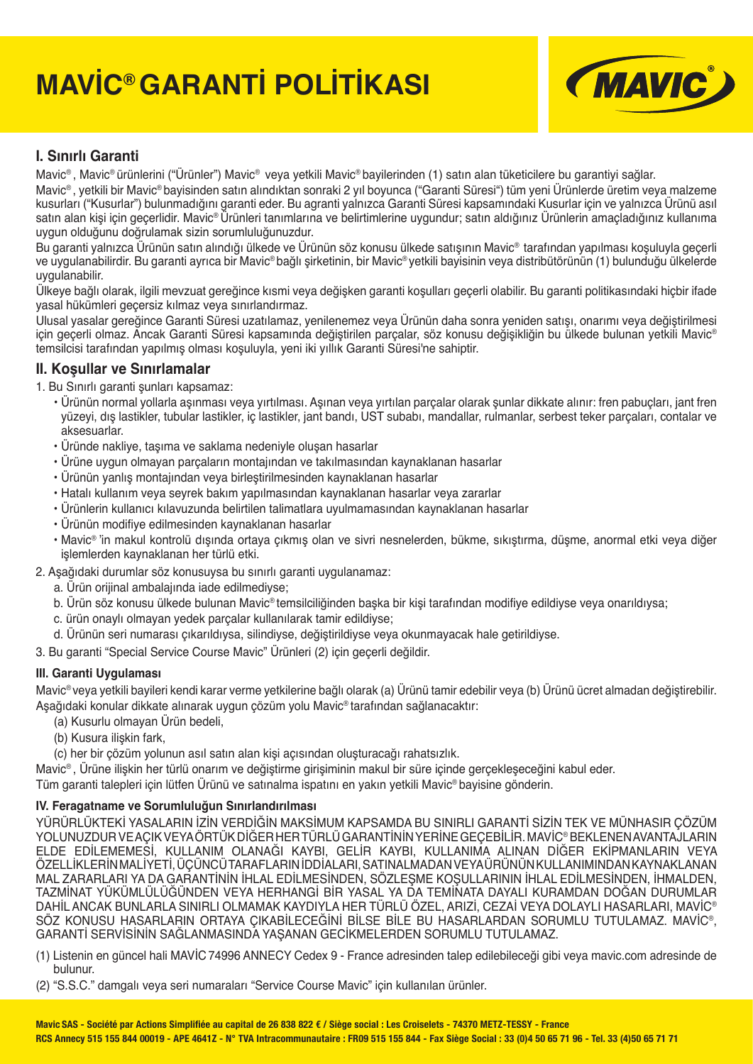# MAVİC® GARANTİ POLİTİKASI

## I. Sınırlı Garanti

Mavic®, Mavic® ürünlerini ("Ürünler") Mavic® veya yetkili Mavic® bayilerinden (1) satın alan tüketicilere bu garantiyi sağlar.

Mavic®, yetkili bir Mavic® bayisinden satın alındıktan sonraki 2 yıl boyunca ("Garanti Süresi") tüm yeni Ürünlerde üretim veya malzeme kusurları ("Kusurlar") bulunmadığını garanti eder. Bu agranti yalnızca Garanti Süresi kapsamındaki Kusurlar için ve yalnızca Ürünü asıl satın alan kişi için geçerlidir. Mavic® Ürünleri tanımlarına ve belirtimlerine uygundur; satın aldığınız Ürünlerin amaçladığınız kullanıma uygun olduğunu doğrulamak sizin sorumluluğunuzdur.

Bu garanti yalnızca Ürünün satın alındığı ülkede ve Ürünün söz konusu ülkede satışının Mavic® tarafından yapılması koşuluyla geçerli ve uygulanabilirdir. Bu garanti ayrıca bir Mavic® bağlı şirketinin, bir Mavic® yetkili bayisinin veya distribütörünün (1) bulunduğu ülkelerde uygulanabilir.

Ülkeye bağlı olarak, ilgili mevzuat gereğince kısmi veya değişken garanti koşulları geçerli olabilir. Bu garanti politikasındaki hiçbir ifade yasal hükümleri geçersiz kılmaz veya sınırlandırmaz.

Ulusal yasalar gereğince Garanti Süresi uzatılamaz, yenilenemez veya Ürünün daha sonra yeniden satışı, onarımı veya değiştirilmesi için geçerli olmaz. Ancak Garanti Süresi kapsamında değiştirilen parçalar, söz konusu değişikliğin bu ülkede bulunan yetkili Mavic® temsilcisi tarafından yapılmış olması koşuluyla, yeni iki yıllık Garanti Süresi'ne sahiptir.

## II. Koşullar ve Sınırlamalar

1. Bu Sınırlı garanti şunları kapsamaz:
   - Ürünün normal yollarla aşınması veya yırtılması. Aşınan veya yırtılan parçalar olarak şunlar dikkate alınır: fren pabuçları, jant fren yüzeyi, dış lastikler, tubular lastikler, iç lastikler, jant bandı, UST subabı, mandallar, rulmanlar, serbest teker parçaları, contalar ve aksesuarlar.
   - Üründe nakliye, taşıma ve saklama nedeniyle oluşan hasarlar
   - Ürüne uygun olmayan parçaların montajından ve takılmasından kaynaklanan hasarlar
   - Ürünün yanlış montajından veya birleştirilmesinden kaynaklanan hasarlar
   - Hatalı kullanım veya seyrek bakım yapılmasından kaynaklanan hasarlar veya zararlar
   - Ürünlerin kullanıcı kılavuzunda belirtilen talimatlara uyulmamasından kaynaklanan hasarlar
   - Ürünün modifiye edilmesinden kaynaklanan hasarlar
   - Mavic® 'in makul kontrolü dışında ortaya çıkmış olan ve sivri nesnelerden, bükme, sıkıştırma, düşme, anormal etki veya diğer işlemlerden kaynaklanan her türlü etki.
2. Aşağıdaki durumlar söz konusuysa bu sınırlı garanti uygulanamaz:
   a. Ürün orijinal ambalajında iade edilmediyse;
   b. Ürün söz konusu ülkede bulunan Mavic® temsilciliğinden başka bir kişi tarafından modifiye edildiyse veya onarıldıysa;
   c. ürün onaylı olmayan yedek parçalar kullanılarak tamir edildiyse;
   d. Ürünün seri numarası çıkarıldıysa, silindiyse, değiştirildiyse veya okunmayacak hale getirildiyse.
3. Bu garanti "Special Service Course Mavic" Ürünleri (2) için geçerli değildir.

### III. Garanti Uygulaması

Mavic® veya yetkili bayileri kendi karar verme yetkilerine bağlı olarak (a) Ürünü tamir edebilir veya (b) Ürünü ücret almadan değiştirebilir. Aşağıdaki konular dikkate alınarak uygun çözüm yolu Mavic® tarafından sağlanacaktır:

(a) Kusurlu olmayan Ürün bedeli,
(b) Kusura ilişkin fark,
(c) her bir çözüm yolunun asıl satın alan kişi açısından oluşturacağı rahatsızlık.

Mavic®, Ürüne ilişkin her türlü onarım ve değiştirme girişiminin makul bir süre içinde gerçekleşeceğini kabul eder.

Tüm garanti talepleri için lütfen Ürünü ve satınalma ispatını en yakın yetkili Mavic® bayisine gönderin.

### IV. Feragatname ve Sorumluluğun Sınırlandırılması

YÜRÜRLÜKTEKİ YASALARIN İZİN VERDİĞİN MAKSİMUM KAPSAMDA BU SINIRLI GARANTİ SİZİN TEK VE MÜNHASIR ÇÖZÜM YOLUNUZDUR VE AÇIK VEYA ÖRTÜK DİĞER HER TÜRLÜ GARANTİNİN YERİNE GEÇEBİLİR. MAVİC® BEKLENEN AVANTAJLARIN ELDE EDİLEMEMESİ, KULLANIM OLANAĞI KAYBI, GELİR KAYBI, KULLANIMA ALINAN DİĞER EKİPMANLARIN VEYA ÖZELLİKLERİN MALİYETİ, ÜÇÜNCÜ TARAFLARIN İDDİALARI, SATINALMADAN VEYA ÜRÜNÜN KULLANIMINDAN KAYNAKLANAN MAL ZARARLARI YA DA GARANTİNİN İHLAL EDİLMESİNDEN, SÖZLEŞME KOŞULLARININ İHLAL EDİLMESİNDEN, İHMALDEN, TAZMİNAT YÜKÜMLÜLÜĞÜNDEN VEYA HERHANGİ BİR YASAL YA DA TEMİNATA DAYALI KURAMDAN DOĞAN DURUMLAR DAHİL ANCAK BUNLARLA SINIRLI OLMAMAK KAYDIYLA HER TÜRLÜ ÖZEL, ARIZİ, CEZAİ VEYA DOLAYLI HASARLARI, MAVİC® SÖZ KONUSU HASARLARIN ORTAYA ÇIKABİLECEĞİNİ BİLSE BİLE BU HASARLARDAN SORUMLU TUTULAMAZ. MAVİC®, GARANTİ SERVİSİNİN SAĞLANMASINDA YAŞANAN GECİKMELERDEN SORUMLU TUTULAMAZ.

(1) Listenin en güncel hali MAVİC 74996 ANNECY Cedex 9 - France adresinden talep edilebileceği gibi veya mavic.com adresinde de bulunur.

(2) "S.S.C." damgalı veya seri numaraları "Service Course Mavic" için kullanılan ürünler.

**Mavic SAS - Société par Actions Simplifiée au capital de 26 838 822 € / Siège social : Les Croiselets - 74370 METZ-TESSY - France**
**RCS Annecy 515 155 844 00019 - APE 4641Z - N° TVA Intracommunautaire : FR09 515 155 844 - Fax Siège Social : 33 (0)4 50 65 71 96 - Tel. 33 (4)50 65 71 71**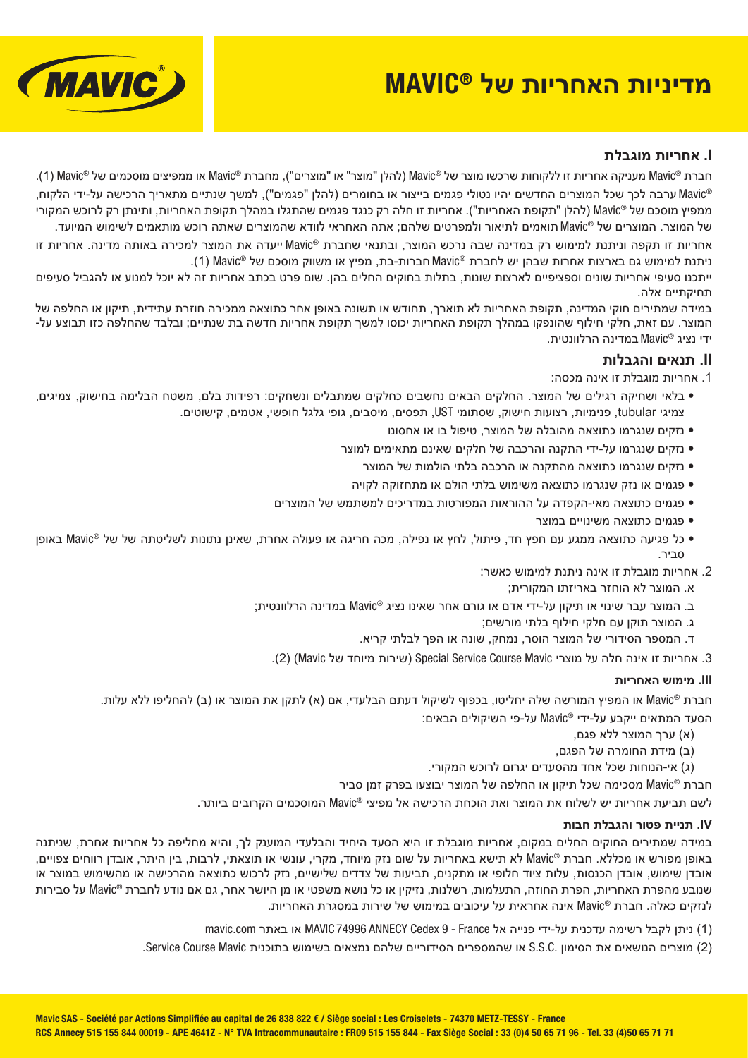# מדיניות האחריות של ®MAVIC

## I. אחריות מוגבלת

חברת ®Mavic מעניקה אחריות זו ללקוחות שרכשו מוצר של ®Mavic (להלן "מוצר" או "מוצרים"), מחברת ®Mavic או ממפיצים מוסכמים של ®Mavic (1).

®Mavic ערבה לכך שכל המוצרים החדשים יהיו נטולי פגמים בייצור או בחומרים (להלן "פגמים"), למשך שנתיים מתאריך הרכישה על-ידי הלקוח, ממפיץ מוסכם של ®Mavic (להלן "תקופת האחריות"). אחריות זו חלה רק כנגד פגמים שהתגלו במהלך תקופת האחריות, ותינתן רק לרוכש המקורי של המוצר. המוצרים של ®Mavic תואמים לתיאור ולמפרטים שלהם; אתה האחראי לוודא שהמוצרים שאתה רוכש מותאמים לשימוש המיועד.

אחריות זו תקפה וניתנת למימוש רק במדינה שבה נרכש המוצר, ובתנאי שחברת ®Mavic ייעדה את המוצר למכירה באותה מדינה. אחריות זו ניתנת למימוש גם בארצות אחרות שבהן יש לחברת ®Mavic חברות-בת, מפיץ או משווק מוסכם של ®Mavic (1).

ייתכנו סעיפי אחריות שונים וספציפיים לארצות שונות, בתלות בחוקים החלים בהן. שום פרט בכתב אחריות זה לא יוכל למנוע או להגביל סעיפים תחיקתיים אלה.

במידה שמתירים חוקי המדינה, תקופת האחריות לא תוארך, תחודש או תשונה באופן אחר כתוצאה ממכירה חוזרת עתידית, תיקון או החלפה של המוצר. עם זאת, חלקי חילוף שהונפקו במהלך תקופת האחריות יכוסו למשך תקופת אחריות חדשה בת שנתיים; ובלבד שהחלפה כזו תבוצע על-ידי נציג ®Mavic במדינה הרלוונטית.

## II. תנאים והגבלות

1. אחריות מוגבלת זו אינה מכסה:

- בלאי ושחיקה רגילים של המוצר. החלקים הבאים נחשבים כחלקים שמתבלים ונשחקים: רפידות בלם, משטח הבלימה בחישוק, צמיגים, צמיגי tubular, פנימיות, רצועות חישוק, שסתומי UST, תפסים, מיסבים, גופי גלגל חופשי, אטמים, קישוטים.
- נזקים שנגרמו כתוצאה מהובלה של המוצר, טיפול בו או אחסונו
- נזקים שנגרמו על-ידי התקנה והרכבה של חלקים שאינם מתאימים למוצר
- נזקים שנגרמו כתוצאה מהתקנה או הרכבה בלתי הולמות של המוצר
- פגמים או נזק שנגרמו כתוצאה משימוש בלתי הולם או מתחזוקה לקויה
- פגמים כתוצאה מאי-הקפדה על ההוראות המפורטות במדריכים למשתמש של המוצרים
- פגמים כתוצאה משינויים במוצר
- כל פגיעה כתוצאה ממגע עם חפץ חד, פיתול, לחץ או נפילה, מכה חריגה או פעולה אחרת, שאינן נתונות לשליטתה של של ®Mavic באופן סביר.

2. אחריות מוגבלת זו אינה ניתנת למימוש כאשר:

א. המוצר לא הוחזר באריזתו המקורית;

ב. המוצר עבר שינוי או תיקון על-ידי אדם או גורם אחר שאינו נציג ®Mavic במדינה הרלוונטית;

ג. המוצר תוקן עם חלקי חילוף בלתי מורשים;

ד. המספר הסידורי של המוצר הוסר, נמחק, שונה או הפך לבלתי קריא.

3. אחריות זו אינה חלה על מוצרי Special Service Course Mavic (שירות מיוחד של Mavic) (2).

### III. מימוש האחריות

חברת ®Mavic או המפיץ המורשה שלה יחליטו, בכפוף לשיקול דעתם הבלעדי, אם (א) לתקן את המוצר או (ב) להחליפו ללא עלות.

הסעד המתאים ייקבע על-ידי ®Mavic על-פי השיקולים הבאים:

(א) ערך המוצר ללא פגם,

(ב) מידת החומרה של הפגם,

(ג) אי-הנוחות שכל אחד מהסעדים יגרום לרוכש המקורי.

חברת ®Mavic מסכימה שכל תיקון או החלפה של המוצר יבוצעו בפרק זמן סביר

לשם תביעת אחריות יש לשלוח את המוצר ואת הוכחת הרכישה אל מפיצי ®Mavic המוסכמים הקרובים ביותר.

### IV. תניית פטור והגבלת חבות

במידה שמתירים החוקים החלים במקום, אחריות מוגבלת זו היא הסעד היחיד והבלעדי המוענק לך, והיא מחליפה כל אחריות אחרת, שניתנה באופן מפורש או מכללא. חברת ®Mavic לא תישא באחריות על שום נזק מיוחד, מקרי, עונשי או תוצאתי, לרבות, בין היתר, אובדן רווחים צפויים, אובדן שימוש, אובדן הכנסות, עלות ציוד חלופי או מתקנים, תביעות של צדדים שלישיים, נזק לרכוש כתוצאה מהרכישה או מהשימוש במוצר או שנובע מהפרת האחריות, הפרת החוזה, התעלמות, רשלנות, נזיקין או כל נושא משפטי או מן היושר אחר, גם אם נודע לחברת ®Mavic על סבירות לנזקים כאלה. חברת ®Mavic אינה אחראית על עיכובים במימוש של שירות במסגרת האחריות.

(1) ניתן לקבל רשימה עדכנית על-ידי פנייה אל MAVIC 74996 ANNECY Cedex 9 - France או באתר mavic.com

(2) מוצרים הנושאים את הסימון .S.S.C או שהמספרים הסידוריים שלהם נמצאים בשימוש בתוכנית Service Course Mavic.

**Mavic SAS - Société par Actions Simplifiée au capital de 26 838 822 € / Siège social : Les Croiselets - 74370 METZ-TESSY - France**
**RCS Annecy 515 155 844 00019 - APE 4641Z - N° TVA Intracommunautaire : FR09 515 155 844 - Fax Siège Social : 33 (0)4 50 65 71 96 - Tel. 33 (4)50 65 71 71**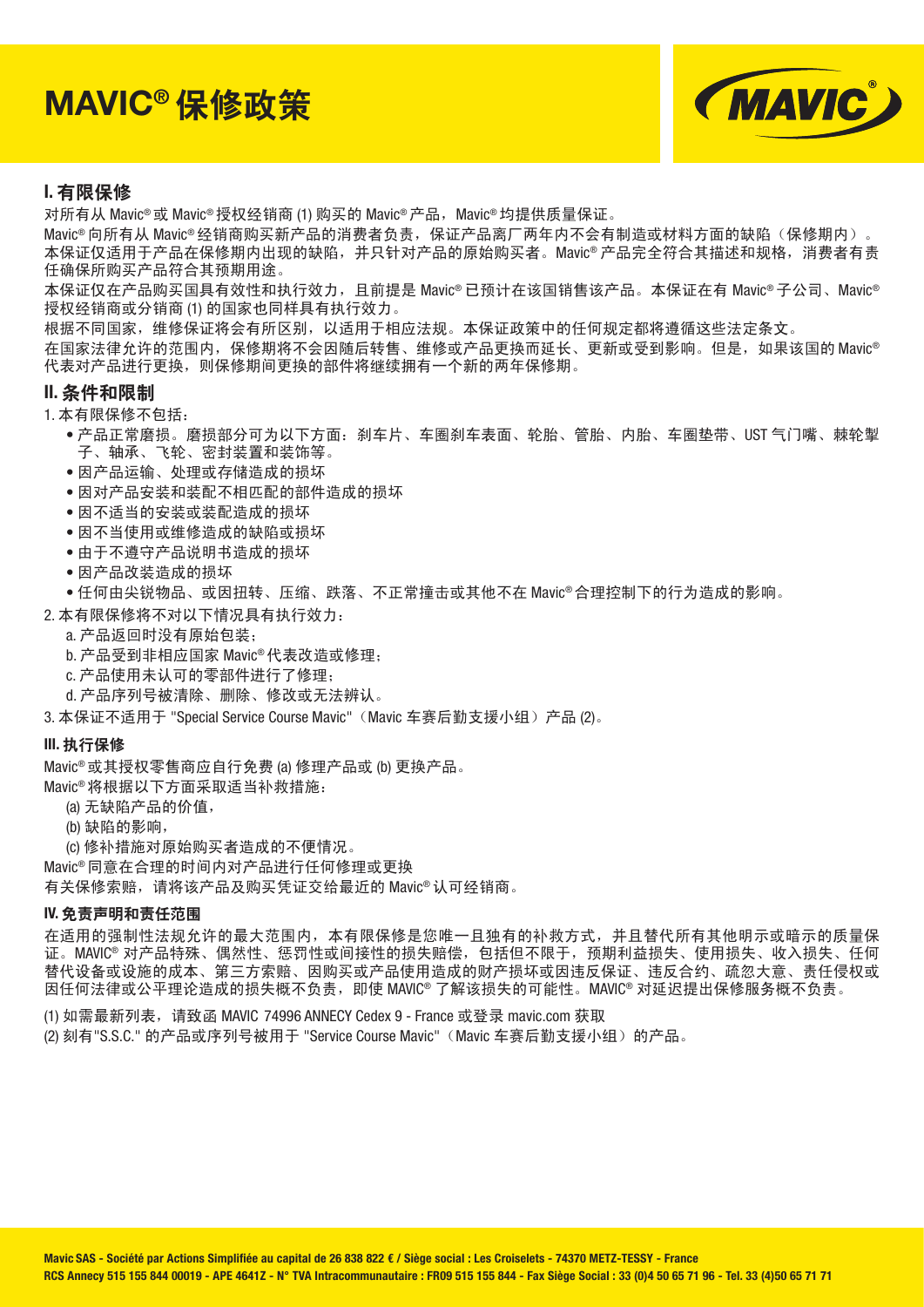# MAVIC® 保修政策

## I. 有限保修

对所有从 Mavic® 或 Mavic® 授权经销商 (1) 购买的 Mavic® 产品，Mavic® 均提供质量保证。

Mavic® 向所有从 Mavic® 经销商购买新产品的消费者负责，保证产品离厂两年内不会有制造或材料方面的缺陷（保修期内）。本保证仅适用于产品在保修期内出现的缺陷，并只针对产品的原始购买者。Mavic® 产品完全符合其描述和规格，消费者有责任确保所购买产品符合其预期用途。

本保证仅在产品购买国具有效性和执行效力，且前提是 Mavic® 已预计在该国销售该产品。本保证在有 Mavic® 子公司、Mavic® 授权经销商或分销商 (1) 的国家也同样具有执行效力。

根据不同国家，维修保证将会有所区别，以适用于相应法规。本保证政策中的任何规定都将遵循这些法定条文。

在国家法律允许的范围内，保修期将不会因随后转售、维修或产品更换而延长、更新或受到影响。但是，如果该国的 Mavic® 代表对产品进行更换，则保修期间更换的部件将继续拥有一个新的两年保修期。

## II. 条件和限制

1. 本有限保修不包括：
   - 产品正常磨损。磨损部分可为以下方面：刹车片、车圈刹车表面、轮胎、管胎、内胎、车圈垫带、UST 气门嘴、棘轮掣子、轴承、飞轮、密封装置和装饰等。
   - 因产品运输、处理或存储造成的损坏
   - 因对产品安装和装配不相匹配的部件造成的损坏
   - 因不适当的安装或装配造成的损坏
   - 因不当使用或维修造成的缺陷或损坏
   - 由于不遵守产品说明书造成的损坏
   - 因产品改装造成的损坏
   - 任何由尖锐物品、或因扭转、压缩、跌落、不正常撞击或其他不在 Mavic® 合理控制下的行为造成的影响。
2. 本有限保修将不对以下情况具有执行效力：
   a. 产品返回时没有原始包装；
   b. 产品受到非相应国家 Mavic® 代表改造或修理；
   c. 产品使用未认可的零部件进行了修理；
   d. 产品序列号被清除、删除、修改或无法辨认。
3. 本保证不适用于 "Special Service Course Mavic"（Mavic 车赛后勤支援小组）产品 (2)。

### III. 执行保修

Mavic® 或其授权零售商应自行免费 (a) 修理产品或 (b) 更换产品。

Mavic® 将根据以下方面采取适当补救措施：

(a) 无缺陷产品的价值，
(b) 缺陷的影响，
(c) 修补措施对原始购买者造成的不便情况。

Mavic® 同意在合理的时间内对产品进行任何修理或更换

有关保修索赔，请将该产品及购买凭证交给最近的 Mavic® 认可经销商。

### IV. 免责声明和责任范围

在适用的强制性法规允许的最大范围内，本有限保修是您唯一且独有的补救方式，并且替代所有其他明示或暗示的质量保证。MAVIC® 对产品特殊、偶然性、惩罚性或间接性的损失赔偿，包括但不限于，预期利益损失、使用损失、收入损失、任何替代设备或设施的成本、第三方索赔、因购买或产品使用造成的财产损坏或因违反保证、违反合约、疏忽大意、责任侵权或因任何法律或公平理论造成的损失概不负责，即使 MAVIC® 了解该损失的可能性。MAVIC® 对延迟提出保修服务概不负责。

(1) 如需最新列表，请致函 MAVIC 74996 ANNECY Cedex 9 - France 或登录 mavic.com 获取

(2) 刻有"S.S.C." 的产品或序列号被用于 "Service Course Mavic"（Mavic 车赛后勤支援小组）的产品。

**Mavic SAS - Société par Actions Simplifiée au capital de 26 838 822 € / Siège social : Les Croiselets - 74370 METZ-TESSY - France**
**RCS Annecy 515 155 844 00019 - APE 4641Z - N° TVA Intracommunautaire : FR09 515 155 844 - Fax Siège Social : 33 (0)4 50 65 71 96 - Tel. 33 (4)50 65 71 71**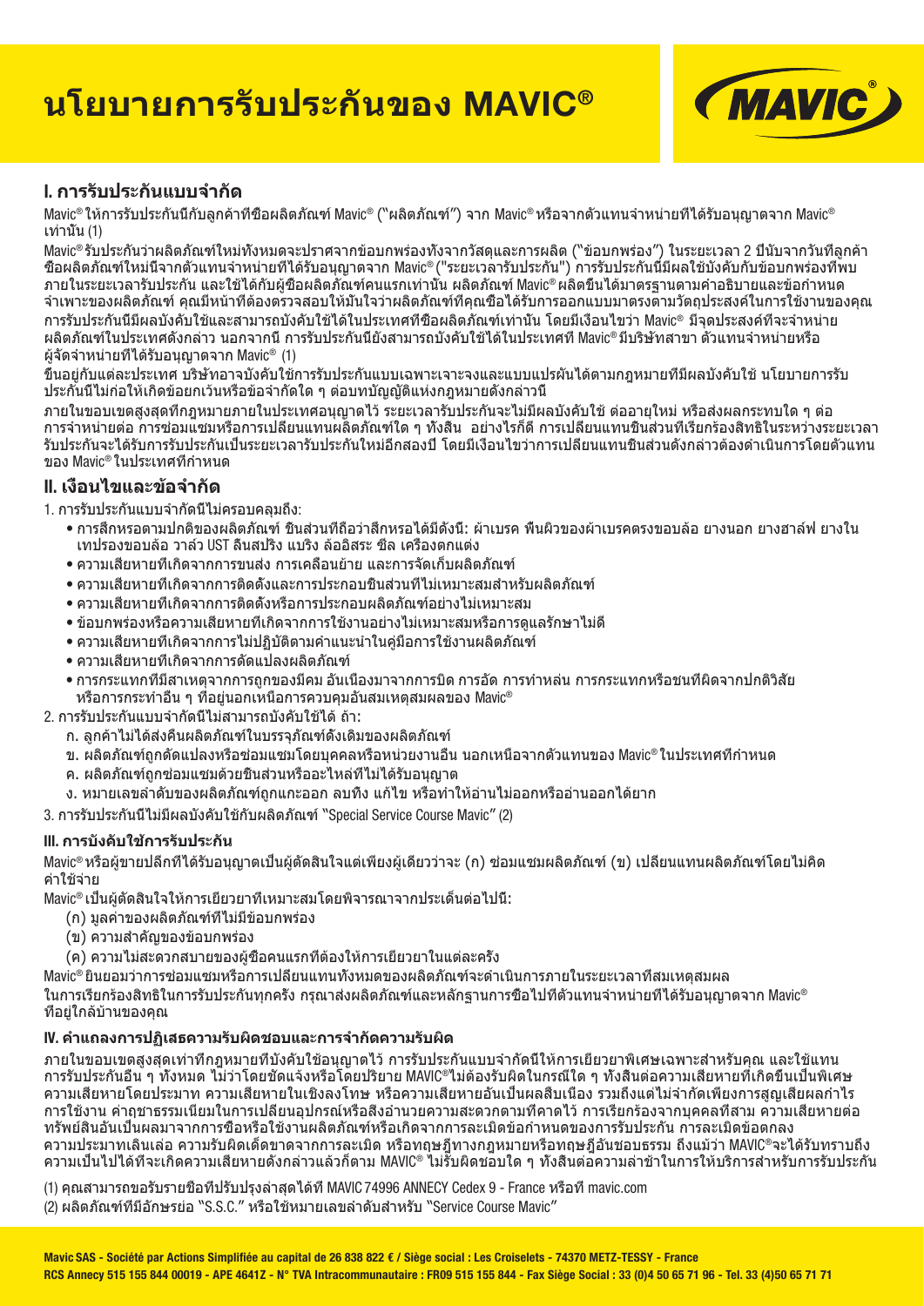# นโยบายการรับประกันของ MAVIC®

## I. การรับประกันแบบจำกัด

Mavic® ให้การรับประกันนี้กับลูกค้าที่ซื้อผลิตภัณฑ์ Mavic® ("ผลิตภัณฑ์") จาก Mavic® หรือจากตัวแทนจำหน่ายที่ได้รับอนุญาตจาก Mavic® เท่านั้น (1)

Mavic® รับประกันว่าผลิตภัณฑ์ใหม่ทั้งหมดจะปราศจากข้อบกพร่องทั้งจากวัสดุและการผลิต ("ข้อบกพร่อง") ในระยะเวลา 2 ปีนับจากวันที่ลูกค้าซื้อผลิตภัณฑ์ใหม่นี้จากตัวแทนจำหน่ายที่ได้รับอนุญาตจาก Mavic® ("ระยะเวลารับประกัน") การรับประกันนี้มีผลใช้บังคับกับข้อบกพร่องที่พบภายในระยะเวลารับประกัน และใช้ได้กับผู้ซื้อผลิตภัณฑ์คนแรกเท่านั้น ผลิตภัณฑ์ Mavic® ผลิตขึ้นได้มาตรฐานตามคำอธิบายและข้อกำหนดจำเพาะของผลิตภัณฑ์ คุณมีหน้าที่ต้องตรวจสอบให้มั่นใจว่าผลิตภัณฑ์ที่คุณซื้อได้รับการออกแบบมาตรงตามวัตถุประสงค์ในการใช้งานของคุณ การรับประกันนี้มีผลบังคับใช้และสามารถบังคับใช้ได้ในประเทศที่ซื้อผลิตภัณฑ์เท่านั้น โดยมีเงื่อนไขว่า Mavic® มีจุดประสงค์ที่จะจำหน่ายผลิตภัณฑ์ในประเทศดังกล่าว นอกจากนี้ การรับประกันนี้ยังสามารถบังคับใช้ได้ในประเทศที่ Mavic® มีบริษัทสาขา ตัวแทนจำหน่ายหรือผู้จัดจำหน่ายที่ได้รับอนุญาตจาก Mavic® (1)

ขึ้นอยู่กับแต่ละประเทศ บริษัทอาจบังคับใช้การรับประกันแบบเฉพาะเจาะจงและแบบแปรผันได้ตามกฎหมายที่มีผลบังคับใช้ นโยบายการรับประกันนี้ไม่ก่อให้เกิดข้อยกเว้นหรือข้อจำกัดใด ๆ ต่อบทบัญญัติแห่งกฎหมายดังกล่าวนี้

ภายในขอบเขตสูงสุดที่กฎหมายภายในประเทศอนุญาตไว้ ระยะเวลารับประกันจะไม่มีผลบังคับใช้ ต่ออายุใหม่ หรือส่งผลกระทบใด ๆ ต่อการจำหน่ายต่อ การซ่อมแซมหรือการเปลี่ยนแทนผลิตภัณฑ์ใด ๆ ทั้งสิ้น อย่างไรก็ดี การเปลี่ยนแทนชิ้นส่วนที่เรียกร้องสิทธิในระหว่างระยะเวลารับประกันจะได้รับการรับประกันเป็นระยะเวลารับประกันใหม่อีกสองปี โดยมีเงื่อนไขว่าการเปลี่ยนแทนชิ้นส่วนดังกล่าวต้องดำเนินการโดยตัวแทนของ Mavic® ในประเทศที่กำหนด

## II. เงื่อนไขและข้อจำกัด

1. การรับประกันแบบจำกัดนี้ไม่ครอบคลุมถึง:
   - การสึกหรอตามปกติของผลิตภัณฑ์ ชิ้นส่วนที่ถือว่าสึกหรอได้มีดังนี้: ผ้าเบรค พื้นผิวของผ้าเบรคตรงขอบล้อ ยางนอก ยางฮาล์ฟ ยางในเทปรองขอบล้อ วาล์ว UST ลื่นสปริง แบริง ล้ออิสระ ซีล เครื่องตกแต่ง
   - ความเสียหายที่เกิดจากการขนส่ง การเคลื่อนย้าย และการจัดเก็บผลิตภัณฑ์
   - ความเสียหายที่เกิดจากการติดตั้งและการประกอบชิ้นส่วนที่ไม่เหมาะสมสำหรับผลิตภัณฑ์
   - ความเสียหายที่เกิดจากการติดตั้งหรือการประกอบผลิตภัณฑ์อย่างไม่เหมาะสม
   - ข้อบกพร่องหรือความเสียหายที่เกิดจากการใช้งานอย่างไม่เหมาะสมหรือการดูแลรักษาไม่ดี
   - ความเสียหายที่เกิดจากการไม่ปฏิบัติตามคำแนะนำในคู่มือการใช้งานผลิตภัณฑ์
   - ความเสียหายที่เกิดจากการดัดแปลงผลิตภัณฑ์
   - การกระแทกที่มีสาเหตุจากการถูกของมีคม อันเนื่องมาจากการบิด การอัด การทำหล่น การกระแทกหรือชนที่ผิดจากปกติวิสัย หรือการกระทำอื่น ๆ ที่อยู่นอกเหนือการควบคุมอันสมเหตุสมผลของ Mavic®
2. การรับประกันแบบจำกัดนี้ไม่สามารถบังคับใช้ได้ ถ้า:
   - ก. ลูกค้าไม่ได้ส่งคืนผลิตภัณฑ์ในบรรจุภัณฑ์ดั้งเดิมของผลิตภัณฑ์
   - ข. ผลิตภัณฑ์ถูกดัดแปลงหรือซ่อมแซมโดยบุคคลหรือหน่วยงานอื่น นอกเหนือจากตัวแทนของ Mavic® ในประเทศที่กำหนด
   - ค. ผลิตภัณฑ์ถูกซ่อมแซมด้วยชิ้นส่วนหรืออะไหล่ที่ไม่ได้รับอนุญาต
   - ง. หมายเลขลำดับของผลิตภัณฑ์ถูกแกะออก ลบทิ้ง แก้ไข หรือทำให้อ่านไม่ออกหรืออ่านออกได้ยาก
3. การรับประกันนี้ไม่มีผลบังคับใช้กับผลิตภัณฑ์ "Special Service Course Mavic" (2)

### III. การบังคับใช้การรับประกัน

Mavic® หรือผู้ขายปลีกที่ได้รับอนุญาตเป็นผู้ตัดสินใจแต่เพียงผู้เดียวว่าจะ (ก) ซ่อมแซมผลิตภัณฑ์ (ข) เปลี่ยนแทนผลิตภัณฑ์โดยไม่คิดค่าใช้จ่าย

Mavic® เป็นผู้ตัดสินใจให้การเยียวยาที่เหมาะสมโดยพิจารณาจากประเด็นต่อไปนี้:

(ก) มูลค่าของผลิตภัณฑ์ที่ไม่มีข้อบกพร่อง
(ข) ความสำคัญของข้อบกพร่อง
(ค) ความไม่สะดวกสบายของผู้ซื้อคนแรกที่ต้องให้การเยียวยาในแต่ละครั้ง

Mavic® ยินยอมว่าการซ่อมแซมหรือการเปลี่ยนแทนทั้งหมดของผลิตภัณฑ์จะดำเนินการภายในระยะเวลาที่สมเหตุสมผล

ในการเรียกร้องสิทธิในการรับประกันทุกครั้ง กรุณาส่งผลิตภัณฑ์และหลักฐานการซื้อไปที่ตัวแทนจำหน่ายที่ได้รับอนุญาตจาก Mavic® ที่อยู่ใกล้บ้านของคุณ

### IV. คำแถลงการปฏิเสธความรับผิดชอบและการจำกัดความรับผิด

ภายในขอบเขตสูงสุดเท่าที่กฎหมายที่บังคับใช้อนุญาตไว้ การรับประกันแบบจำกัดนี้ให้การเยียวยาพิเศษเฉพาะสำหรับคุณ และใช้แทนการรับประกันอื่น ๆ ทั้งหมด ไม่ว่าโดยชัดแจ้งหรือโดยปริยาย MAVIC® ไม่ต้องรับผิดในกรณีใด ๆ ทั้งสิ้นต่อความเสียหายที่เกิดขึ้นเป็นพิเศษ ความเสียหายโดยประมาท ความเสียหายในเชิงลงโทษ หรือความเสียหายอันเป็นผลสืบเนื่อง รวมถึงแต่ไม่จำกัดเพียงการสูญเสียผลกำไร การใช้งาน ค่าฤชาธรรมเนียมในการเปลี่ยนอุปกรณ์หรือสิ่งอำนวยความสะดวกตามที่คาดไว้ การเรียกร้องจากบุคคลที่สาม ความเสียหายต่อทรัพย์สินอันเป็นผลมาจากการซื้อหรือใช้งานผลิตภัณฑ์หรือเกิดจากการละเมิดข้อกำหนดของการรับประกัน การละเมิดข้อตกลง ความประมาทเลินเล่อ ความรับผิดเด็ดขาดจากการละเมิด หรือทฤษฎีทางกฎหมายหรือทฤษฎีอันชอบธรรม ถึงแม้ว่า MAVIC® จะได้รับทราบถึงความเป็นไปได้ที่จะเกิดความเสียหายดังกล่าวแล้วก็ตาม MAVIC® ไม่รับผิดชอบใด ๆ ทั้งสิ้นต่อความล่าช้าในการให้บริการสำหรับการรับประกัน

(1) คุณสามารถขอรับรายชื่อที่ปรับปรุงล่าสุดได้ที่ MAVIC 74996 ANNECY Cedex 9 - France หรือที่ mavic.com
(2) ผลิตภัณฑ์ที่มีอักษรย่อ "S.S.C." หรือใช้หมายเลขลำดับสำหรับ "Service Course Mavic"

**Mavic SAS - Société par Actions Simplifiée au capital de 26 838 822 € / Siège social : Les Croiselets - 74370 METZ-TESSY - France**
**RCS Annecy 515 155 844 00019 - APE 4641Z - N° TVA Intracommunautaire : FR09 515 155 844 - Fax Siège Social : 33 (0)4 50 65 71 96 - Tel. 33 (4)50 65 71 71**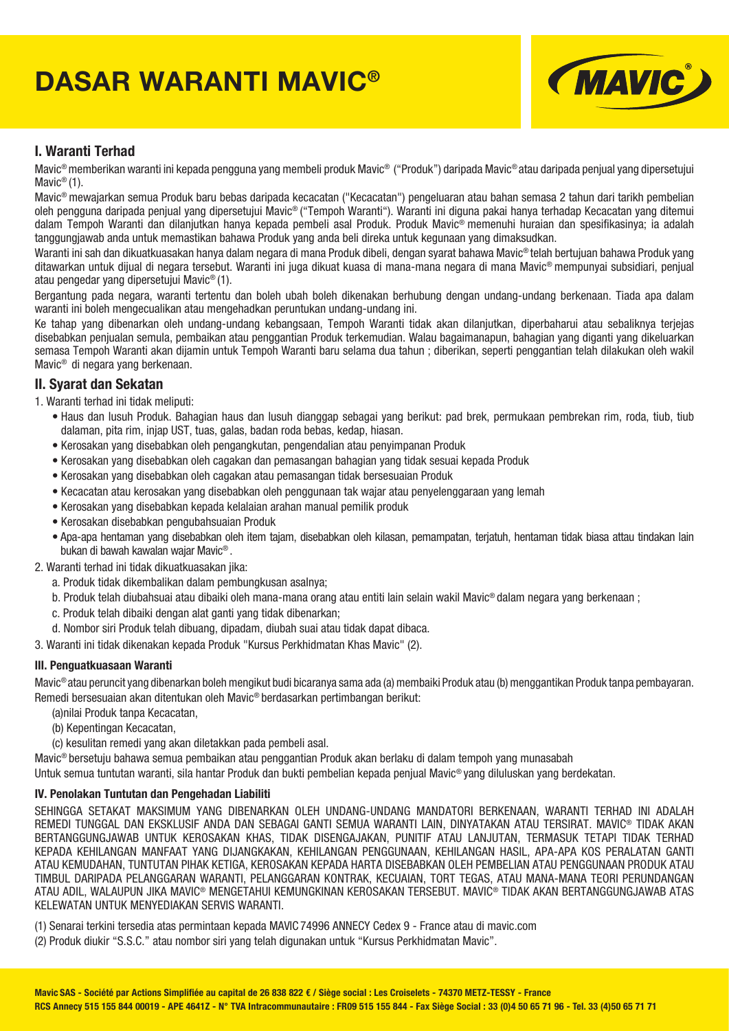# DASAR WARANTI MAVIC®

## I. Waranti Terhad

Mavic® memberikan waranti ini kepada pengguna yang membeli produk Mavic® ("Produk") daripada Mavic® atau daripada penjual yang dipersetujui Mavic® (1).

Mavic® mewajarkan semua Produk baru bebas daripada kecacatan ("Kecacatan") pengeluaran atau bahan semasa 2 tahun dari tarikh pembelian oleh pengguna daripada penjual yang dipersetujui Mavic® ("Tempoh Waranti"). Waranti ini diguna pakai hanya terhadap Kecacatan yang ditemui dalam Tempoh Waranti dan dilanjutkan hanya kepada pembeli asal Produk. Produk Mavic® memenuhi huraian dan spesifikasinya; ia adalah tanggungjawab anda untuk memastikan bahawa Produk yang anda beli direka untuk kegunaan yang dimaksudkan.

Waranti ini sah dan dikuatkuasakan hanya dalam negara di mana Produk dibeli, dengan syarat bahawa Mavic® telah bertujuan bahawa Produk yang ditawarkan untuk dijual di negara tersebut. Waranti ini juga dikuat kuasa di mana-mana negara di mana Mavic® mempunyai subsidiari, penjual atau pengedar yang dipersetujui Mavic® (1).

Bergantung pada negara, waranti tertentu dan boleh ubah boleh dikenakan berhubung dengan undang-undang berkenaan. Tiada apa dalam waranti ini boleh mengecualikan atau mengehadkan peruntukan undang-undang ini.

Ke tahap yang dibenarkan oleh undang-undang kebangsaan, Tempoh Waranti tidak akan dilanjutkan, diperbaharui atau sebaliknya terjejas disebabkan penjualan semula, pembaikan atau penggantian Produk terkemudian. Walau bagaimanapun, bahagian yang diganti yang dikeluarkan semasa Tempoh Waranti akan dijamin untuk Tempoh Waranti baru selama dua tahun ; diberikan, seperti penggantian telah dilakukan oleh wakil Mavic® di negara yang berkenaan.

## II. Syarat dan Sekatan

1. Waranti terhad ini tidak meliputi:
   - Haus dan lusuh Produk. Bahagian haus dan lusuh dianggap sebagai yang berikut: pad brek, permukaan pembrekan rim, roda, tiub, tiub dalaman, pita rim, injap UST, tuas, galas, badan roda bebas, kedap, hiasan.
   - Kerosakan yang disebabkan oleh pengangkutan, pengendalian atau penyimpanan Produk
   - Kerosakan yang disebabkan oleh cagakan dan pemasangan bahagian yang tidak sesuai kepada Produk
   - Kerosakan yang disebabkan oleh cagakan atau pemasangan tidak bersesuaian Produk
   - Kecacatan atau kerosakan yang disebabkan oleh penggunaan tak wajar atau penyelenggaraan yang lemah
   - Kerosakan yang disebabkan kepada kelalaian arahan manual pemilik produk
   - Kerosakan disebabkan pengubahsuaian Produk
   - Apa-apa hentaman yang disebabkan oleh item tajam, disebabkan oleh kilasan, pemampatan, terjatuh, hentaman tidak biasa attau tindakan lain bukan di bawah kawalan wajar Mavic®.
2. Waranti terhad ini tidak dikuatkuasakan jika:
   a. Produk tidak dikembalikan dalam pembungkusan asalnya;
   b. Produk telah diubahsuai atau dibaiki oleh mana-mana orang atau entiti lain selain wakil Mavic® dalam negara yang berkenaan ;
   c. Produk telah dibaiki dengan alat ganti yang tidak dibenarkan;
   d. Nombor siri Produk telah dibuang, dipadam, diubah suai atau tidak dapat dibaca.
3. Waranti ini tidak dikenakan kepada Produk "Kursus Perkhidmatan Khas Mavic" (2).

### III. Penguatkuasaan Waranti

Mavic® atau peruncit yang dibenarkan boleh mengikut budi bicaranya sama ada (a) membaiki Produk atau (b) menggantikan Produk tanpa pembayaran. Remedi bersesuaian akan ditentukan oleh Mavic® berdasarkan pertimbangan berikut:

(a)nilai Produk tanpa Kecacatan,
(b) Kepentingan Kecacatan,
(c) kesulitan remedi yang akan diletakkan pada pembeli asal.

Mavic® bersetuju bahawa semua pembaikan atau penggantian Produk akan berlaku di dalam tempoh yang munasabah

Untuk semua tuntutan waranti, sila hantar Produk dan bukti pembelian kepada penjual Mavic® yang diluluskan yang berdekatan.

### IV. Penolakan Tuntutan dan Pengehadan Liabiliti

SEHINGGA SETAKAT MAKSIMUM YANG DIBENARKAN OLEH UNDANG-UNDANG MANDATORI BERKENAAN, WARANTI TERHAD INI ADALAH REMEDI TUNGGAL DAN EKSKLUSIF ANDA DAN SEBAGAI GANTI SEMUA WARANTI LAIN, DINYATAKAN ATAU TERSIRAT. MAVIC® TIDAK AKAN BERTANGGUNGJAWAB UNTUK KEROSAKAN KHAS, TIDAK DISENGAJAKAN, PUNITIF ATAU LANJUTAN, TERMASUK TETAPI TIDAK TERHAD KEPADA KEHILANGAN MANFAAT YANG DIJANGKAKAN, KEHILANGAN PENGGUNAAN, KEHILANGAN HASIL, APA-APA KOS PERALATAN GANTI ATAU KEMUDAHAN, TUNTUTAN PIHAK KETIGA, KEROSAKAN KEPADA HARTA DISEBABKAN OLEH PEMBELIAN ATAU PENGGUNAAN PRODUK ATAU TIMBUL DARIPADA PELANGGARAN WARANTI, PELANGGARAN KONTRAK, KECUAIAN, TORT TEGAS, ATAU MANA-MANA TEORI PERUNDANGAN ATAU ADIL, WALAUPUN JIKA MAVIC® MENGETAHUI KEMUNGKINAN KEROSAKAN TERSEBUT. MAVIC® TIDAK AKAN BERTANGGUNGJAWAB ATAS KELEWATAN UNTUK MENYEDIAKAN SERVIS WARANTI.

(1) Senarai terkini tersedia atas permintaan kepada MAVIC 74996 ANNECY Cedex 9 - France atau di mavic.com
(2) Produk diukir "S.S.C." atau nombor siri yang telah digunakan untuk "Kursus Perkhidmatan Mavic".

**Mavic SAS - Société par Actions Simplifiée au capital de 26 838 822 € / Siège social : Les Croiselets - 74370 METZ-TESSY - France**
**RCS Annecy 515 155 844 00019 - APE 4641Z - N° TVA Intracommunautaire : FR09 515 155 844 - Fax Siège Social : 33 (0)4 50 65 71 96 - Tel. 33 (4)50 65 71 71**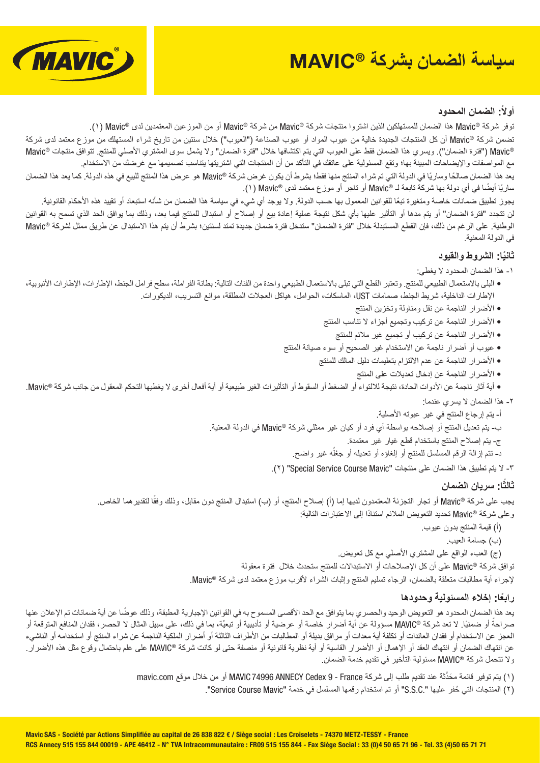# سياسة الضمان بشركة ®MAVIC

## أولاً: الضمان المحدود

توفر شركة ®Mavic هذا الضمان للمستهلكين الذين اشتروا منتجات شركة ®Mavic من شركة ®Mavic أو من الموزعين المعتمدين لدى ®Mavic (١).

تضمن شركة ®Mavic أن كل المنتجات الجديدة خالية من عيوب المواد أو عيوب الصناعة ("العيوب") خلال سنتين من تاريخ شراء المستهلك من موزع معتمد لدى شركة ®Mavic ("فترة الضمان"). ويسري هذا الضمان فقط على العيوب التي يتم اكتشافها خلال "فترة الضمان" ولا يشمل سوى المشتري الأصلي للمنتج. تتوافق منتجات ®Mavic مع المواصفات والإيضاحات المبينة بها؛ وتقع المسئولية على عاتقك في التأكد من أن المنتجات التي اشتريتها يتناسب تصميمها مع غرضك من الاستخدام.

يعد هذا الضمان صالحًا وساريًا في الدولة التي تم شراء المنتج منها فقط؛ بشرط أن يكون غرض شركة ®Mavic هو عرض هذا المنتج للبيع في هذه الدولة. كما يعد هذا الضمان ساريًا أيضًا في أي دولة بها شركة تابعة لـ ®Mavic أو تاجر أو موزع معتمد لدى ®Mavic (١).

يجوز تطبيق ضمانات خاصة ومتغيرة تبعًا للقوانين المعمول بها حسب الدولة. ولا يوجد أي شيء في سياسة هذا الضمان من شأنه استبعاد أو تقييد هذه الأحكام القانونية. لن تتجدد "فترة الضمان" أو يتم مدها أو التأثير عليها بأي شكل نتيجة عملية إعادة بيع أو إصلاح أو استبدال للمنتج فيما بعد، وذلك بما يوافق الحد الذي تسمح به القوانين الوطنية. على الرغم من ذلك، فإن القطع المستبدلة خلال "فترة الضمان" ستدخل فترة ضمان جديدة تمتد لسنتين؛ بشرط أن يتم هذا الاستبدال عن طريق ممثل لشركة ®Mavic في الدولة المعنية.

## ثانيًا: الشروط والقيود

١- هذا الضمان المحدود لا يغطي:

- البلى بالاستعمال الطبيعي للمنتج. وتعتبر القطع التي تبلى بالاستعمال الطبيعي واحدة من الفئات التالية: بطانة الفراملة، سطح فرامل الجنط، الإطارات، الإطارات الأنبوبية، الإطارات الداخلية، شريط الجنط، صمامات UST، الماسكات، الحوامل، هياكل العجلات المطلقة، موانع التسريب، الديكورات.
- الأضرار الناجمة عن نقل ومناولة وتخزين المنتج
- الأضرار الناجمة عن تركيب وتجميع أجزاء لا تناسب المنتج
- الأضرار الناجمة عن تركيب أو تجميع غير ملائم للمنتج
- عيوب أو أضرار ناجمة عن الاستخدام غير الصحيح أو سوء صيانة المنتج
- الأضرار الناجمة عن عدم الالتزام بتعليمات دليل المالك للمنتج
- الأضرار الناجمة عن إدخال تعديلات على المنتج
- أية آثار ناجمة عن الأدوات الحادة، نتيجة للالتواء أو الضغط أو السقوط أو التأثيرات الغير طبيعية أو أية أفعال أخرى لا يغطيها التحكم المعقول من جانب شركة ®Mavic.

٢- هذا الضمان لا يسري عندما:

أ- يتم إرجاع المنتج في غير عبوته الأصلية.

ب- يتم تعديل المنتج أو إصلاحه بواسطة أي فرد أو كيان غير ممثلي شركة ®Mavic في الدولة المعنية.

ج- يتم إصلاح المنتج باستخدام قطع غيار غير معتمدة.

د- تتم إزالة الرقم المسلسل للمنتج أو إلغاؤه أو تعديله أو جعْلُه غير واضح.

٣- لا يتم تطبيق هذا الضمان على منتجات "Special Service Course Mavic" (٢).

## ثالثًا: سريان الضمان

يجب على شركة ®Mavic أو تجار التجزئة المعتمدون لديها إما (أ) إصلاح المنتج، أو (ب) استبدال المنتج دون مقابل، وذلك وفقًا لتقديرهما الخاص.

وعلى شركة ®Mavic تحديد التعويض الملائم استنادًا إلى الاعتبارات التالية:

(أ) قيمة المنتج بدون عيوب.

(ب) جسامة العيب.

(ج) العبء الواقع على المشتري الأصلي مع كل تعويض.

توافق شركة ®Mavic على أن كل الإصلاحات أو الاستبدالات للمنتج ستحدث خلال فترة معقولة

لإجراء أية مطالبات متعلقة بالضمان، الرجاء تسليم المنتج وإثبات الشراء لأقرب موزع معتمد لدى شركة ®Mavic.

## رابعًا: إخلاء المسئولية وحدودها

يعد هذا الضمان المحدود هو التعويض الوحيد والحصري بما يتوافق مع الحد الأقصى المسموح به في القوانين الإجبارية المطبقة، وذلك عوضًا عن أية ضمانات تم الإعلان عنها صراحةً أو ضمنيًا. لا تعد شركة ®MAVIC مسؤولة عن أية أضرار خاصة أو عرضية أو تأديبية أو تبعيّة، بما في ذلك، على سبيل المثال لا الحصر، فقدان المنافع المتوقعة أو العجز عن الاستخدام أو فقدان العائدات أو تكلفة أية معدات أو مرافق بديلة أو المطالبات من الأطراف الثالثة أو أضرار الملكية الناجمة عن شراء المنتج أو استخدامه أو الناشيء عن انتهاك الضمان أو انتهاك العقد أو الإهمال أو الأضرار القاسية أو أية نظرية قانونية أو منصفة حتى لو كانت شركة ®MAVIC على علم باحتمال وقوع مثل هذه الأضرار. ولا تتحمل شركة ®MAVIC مسئولية التأخير في تقديم خدمة الضمان.

(١) يتم توفير قائمة محَدَّثة عند تقديم طلب إلى شركة MAVIC 74996 ANNECY Cedex 9 - France أو من خلال موقع mavic.com

(٢) المنتجات التي حُفر عليها "S.S.C." أو تم استخدام رقمها المسلسل في خدمة "Service Course Mavic".

**Mavic SAS - Société par Actions Simplifiée au capital de 26 838 822 € / Siège social : Les Croiselets - 74370 METZ-TESSY - France**
**RCS Annecy 515 155 844 00019 - APE 4641Z - N° TVA Intracommunautaire : FR09 515 155 844 - Fax Siège Social : 33 (0)4 50 65 71 96 - Tel. 33 (4)50 65 71 71**